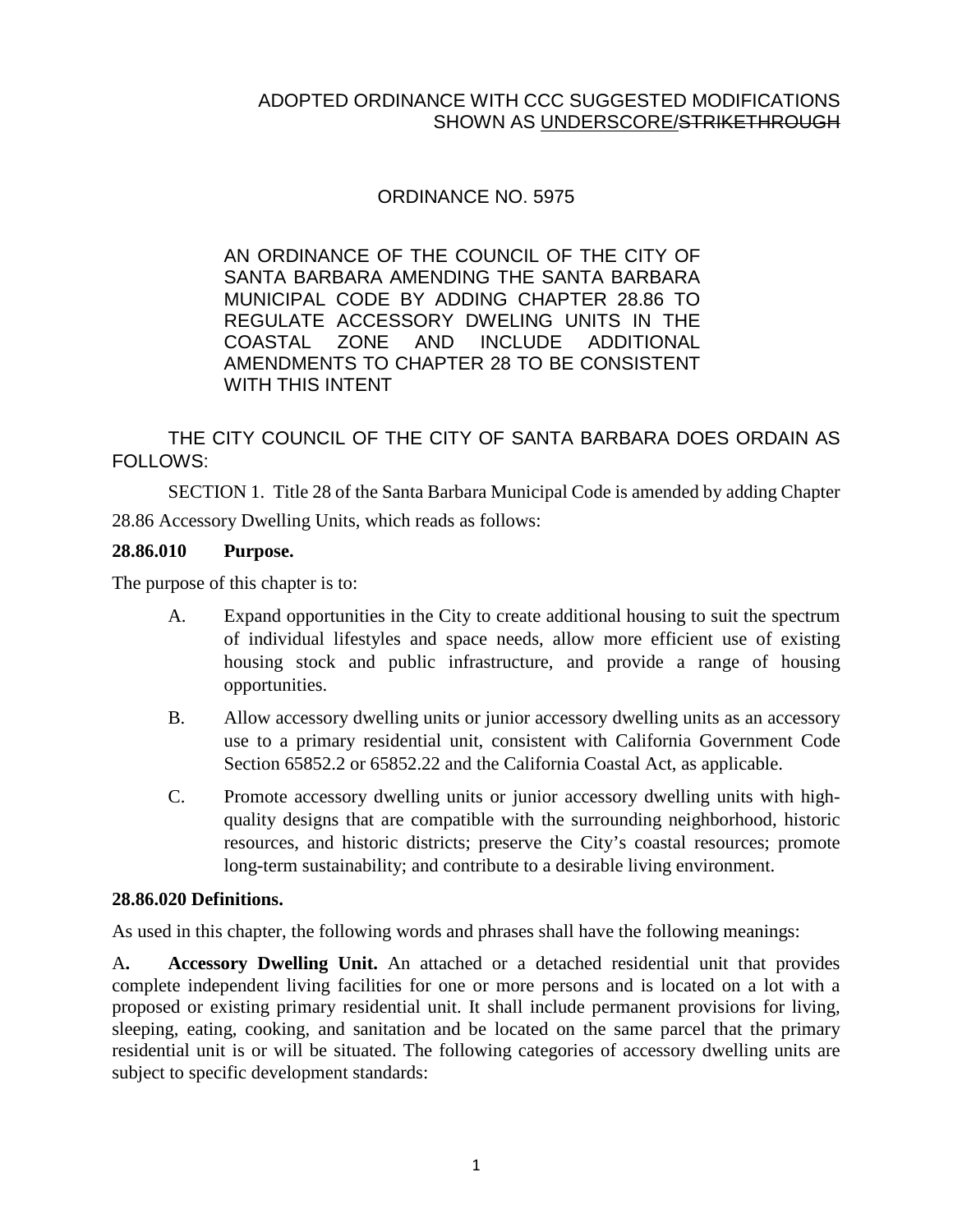ADOPTED ORDINANCE WITH CCC SUGGESTED MODIFICATIONS SHOWN AS UNDERSCORE/~~STRIKETHROUGH~~

ORDINANCE NO. 5975

AN ORDINANCE OF THE COUNCIL OF THE CITY OF SANTA BARBARA AMENDING THE SANTA BARBARA MUNICIPAL CODE BY ADDING CHAPTER 28.86 TO REGULATE ACCESSORY DWELING UNITS IN THE COASTAL ZONE AND INCLUDE ADDITIONAL AMENDMENTS TO CHAPTER 28 TO BE CONSISTENT WITH THIS INTENT

THE CITY COUNCIL OF THE CITY OF SANTA BARBARA DOES ORDAIN AS FOLLOWS:

SECTION 1. Title 28 of the Santa Barbara Municipal Code is amended by adding Chapter 28.86 Accessory Dwelling Units, which reads as follows:

**28.86.010 Purpose.**

The purpose of this chapter is to:

A. Expand opportunities in the City to create additional housing to suit the spectrum of individual lifestyles and space needs, allow more efficient use of existing housing stock and public infrastructure, and provide a range of housing opportunities.

B. Allow accessory dwelling units or junior accessory dwelling units as an accessory use to a primary residential unit, consistent with California Government Code Section 65852.2 or 65852.22 and the California Coastal Act, as applicable.

C. Promote accessory dwelling units or junior accessory dwelling units with high-quality designs that are compatible with the surrounding neighborhood, historic resources, and historic districts; preserve the City's coastal resources; promote long-term sustainability; and contribute to a desirable living environment.

**28.86.020 Definitions.**

As used in this chapter, the following words and phrases shall have the following meanings:

A**.** **Accessory Dwelling Unit.** An attached or a detached residential unit that provides complete independent living facilities for one or more persons and is located on a lot with a proposed or existing primary residential unit. It shall include permanent provisions for living, sleeping, eating, cooking, and sanitation and be located on the same parcel that the primary residential unit is or will be situated. The following categories of accessory dwelling units are subject to specific development standards: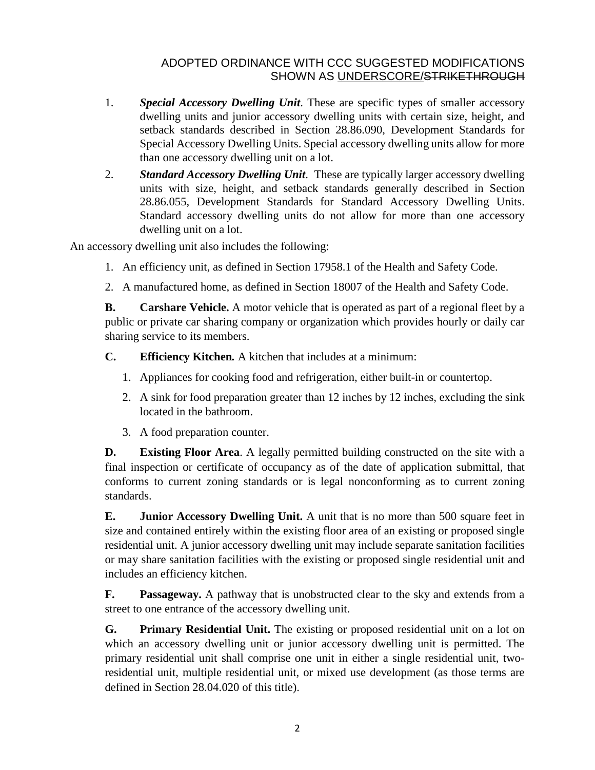1. ***Special Accessory Dwelling Unit*.** These are specific types of smaller accessory dwelling units and junior accessory dwelling units with certain size, height, and setback standards described in Section 28.86.090, Development Standards for Special Accessory Dwelling Units. Special accessory dwelling units allow for more than one accessory dwelling unit on a lot.
2. ***Standard Accessory Dwelling Unit*.** These are typically larger accessory dwelling units with size, height, and setback standards generally described in Section 28.86.055, Development Standards for Standard Accessory Dwelling Units. Standard accessory dwelling units do not allow for more than one accessory dwelling unit on a lot.

An accessory dwelling unit also includes the following:

1. An efficiency unit, as defined in Section 17958.1 of the Health and Safety Code.
2. A manufactured home, as defined in Section 18007 of the Health and Safety Code.

**B. Carshare Vehicle.** A motor vehicle that is operated as part of a regional fleet by a public or private car sharing company or organization which provides hourly or daily car sharing service to its members.

**C. Efficiency Kitchen.** A kitchen that includes at a minimum:

1. Appliances for cooking food and refrigeration, either built-in or countertop.
2. A sink for food preparation greater than 12 inches by 12 inches, excluding the sink located in the bathroom.
3. A food preparation counter.

**D. Existing Floor Area**. A legally permitted building constructed on the site with a final inspection or certificate of occupancy as of the date of application submittal, that conforms to current zoning standards or is legal nonconforming as to current zoning standards.

**E. Junior Accessory Dwelling Unit.** A unit that is no more than 500 square feet in size and contained entirely within the existing floor area of an existing or proposed single residential unit. A junior accessory dwelling unit may include separate sanitation facilities or may share sanitation facilities with the existing or proposed single residential unit and includes an efficiency kitchen.

**F. Passageway.** A pathway that is unobstructed clear to the sky and extends from a street to one entrance of the accessory dwelling unit.

**G. Primary Residential Unit.** The existing or proposed residential unit on a lot on which an accessory dwelling unit or junior accessory dwelling unit is permitted. The primary residential unit shall comprise one unit in either a single residential unit, two-residential unit, multiple residential unit, or mixed use development (as those terms are defined in Section 28.04.020 of this title).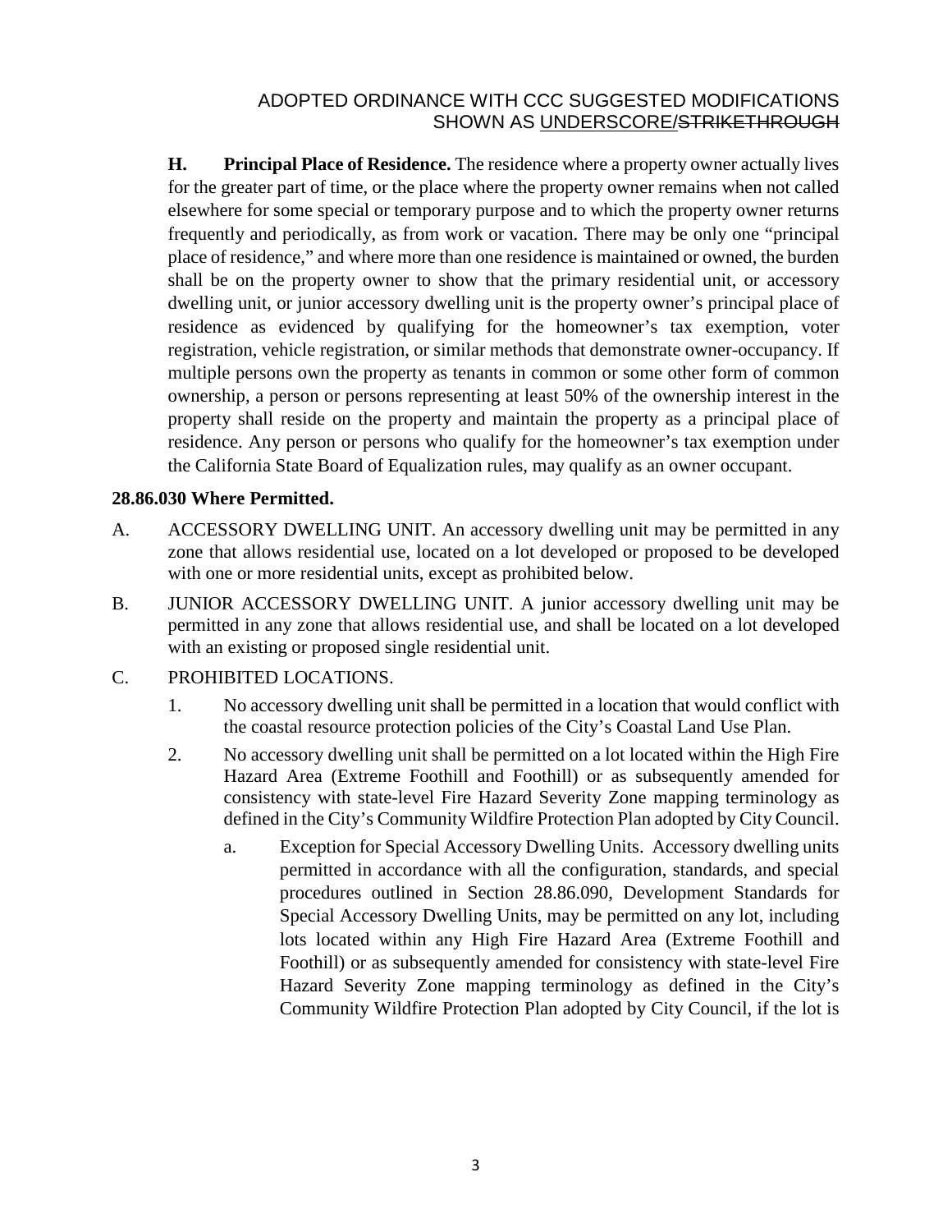**H. Principal Place of Residence.** The residence where a property owner actually lives for the greater part of time, or the place where the property owner remains when not called elsewhere for some special or temporary purpose and to which the property owner returns frequently and periodically, as from work or vacation. There may be only one "principal place of residence," and where more than one residence is maintained or owned, the burden shall be on the property owner to show that the primary residential unit, or accessory dwelling unit, or junior accessory dwelling unit is the property owner's principal place of residence as evidenced by qualifying for the homeowner's tax exemption, voter registration, vehicle registration, or similar methods that demonstrate owner-occupancy. If multiple persons own the property as tenants in common or some other form of common ownership, a person or persons representing at least 50% of the ownership interest in the property shall reside on the property and maintain the property as a principal place of residence. Any person or persons who qualify for the homeowner's tax exemption under the California State Board of Equalization rules, may qualify as an owner occupant.

**28.86.030 Where Permitted.**

A. ACCESSORY DWELLING UNIT. An accessory dwelling unit may be permitted in any zone that allows residential use, located on a lot developed or proposed to be developed with one or more residential units, except as prohibited below.

B. JUNIOR ACCESSORY DWELLING UNIT. A junior accessory dwelling unit may be permitted in any zone that allows residential use, and shall be located on a lot developed with an existing or proposed single residential unit.

C. PROHIBITED LOCATIONS.

1. No accessory dwelling unit shall be permitted in a location that would conflict with the coastal resource protection policies of the City's Coastal Land Use Plan.

2. No accessory dwelling unit shall be permitted on a lot located within the High Fire Hazard Area (Extreme Foothill and Foothill) or as subsequently amended for consistency with state-level Fire Hazard Severity Zone mapping terminology as defined in the City's Community Wildfire Protection Plan adopted by City Council.

   a. Exception for Special Accessory Dwelling Units. Accessory dwelling units permitted in accordance with all the configuration, standards, and special procedures outlined in Section 28.86.090, Development Standards for Special Accessory Dwelling Units, may be permitted on any lot, including lots located within any High Fire Hazard Area (Extreme Foothill and Foothill) or as subsequently amended for consistency with state-level Fire Hazard Severity Zone mapping terminology as defined in the City's Community Wildfire Protection Plan adopted by City Council, if the lot is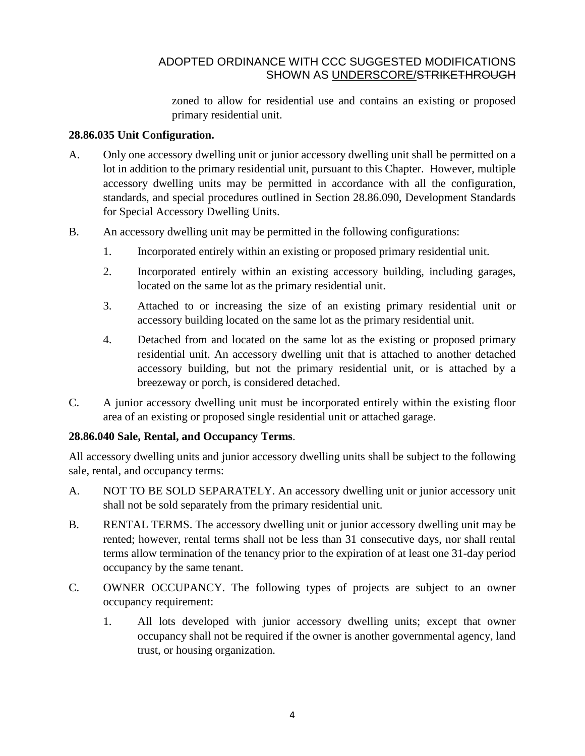zoned to allow for residential use and contains an existing or proposed primary residential unit.

**28.86.035 Unit Configuration.**

A. Only one accessory dwelling unit or junior accessory dwelling unit shall be permitted on a lot in addition to the primary residential unit, pursuant to this Chapter. However, multiple accessory dwelling units may be permitted in accordance with all the configuration, standards, and special procedures outlined in Section 28.86.090, Development Standards for Special Accessory Dwelling Units.

B. An accessory dwelling unit may be permitted in the following configurations:

   1. Incorporated entirely within an existing or proposed primary residential unit.

   2. Incorporated entirely within an existing accessory building, including garages, located on the same lot as the primary residential unit.

   3. Attached to or increasing the size of an existing primary residential unit or accessory building located on the same lot as the primary residential unit.

   4. Detached from and located on the same lot as the existing or proposed primary residential unit. An accessory dwelling unit that is attached to another detached accessory building, but not the primary residential unit, or is attached by a breezeway or porch, is considered detached.

C. A junior accessory dwelling unit must be incorporated entirely within the existing floor area of an existing or proposed single residential unit or attached garage.

**28.86.040 Sale, Rental, and Occupancy Terms**.

All accessory dwelling units and junior accessory dwelling units shall be subject to the following sale, rental, and occupancy terms:

A. NOT TO BE SOLD SEPARATELY. An accessory dwelling unit or junior accessory unit shall not be sold separately from the primary residential unit.

B. RENTAL TERMS. The accessory dwelling unit or junior accessory dwelling unit may be rented; however, rental terms shall not be less than 31 consecutive days, nor shall rental terms allow termination of the tenancy prior to the expiration of at least one 31-day period occupancy by the same tenant.

C. OWNER OCCUPANCY. The following types of projects are subject to an owner occupancy requirement:

   1. All lots developed with junior accessory dwelling units; except that owner occupancy shall not be required if the owner is another governmental agency, land trust, or housing organization.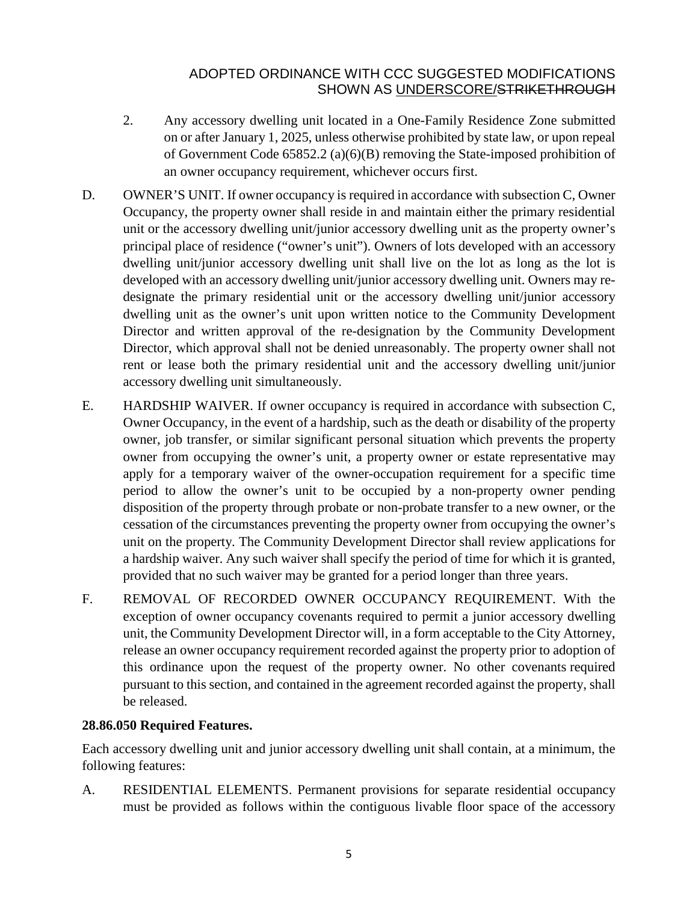2. Any accessory dwelling unit located in a One-Family Residence Zone submitted on or after January 1, 2025, unless otherwise prohibited by state law, or upon repeal of Government Code 65852.2 (a)(6)(B) removing the State-imposed prohibition of an owner occupancy requirement, whichever occurs first.

D. OWNER'S UNIT. If owner occupancy is required in accordance with subsection C, Owner Occupancy, the property owner shall reside in and maintain either the primary residential unit or the accessory dwelling unit/junior accessory dwelling unit as the property owner's principal place of residence ("owner's unit"). Owners of lots developed with an accessory dwelling unit/junior accessory dwelling unit shall live on the lot as long as the lot is developed with an accessory dwelling unit/junior accessory dwelling unit. Owners may re-designate the primary residential unit or the accessory dwelling unit/junior accessory dwelling unit as the owner's unit upon written notice to the Community Development Director and written approval of the re-designation by the Community Development Director, which approval shall not be denied unreasonably. The property owner shall not rent or lease both the primary residential unit and the accessory dwelling unit/junior accessory dwelling unit simultaneously.

E. HARDSHIP WAIVER. If owner occupancy is required in accordance with subsection C, Owner Occupancy, in the event of a hardship, such as the death or disability of the property owner, job transfer, or similar significant personal situation which prevents the property owner from occupying the owner's unit, a property owner or estate representative may apply for a temporary waiver of the owner-occupation requirement for a specific time period to allow the owner's unit to be occupied by a non-property owner pending disposition of the property through probate or non-probate transfer to a new owner, or the cessation of the circumstances preventing the property owner from occupying the owner's unit on the property. The Community Development Director shall review applications for a hardship waiver. Any such waiver shall specify the period of time for which it is granted, provided that no such waiver may be granted for a period longer than three years.

F. REMOVAL OF RECORDED OWNER OCCUPANCY REQUIREMENT. With the exception of owner occupancy covenants required to permit a junior accessory dwelling unit, the Community Development Director will, in a form acceptable to the City Attorney, release an owner occupancy requirement recorded against the property prior to adoption of this ordinance upon the request of the property owner. No other covenants required pursuant to this section, and contained in the agreement recorded against the property, shall be released.

**28.86.050 Required Features.**

Each accessory dwelling unit and junior accessory dwelling unit shall contain, at a minimum, the following features:

A. RESIDENTIAL ELEMENTS. Permanent provisions for separate residential occupancy must be provided as follows within the contiguous livable floor space of the accessory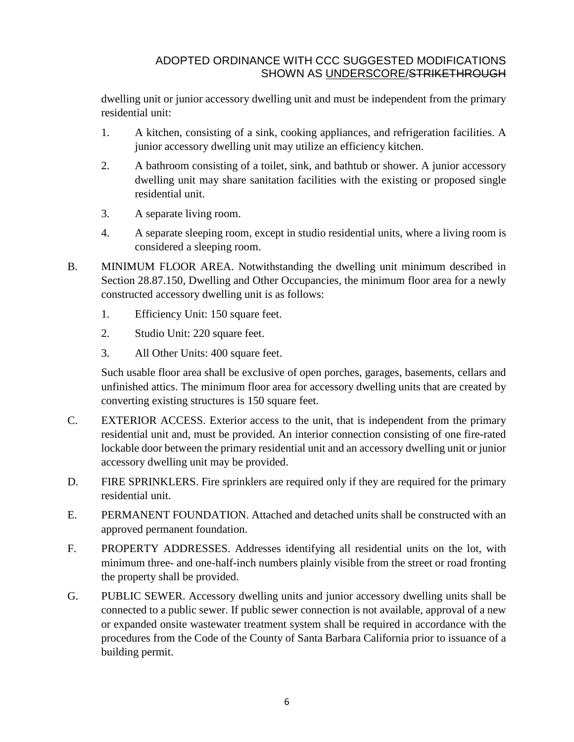dwelling unit or junior accessory dwelling unit and must be independent from the primary residential unit:

1. A kitchen, consisting of a sink, cooking appliances, and refrigeration facilities. A junior accessory dwelling unit may utilize an efficiency kitchen.
2. A bathroom consisting of a toilet, sink, and bathtub or shower. A junior accessory dwelling unit may share sanitation facilities with the existing or proposed single residential unit.
3. A separate living room.
4. A separate sleeping room, except in studio residential units, where a living room is considered a sleeping room.

B. MINIMUM FLOOR AREA. Notwithstanding the dwelling unit minimum described in Section 28.87.150, Dwelling and Other Occupancies, the minimum floor area for a newly constructed accessory dwelling unit is as follows:

1. Efficiency Unit: 150 square feet.
2. Studio Unit: 220 square feet.
3. All Other Units: 400 square feet.

Such usable floor area shall be exclusive of open porches, garages, basements, cellars and unfinished attics. The minimum floor area for accessory dwelling units that are created by converting existing structures is 150 square feet.

C. EXTERIOR ACCESS. Exterior access to the unit, that is independent from the primary residential unit and, must be provided. An interior connection consisting of one fire-rated lockable door between the primary residential unit and an accessory dwelling unit or junior accessory dwelling unit may be provided.

D. FIRE SPRINKLERS. Fire sprinklers are required only if they are required for the primary residential unit.

E. PERMANENT FOUNDATION. Attached and detached units shall be constructed with an approved permanent foundation.

F. PROPERTY ADDRESSES. Addresses identifying all residential units on the lot, with minimum three- and one-half-inch numbers plainly visible from the street or road fronting the property shall be provided.

G. PUBLIC SEWER. Accessory dwelling units and junior accessory dwelling units shall be connected to a public sewer. If public sewer connection is not available, approval of a new or expanded onsite wastewater treatment system shall be required in accordance with the procedures from the Code of the County of Santa Barbara California prior to issuance of a building permit.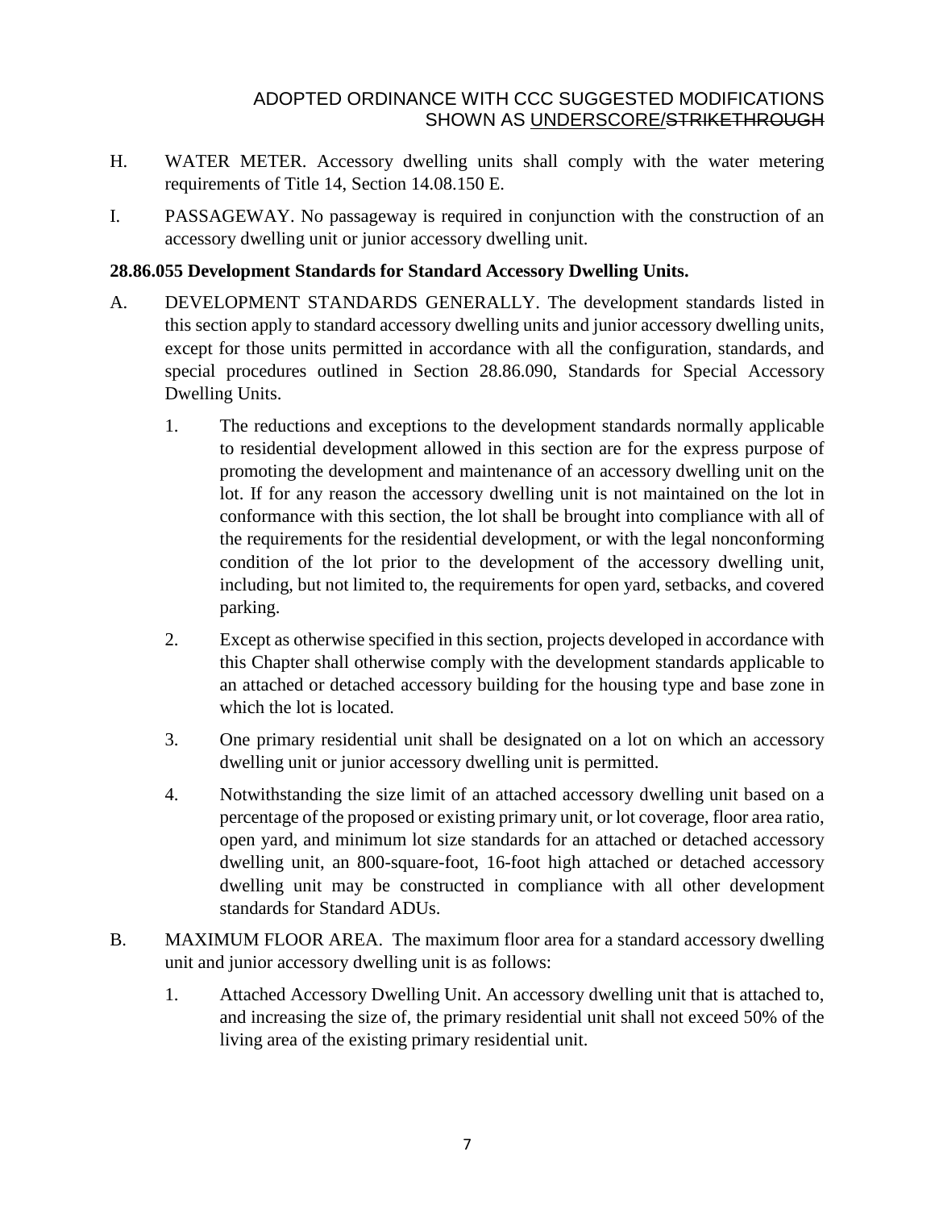H. WATER METER. Accessory dwelling units shall comply with the water metering requirements of Title 14, Section 14.08.150 E.

I. PASSAGEWAY. No passageway is required in conjunction with the construction of an accessory dwelling unit or junior accessory dwelling unit.

**28.86.055 Development Standards for Standard Accessory Dwelling Units.**

A. DEVELOPMENT STANDARDS GENERALLY. The development standards listed in this section apply to standard accessory dwelling units and junior accessory dwelling units, except for those units permitted in accordance with all the configuration, standards, and special procedures outlined in Section 28.86.090, Standards for Special Accessory Dwelling Units.

1. The reductions and exceptions to the development standards normally applicable to residential development allowed in this section are for the express purpose of promoting the development and maintenance of an accessory dwelling unit on the lot. If for any reason the accessory dwelling unit is not maintained on the lot in conformance with this section, the lot shall be brought into compliance with all of the requirements for the residential development, or with the legal nonconforming condition of the lot prior to the development of the accessory dwelling unit, including, but not limited to, the requirements for open yard, setbacks, and covered parking.

2. Except as otherwise specified in this section, projects developed in accordance with this Chapter shall otherwise comply with the development standards applicable to an attached or detached accessory building for the housing type and base zone in which the lot is located.

3. One primary residential unit shall be designated on a lot on which an accessory dwelling unit or junior accessory dwelling unit is permitted.

4. Notwithstanding the size limit of an attached accessory dwelling unit based on a percentage of the proposed or existing primary unit, or lot coverage, floor area ratio, open yard, and minimum lot size standards for an attached or detached accessory dwelling unit, an 800-square-foot, 16-foot high attached or detached accessory dwelling unit may be constructed in compliance with all other development standards for Standard ADUs.

B. MAXIMUM FLOOR AREA. The maximum floor area for a standard accessory dwelling unit and junior accessory dwelling unit is as follows:

1. Attached Accessory Dwelling Unit. An accessory dwelling unit that is attached to, and increasing the size of, the primary residential unit shall not exceed 50% of the living area of the existing primary residential unit.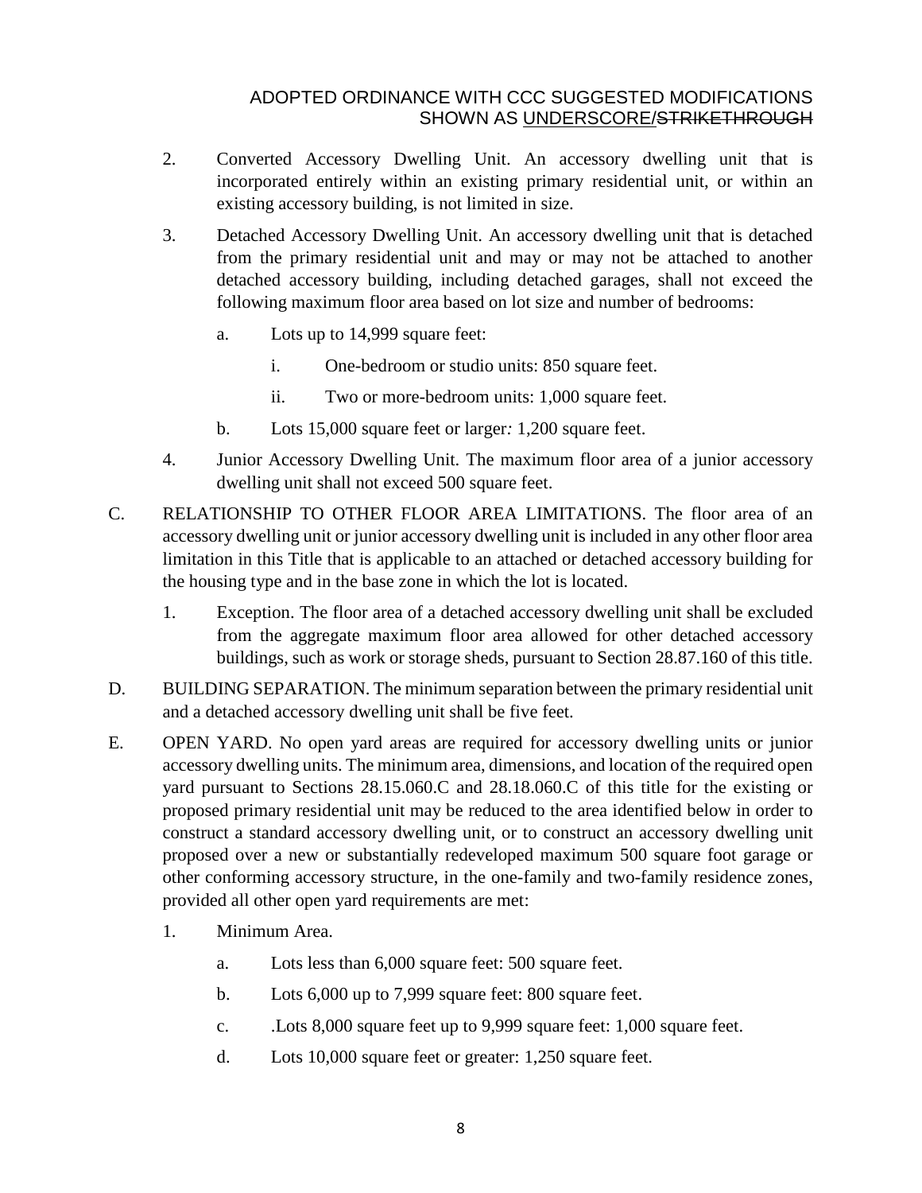2. Converted Accessory Dwelling Unit. An accessory dwelling unit that is incorporated entirely within an existing primary residential unit, or within an existing accessory building, is not limited in size.

3. Detached Accessory Dwelling Unit. An accessory dwelling unit that is detached from the primary residential unit and may or may not be attached to another detached accessory building, including detached garages, shall not exceed the following maximum floor area based on lot size and number of bedrooms:

   a. Lots up to 14,999 square feet:

      i. One-bedroom or studio units: 850 square feet.

      ii. Two or more-bedroom units: 1,000 square feet.

   b. Lots 15,000 square feet or larger*:* 1,200 square feet.

4. Junior Accessory Dwelling Unit. The maximum floor area of a junior accessory dwelling unit shall not exceed 500 square feet.

C. RELATIONSHIP TO OTHER FLOOR AREA LIMITATIONS. The floor area of an accessory dwelling unit or junior accessory dwelling unit is included in any other floor area limitation in this Title that is applicable to an attached or detached accessory building for the housing type and in the base zone in which the lot is located.

   1. Exception. The floor area of a detached accessory dwelling unit shall be excluded from the aggregate maximum floor area allowed for other detached accessory buildings, such as work or storage sheds, pursuant to Section 28.87.160 of this title.

D. BUILDING SEPARATION. The minimum separation between the primary residential unit and a detached accessory dwelling unit shall be five feet.

E. OPEN YARD. No open yard areas are required for accessory dwelling units or junior accessory dwelling units. The minimum area, dimensions, and location of the required open yard pursuant to Sections 28.15.060.C and 28.18.060.C of this title for the existing or proposed primary residential unit may be reduced to the area identified below in order to construct a standard accessory dwelling unit, or to construct an accessory dwelling unit proposed over a new or substantially redeveloped maximum 500 square foot garage or other conforming accessory structure, in the one-family and two-family residence zones, provided all other open yard requirements are met:

   1. Minimum Area.

      a. Lots less than 6,000 square feet: 500 square feet.

      b. Lots 6,000 up to 7,999 square feet: 800 square feet.

      c. .Lots 8,000 square feet up to 9,999 square feet: 1,000 square feet.

      d. Lots 10,000 square feet or greater: 1,250 square feet.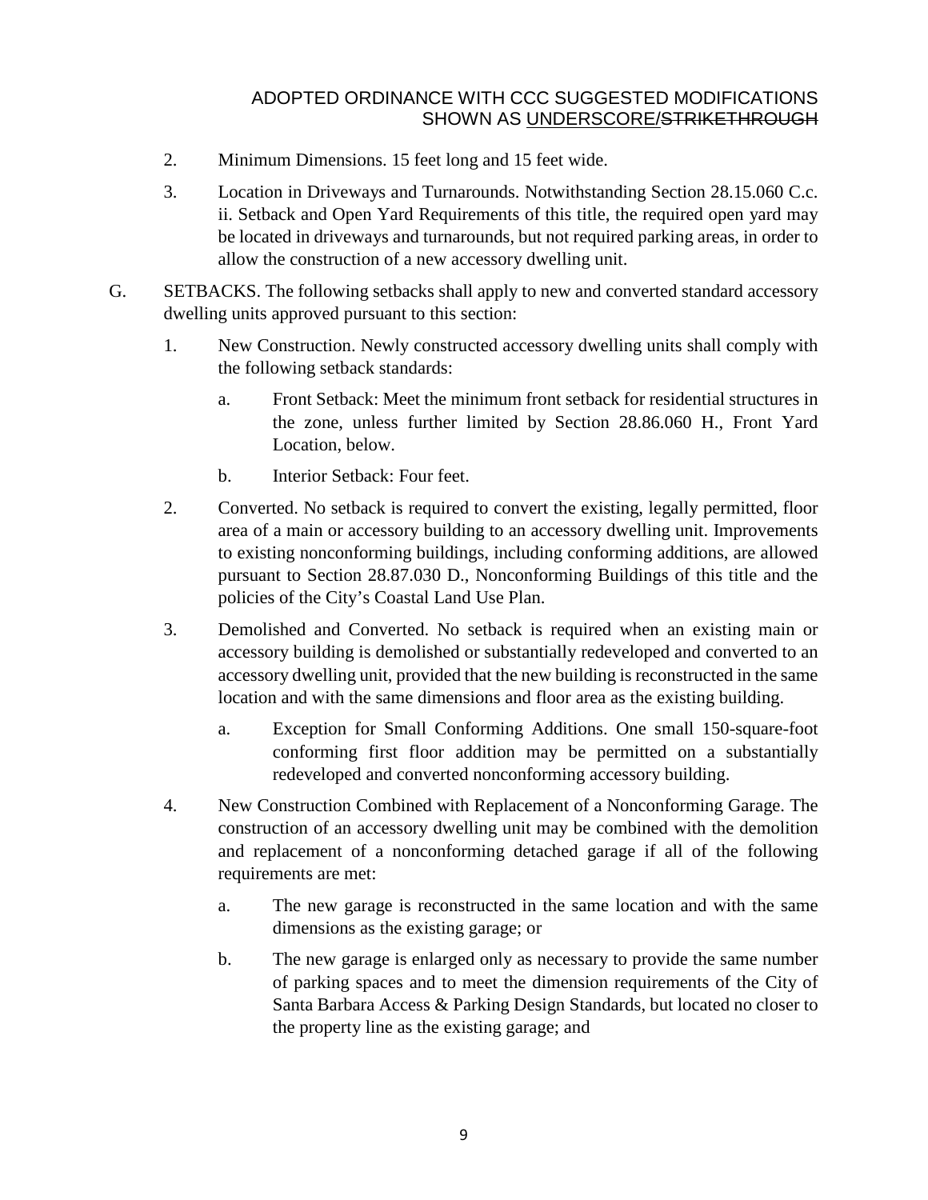2. Minimum Dimensions. 15 feet long and 15 feet wide.

3. Location in Driveways and Turnarounds. Notwithstanding Section 28.15.060 C.c. ii. Setback and Open Yard Requirements of this title, the required open yard may be located in driveways and turnarounds, but not required parking areas, in order to allow the construction of a new accessory dwelling unit.

G. SETBACKS. The following setbacks shall apply to new and converted standard accessory dwelling units approved pursuant to this section:

1. New Construction. Newly constructed accessory dwelling units shall comply with the following setback standards:

   a. Front Setback: Meet the minimum front setback for residential structures in the zone, unless further limited by Section 28.86.060 H., Front Yard Location, below.

   b. Interior Setback: Four feet.

2. Converted. No setback is required to convert the existing, legally permitted, floor area of a main or accessory building to an accessory dwelling unit. Improvements to existing nonconforming buildings, including conforming additions, are allowed pursuant to Section 28.87.030 D., Nonconforming Buildings of this title and the policies of the City's Coastal Land Use Plan.

3. Demolished and Converted. No setback is required when an existing main or accessory building is demolished or substantially redeveloped and converted to an accessory dwelling unit, provided that the new building is reconstructed in the same location and with the same dimensions and floor area as the existing building.

   a. Exception for Small Conforming Additions. One small 150-square-foot conforming first floor addition may be permitted on a substantially redeveloped and converted nonconforming accessory building.

4. New Construction Combined with Replacement of a Nonconforming Garage. The construction of an accessory dwelling unit may be combined with the demolition and replacement of a nonconforming detached garage if all of the following requirements are met:

   a. The new garage is reconstructed in the same location and with the same dimensions as the existing garage; or

   b. The new garage is enlarged only as necessary to provide the same number of parking spaces and to meet the dimension requirements of the City of Santa Barbara Access & Parking Design Standards, but located no closer to the property line as the existing garage; and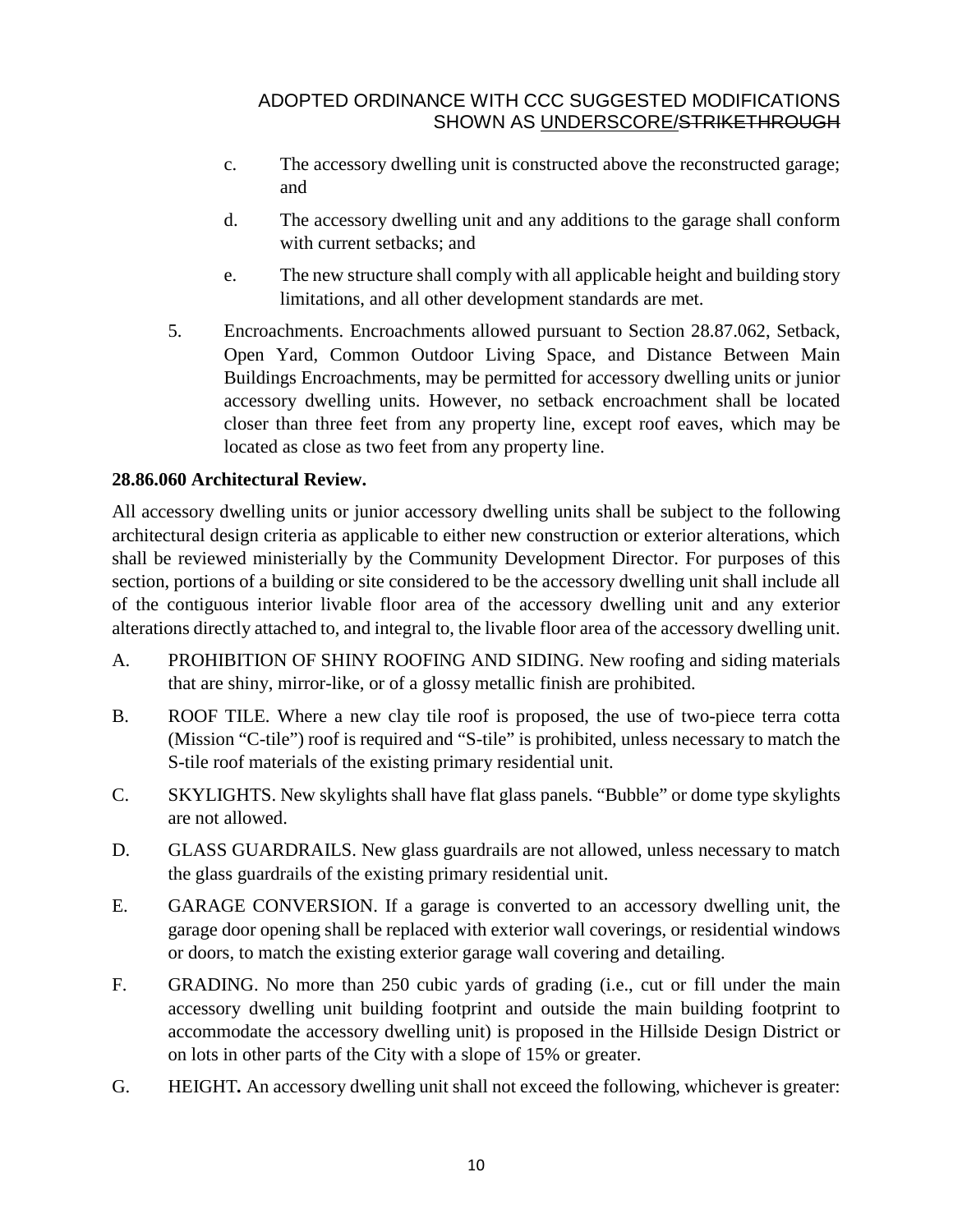c. The accessory dwelling unit is constructed above the reconstructed garage; and

d. The accessory dwelling unit and any additions to the garage shall conform with current setbacks; and

e. The new structure shall comply with all applicable height and building story limitations, and all other development standards are met.

5. Encroachments. Encroachments allowed pursuant to Section 28.87.062, Setback, Open Yard, Common Outdoor Living Space, and Distance Between Main Buildings Encroachments, may be permitted for accessory dwelling units or junior accessory dwelling units. However, no setback encroachment shall be located closer than three feet from any property line, except roof eaves, which may be located as close as two feet from any property line.

**28.86.060 Architectural Review.**

All accessory dwelling units or junior accessory dwelling units shall be subject to the following architectural design criteria as applicable to either new construction or exterior alterations, which shall be reviewed ministerially by the Community Development Director. For purposes of this section, portions of a building or site considered to be the accessory dwelling unit shall include all of the contiguous interior livable floor area of the accessory dwelling unit and any exterior alterations directly attached to, and integral to, the livable floor area of the accessory dwelling unit.

A. PROHIBITION OF SHINY ROOFING AND SIDING. New roofing and siding materials that are shiny, mirror-like, or of a glossy metallic finish are prohibited.

B. ROOF TILE. Where a new clay tile roof is proposed, the use of two-piece terra cotta (Mission "C-tile") roof is required and "S-tile" is prohibited, unless necessary to match the S-tile roof materials of the existing primary residential unit.

C. SKYLIGHTS. New skylights shall have flat glass panels. "Bubble" or dome type skylights are not allowed.

D. GLASS GUARDRAILS. New glass guardrails are not allowed, unless necessary to match the glass guardrails of the existing primary residential unit.

E. GARAGE CONVERSION. If a garage is converted to an accessory dwelling unit, the garage door opening shall be replaced with exterior wall coverings, or residential windows or doors, to match the existing exterior garage wall covering and detailing.

F. GRADING. No more than 250 cubic yards of grading (i.e., cut or fill under the main accessory dwelling unit building footprint and outside the main building footprint to accommodate the accessory dwelling unit) is proposed in the Hillside Design District or on lots in other parts of the City with a slope of 15% or greater.

G. HEIGHT**.** An accessory dwelling unit shall not exceed the following, whichever is greater: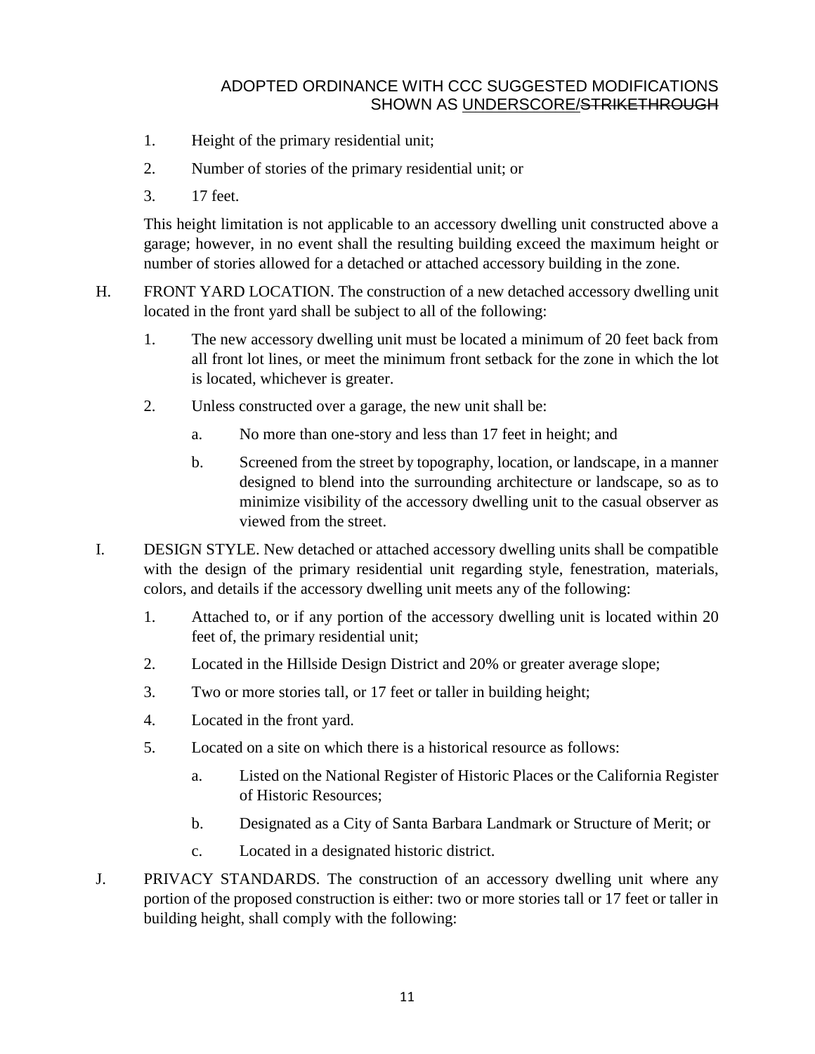1. Height of the primary residential unit;
2. Number of stories of the primary residential unit; or
3. 17 feet.

This height limitation is not applicable to an accessory dwelling unit constructed above a garage; however, in no event shall the resulting building exceed the maximum height or number of stories allowed for a detached or attached accessory building in the zone.

H. FRONT YARD LOCATION. The construction of a new detached accessory dwelling unit located in the front yard shall be subject to all of the following:

1. The new accessory dwelling unit must be located a minimum of 20 feet back from all front lot lines, or meet the minimum front setback for the zone in which the lot is located, whichever is greater.
2. Unless constructed over a garage, the new unit shall be:
   a. No more than one-story and less than 17 feet in height; and
   b. Screened from the street by topography, location, or landscape, in a manner designed to blend into the surrounding architecture or landscape, so as to minimize visibility of the accessory dwelling unit to the casual observer as viewed from the street.

I. DESIGN STYLE. New detached or attached accessory dwelling units shall be compatible with the design of the primary residential unit regarding style, fenestration, materials, colors, and details if the accessory dwelling unit meets any of the following:

1. Attached to, or if any portion of the accessory dwelling unit is located within 20 feet of, the primary residential unit;
2. Located in the Hillside Design District and 20% or greater average slope;
3. Two or more stories tall, or 17 feet or taller in building height;
4. Located in the front yard.
5. Located on a site on which there is a historical resource as follows:
   a. Listed on the National Register of Historic Places or the California Register of Historic Resources;
   b. Designated as a City of Santa Barbara Landmark or Structure of Merit; or
   c. Located in a designated historic district.

J. PRIVACY STANDARDS. The construction of an accessory dwelling unit where any portion of the proposed construction is either: two or more stories tall or 17 feet or taller in building height, shall comply with the following: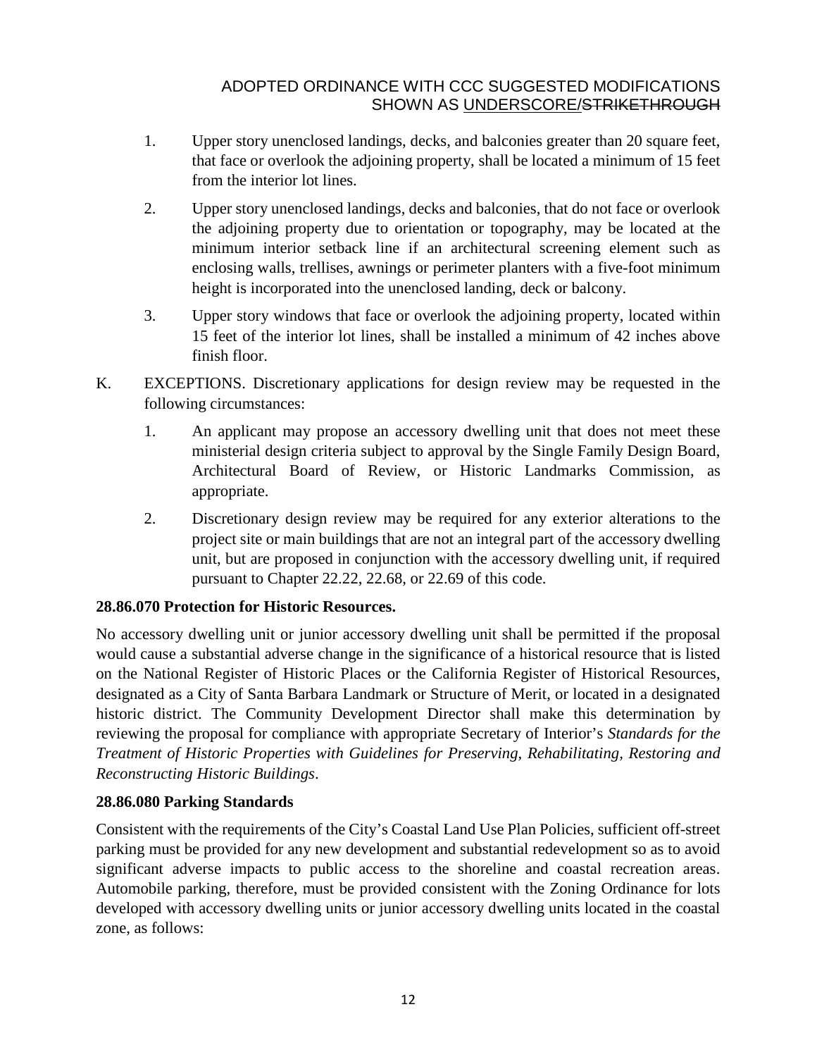1. Upper story unenclosed landings, decks, and balconies greater than 20 square feet, that face or overlook the adjoining property, shall be located a minimum of 15 feet from the interior lot lines.

2. Upper story unenclosed landings, decks and balconies, that do not face or overlook the adjoining property due to orientation or topography, may be located at the minimum interior setback line if an architectural screening element such as enclosing walls, trellises, awnings or perimeter planters with a five-foot minimum height is incorporated into the unenclosed landing, deck or balcony.

3. Upper story windows that face or overlook the adjoining property, located within 15 feet of the interior lot lines, shall be installed a minimum of 42 inches above finish floor.

K. EXCEPTIONS. Discretionary applications for design review may be requested in the following circumstances:

1. An applicant may propose an accessory dwelling unit that does not meet these ministerial design criteria subject to approval by the Single Family Design Board, Architectural Board of Review, or Historic Landmarks Commission, as appropriate.

2. Discretionary design review may be required for any exterior alterations to the project site or main buildings that are not an integral part of the accessory dwelling unit, but are proposed in conjunction with the accessory dwelling unit, if required pursuant to Chapter 22.22, 22.68, or 22.69 of this code.

**28.86.070 Protection for Historic Resources.**

No accessory dwelling unit or junior accessory dwelling unit shall be permitted if the proposal would cause a substantial adverse change in the significance of a historical resource that is listed on the National Register of Historic Places or the California Register of Historical Resources, designated as a City of Santa Barbara Landmark or Structure of Merit, or located in a designated historic district. The Community Development Director shall make this determination by reviewing the proposal for compliance with appropriate Secretary of Interior's *Standards for the Treatment of Historic Properties with Guidelines for Preserving, Rehabilitating, Restoring and Reconstructing Historic Buildings*.

**28.86.080 Parking Standards**

Consistent with the requirements of the City's Coastal Land Use Plan Policies, sufficient off-street parking must be provided for any new development and substantial redevelopment so as to avoid significant adverse impacts to public access to the shoreline and coastal recreation areas. Automobile parking, therefore, must be provided consistent with the Zoning Ordinance for lots developed with accessory dwelling units or junior accessory dwelling units located in the coastal zone, as follows: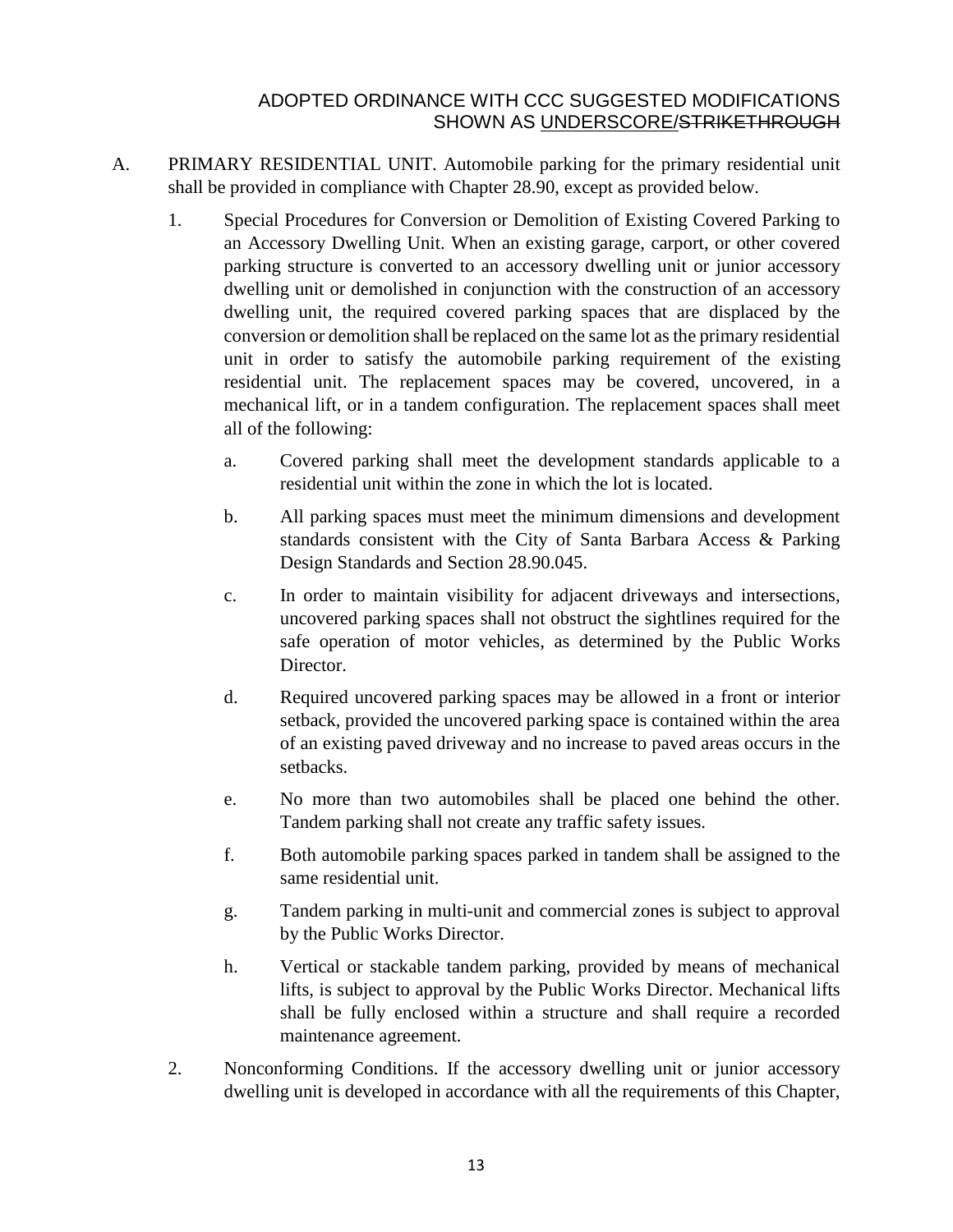ADOPTED ORDINANCE WITH CCC SUGGESTED MODIFICATIONS SHOWN AS <u>UNDERSCORE</u>/~~STRIKETHROUGH~~

A. PRIMARY RESIDENTIAL UNIT. Automobile parking for the primary residential unit shall be provided in compliance with Chapter 28.90, except as provided below.

1. Special Procedures for Conversion or Demolition of Existing Covered Parking to an Accessory Dwelling Unit. When an existing garage, carport, or other covered parking structure is converted to an accessory dwelling unit or junior accessory dwelling unit or demolished in conjunction with the construction of an accessory dwelling unit, the required covered parking spaces that are displaced by the conversion or demolition shall be replaced on the same lot as the primary residential unit in order to satisfy the automobile parking requirement of the existing residential unit. The replacement spaces may be covered, uncovered, in a mechanical lift, or in a tandem configuration. The replacement spaces shall meet all of the following:

   a. Covered parking shall meet the development standards applicable to a residential unit within the zone in which the lot is located.

   b. All parking spaces must meet the minimum dimensions and development standards consistent with the City of Santa Barbara Access & Parking Design Standards and Section 28.90.045.

   c. In order to maintain visibility for adjacent driveways and intersections, uncovered parking spaces shall not obstruct the sightlines required for the safe operation of motor vehicles, as determined by the Public Works Director.

   d. Required uncovered parking spaces may be allowed in a front or interior setback, provided the uncovered parking space is contained within the area of an existing paved driveway and no increase to paved areas occurs in the setbacks.

   e. No more than two automobiles shall be placed one behind the other. Tandem parking shall not create any traffic safety issues.

   f. Both automobile parking spaces parked in tandem shall be assigned to the same residential unit.

   g. Tandem parking in multi-unit and commercial zones is subject to approval by the Public Works Director.

   h. Vertical or stackable tandem parking, provided by means of mechanical lifts, is subject to approval by the Public Works Director. Mechanical lifts shall be fully enclosed within a structure and shall require a recorded maintenance agreement.

2. Nonconforming Conditions. If the accessory dwelling unit or junior accessory dwelling unit is developed in accordance with all the requirements of this Chapter,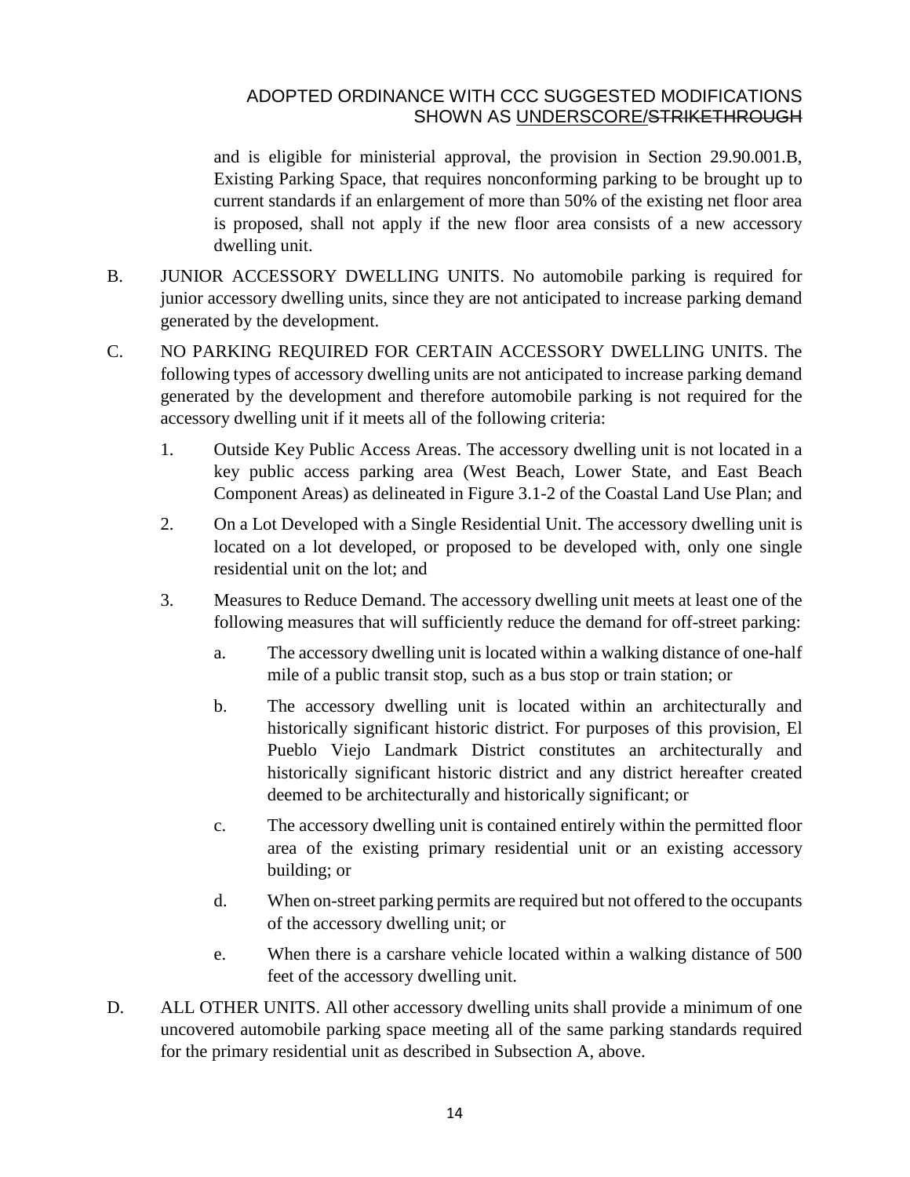and is eligible for ministerial approval, the provision in Section 29.90.001.B, Existing Parking Space, that requires nonconforming parking to be brought up to current standards if an enlargement of more than 50% of the existing net floor area is proposed, shall not apply if the new floor area consists of a new accessory dwelling unit.

B. JUNIOR ACCESSORY DWELLING UNITS. No automobile parking is required for junior accessory dwelling units, since they are not anticipated to increase parking demand generated by the development.

C. NO PARKING REQUIRED FOR CERTAIN ACCESSORY DWELLING UNITS. The following types of accessory dwelling units are not anticipated to increase parking demand generated by the development and therefore automobile parking is not required for the accessory dwelling unit if it meets all of the following criteria:

   1. Outside Key Public Access Areas. The accessory dwelling unit is not located in a key public access parking area (West Beach, Lower State, and East Beach Component Areas) as delineated in Figure 3.1-2 of the Coastal Land Use Plan; and

   2. On a Lot Developed with a Single Residential Unit. The accessory dwelling unit is located on a lot developed, or proposed to be developed with, only one single residential unit on the lot; and

   3. Measures to Reduce Demand. The accessory dwelling unit meets at least one of the following measures that will sufficiently reduce the demand for off-street parking:

      a. The accessory dwelling unit is located within a walking distance of one-half mile of a public transit stop, such as a bus stop or train station; or

      b. The accessory dwelling unit is located within an architecturally and historically significant historic district. For purposes of this provision, El Pueblo Viejo Landmark District constitutes an architecturally and historically significant historic district and any district hereafter created deemed to be architecturally and historically significant; or

      c. The accessory dwelling unit is contained entirely within the permitted floor area of the existing primary residential unit or an existing accessory building; or

      d. When on-street parking permits are required but not offered to the occupants of the accessory dwelling unit; or

      e. When there is a carshare vehicle located within a walking distance of 500 feet of the accessory dwelling unit.

D. ALL OTHER UNITS. All other accessory dwelling units shall provide a minimum of one uncovered automobile parking space meeting all of the same parking standards required for the primary residential unit as described in Subsection A, above.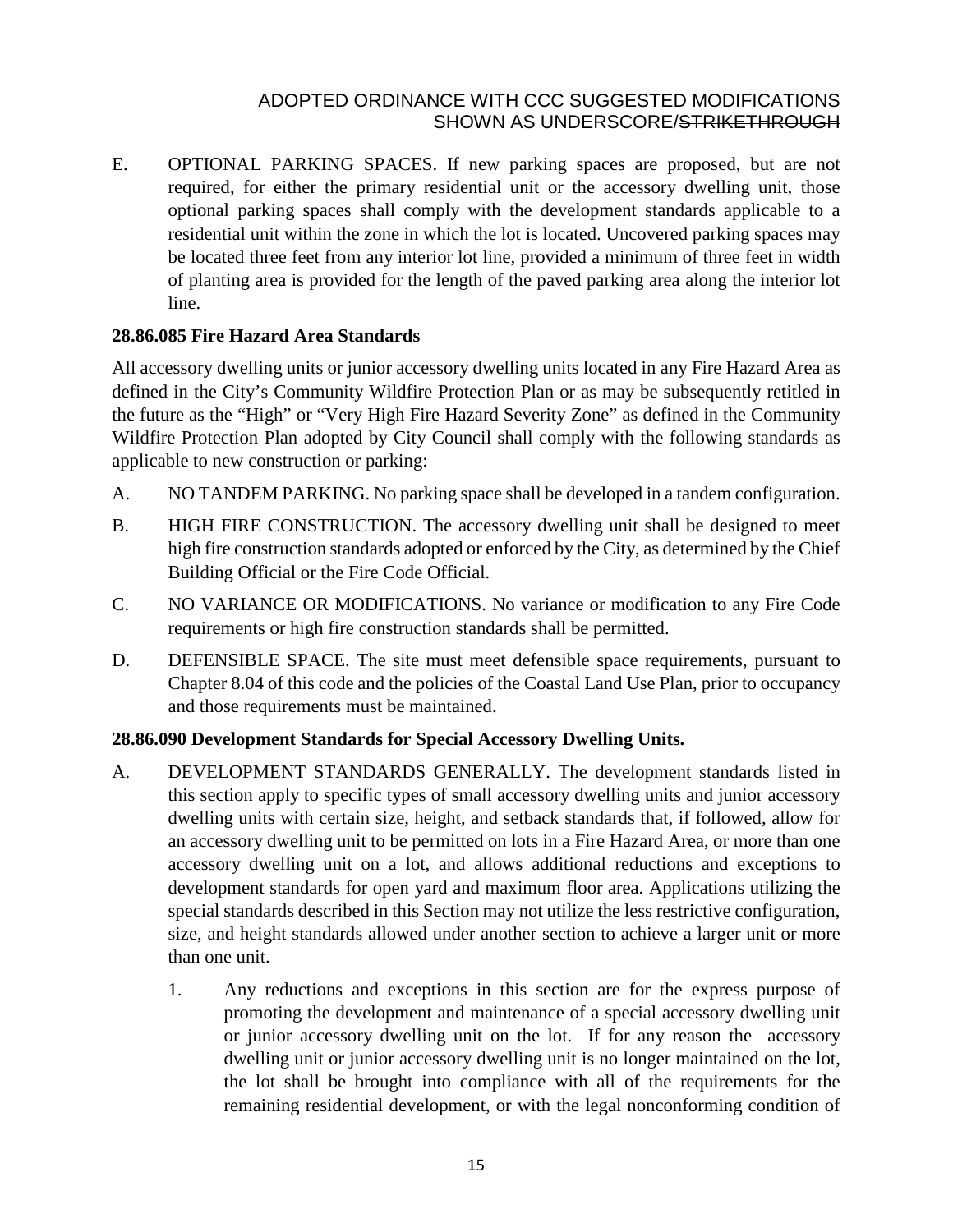E. OPTIONAL PARKING SPACES. If new parking spaces are proposed, but are not required, for either the primary residential unit or the accessory dwelling unit, those optional parking spaces shall comply with the development standards applicable to a residential unit within the zone in which the lot is located. Uncovered parking spaces may be located three feet from any interior lot line, provided a minimum of three feet in width of planting area is provided for the length of the paved parking area along the interior lot line.

**28.86.085 Fire Hazard Area Standards**

All accessory dwelling units or junior accessory dwelling units located in any Fire Hazard Area as defined in the City's Community Wildfire Protection Plan or as may be subsequently retitled in the future as the "High" or "Very High Fire Hazard Severity Zone" as defined in the Community Wildfire Protection Plan adopted by City Council shall comply with the following standards as applicable to new construction or parking:

A. NO TANDEM PARKING. No parking space shall be developed in a tandem configuration.

B. HIGH FIRE CONSTRUCTION. The accessory dwelling unit shall be designed to meet high fire construction standards adopted or enforced by the City, as determined by the Chief Building Official or the Fire Code Official.

C. NO VARIANCE OR MODIFICATIONS. No variance or modification to any Fire Code requirements or high fire construction standards shall be permitted.

D. DEFENSIBLE SPACE. The site must meet defensible space requirements, pursuant to Chapter 8.04 of this code and the policies of the Coastal Land Use Plan, prior to occupancy and those requirements must be maintained.

**28.86.090 Development Standards for Special Accessory Dwelling Units.**

A. DEVELOPMENT STANDARDS GENERALLY. The development standards listed in this section apply to specific types of small accessory dwelling units and junior accessory dwelling units with certain size, height, and setback standards that, if followed, allow for an accessory dwelling unit to be permitted on lots in a Fire Hazard Area, or more than one accessory dwelling unit on a lot, and allows additional reductions and exceptions to development standards for open yard and maximum floor area. Applications utilizing the special standards described in this Section may not utilize the less restrictive configuration, size, and height standards allowed under another section to achieve a larger unit or more than one unit.

   1. Any reductions and exceptions in this section are for the express purpose of promoting the development and maintenance of a special accessory dwelling unit or junior accessory dwelling unit on the lot. If for any reason the accessory dwelling unit or junior accessory dwelling unit is no longer maintained on the lot, the lot shall be brought into compliance with all of the requirements for the remaining residential development, or with the legal nonconforming condition of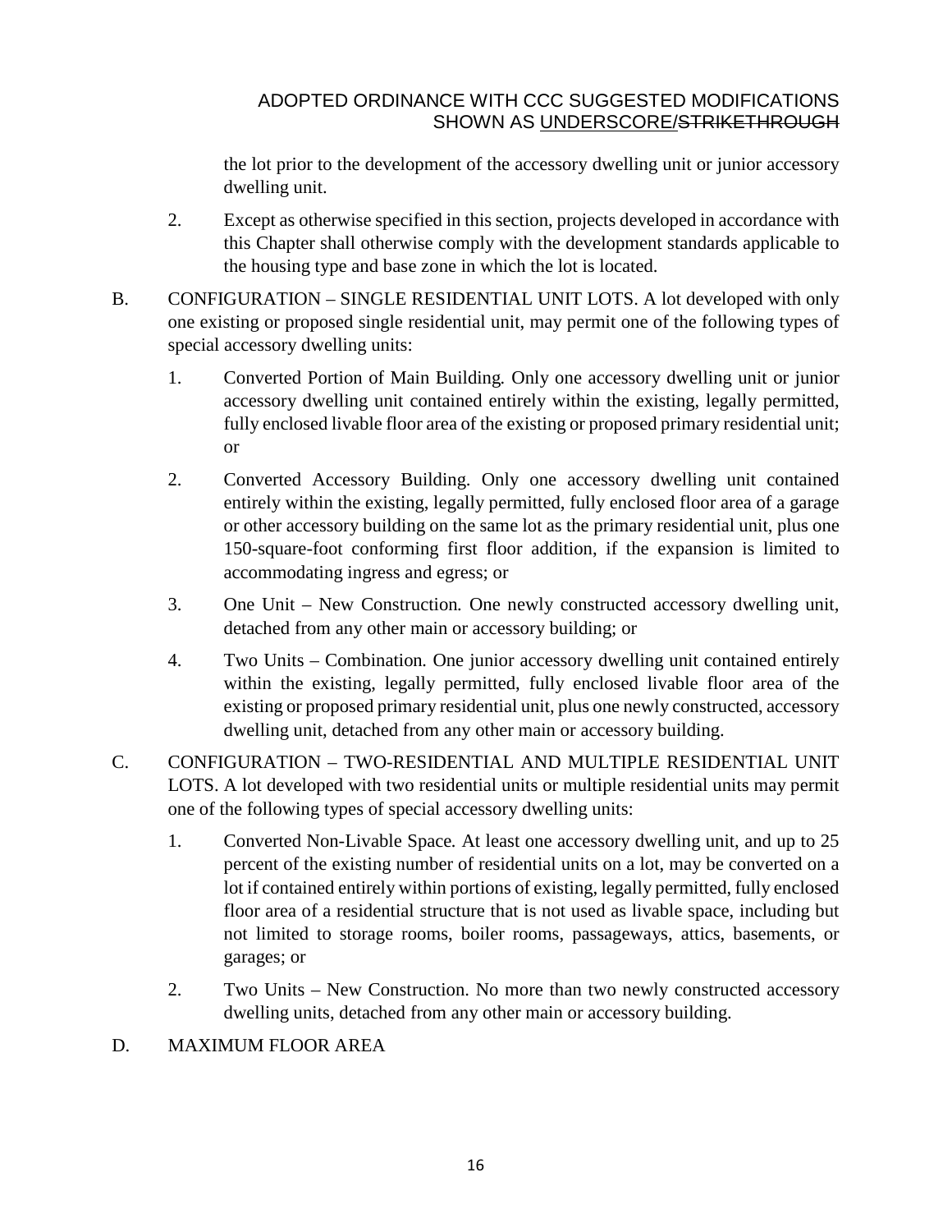the lot prior to the development of the accessory dwelling unit or junior accessory dwelling unit.

2. Except as otherwise specified in this section, projects developed in accordance with this Chapter shall otherwise comply with the development standards applicable to the housing type and base zone in which the lot is located.

B. CONFIGURATION – SINGLE RESIDENTIAL UNIT LOTS. A lot developed with only one existing or proposed single residential unit, may permit one of the following types of special accessory dwelling units:

1. Converted Portion of Main Building*.* Only one accessory dwelling unit or junior accessory dwelling unit contained entirely within the existing, legally permitted, fully enclosed livable floor area of the existing or proposed primary residential unit; or

2. Converted Accessory Building. Only one accessory dwelling unit contained entirely within the existing, legally permitted, fully enclosed floor area of a garage or other accessory building on the same lot as the primary residential unit, plus one 150-square-foot conforming first floor addition, if the expansion is limited to accommodating ingress and egress; or

3. One Unit – New Construction*.* One newly constructed accessory dwelling unit, detached from any other main or accessory building; or

4. Two Units – Combination*.* One junior accessory dwelling unit contained entirely within the existing, legally permitted, fully enclosed livable floor area of the existing or proposed primary residential unit, plus one newly constructed, accessory dwelling unit, detached from any other main or accessory building.

C. CONFIGURATION – TWO-RESIDENTIAL AND MULTIPLE RESIDENTIAL UNIT LOTS. A lot developed with two residential units or multiple residential units may permit one of the following types of special accessory dwelling units:

1. Converted Non-Livable Space*.* At least one accessory dwelling unit, and up to 25 percent of the existing number of residential units on a lot, may be converted on a lot if contained entirely within portions of existing, legally permitted, fully enclosed floor area of a residential structure that is not used as livable space, including but not limited to storage rooms, boiler rooms, passageways, attics, basements, or garages; or

2. Two Units – New Construction. No more than two newly constructed accessory dwelling units, detached from any other main or accessory building.

D. MAXIMUM FLOOR AREA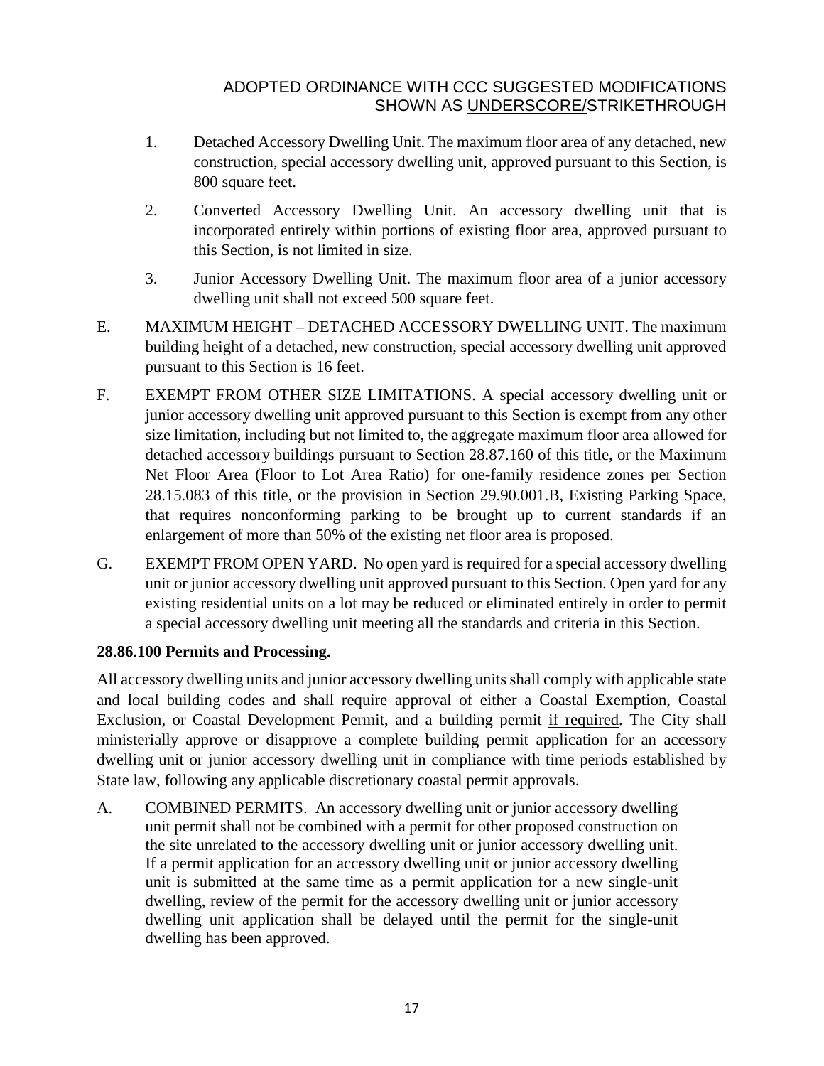1. Detached Accessory Dwelling Unit. The maximum floor area of any detached, new construction, special accessory dwelling unit, approved pursuant to this Section, is 800 square feet.

2. Converted Accessory Dwelling Unit. An accessory dwelling unit that is incorporated entirely within portions of existing floor area, approved pursuant to this Section, is not limited in size.

3. Junior Accessory Dwelling Unit. The maximum floor area of a junior accessory dwelling unit shall not exceed 500 square feet.

E. MAXIMUM HEIGHT – DETACHED ACCESSORY DWELLING UNIT. The maximum building height of a detached, new construction, special accessory dwelling unit approved pursuant to this Section is 16 feet.

F. EXEMPT FROM OTHER SIZE LIMITATIONS. A special accessory dwelling unit or junior accessory dwelling unit approved pursuant to this Section is exempt from any other size limitation, including but not limited to, the aggregate maximum floor area allowed for detached accessory buildings pursuant to Section 28.87.160 of this title, or the Maximum Net Floor Area (Floor to Lot Area Ratio) for one-family residence zones per Section 28.15.083 of this title, or the provision in Section 29.90.001.B, Existing Parking Space, that requires nonconforming parking to be brought up to current standards if an enlargement of more than 50% of the existing net floor area is proposed.

G. EXEMPT FROM OPEN YARD. No open yard is required for a special accessory dwelling unit or junior accessory dwelling unit approved pursuant to this Section. Open yard for any existing residential units on a lot may be reduced or eliminated entirely in order to permit a special accessory dwelling unit meeting all the standards and criteria in this Section.

**28.86.100 Permits and Processing.**

All accessory dwelling units and junior accessory dwelling units shall comply with applicable state and local building codes and shall require approval of ~~either a Coastal Exemption, Coastal Exclusion, or~~ Coastal Development Permit~~,~~ and a building permit <u>if required</u>. The City shall ministerially approve or disapprove a complete building permit application for an accessory dwelling unit or junior accessory dwelling unit in compliance with time periods established by State law, following any applicable discretionary coastal permit approvals.

A. COMBINED PERMITS. An accessory dwelling unit or junior accessory dwelling unit permit shall not be combined with a permit for other proposed construction on the site unrelated to the accessory dwelling unit or junior accessory dwelling unit. If a permit application for an accessory dwelling unit or junior accessory dwelling unit is submitted at the same time as a permit application for a new single-unit dwelling, review of the permit for the accessory dwelling unit or junior accessory dwelling unit application shall be delayed until the permit for the single-unit dwelling has been approved.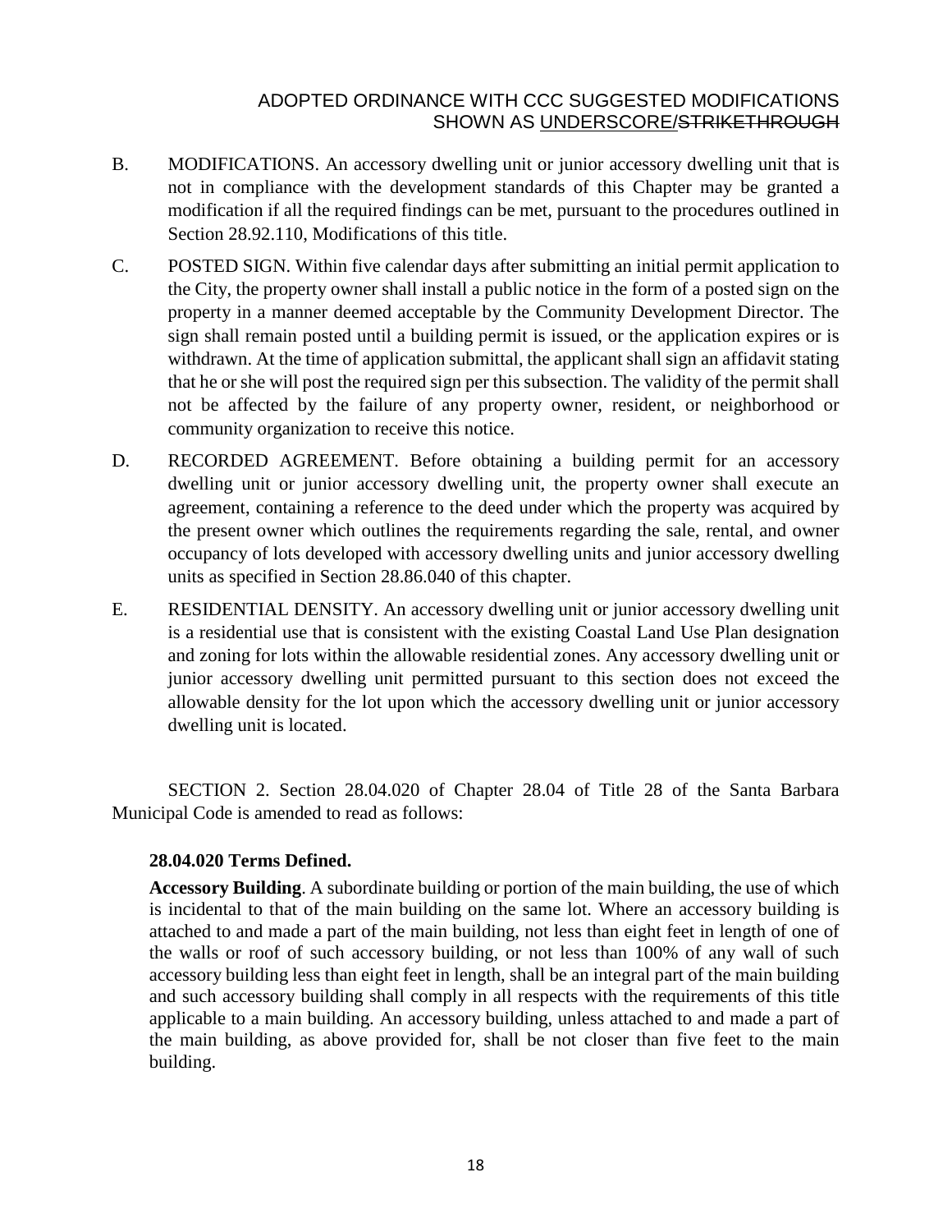B. MODIFICATIONS. An accessory dwelling unit or junior accessory dwelling unit that is not in compliance with the development standards of this Chapter may be granted a modification if all the required findings can be met, pursuant to the procedures outlined in Section 28.92.110, Modifications of this title.

C. POSTED SIGN. Within five calendar days after submitting an initial permit application to the City, the property owner shall install a public notice in the form of a posted sign on the property in a manner deemed acceptable by the Community Development Director. The sign shall remain posted until a building permit is issued, or the application expires or is withdrawn. At the time of application submittal, the applicant shall sign an affidavit stating that he or she will post the required sign per this subsection. The validity of the permit shall not be affected by the failure of any property owner, resident, or neighborhood or community organization to receive this notice.

D. RECORDED AGREEMENT. Before obtaining a building permit for an accessory dwelling unit or junior accessory dwelling unit, the property owner shall execute an agreement, containing a reference to the deed under which the property was acquired by the present owner which outlines the requirements regarding the sale, rental, and owner occupancy of lots developed with accessory dwelling units and junior accessory dwelling units as specified in Section 28.86.040 of this chapter.

E. RESIDENTIAL DENSITY. An accessory dwelling unit or junior accessory dwelling unit is a residential use that is consistent with the existing Coastal Land Use Plan designation and zoning for lots within the allowable residential zones. Any accessory dwelling unit or junior accessory dwelling unit permitted pursuant to this section does not exceed the allowable density for the lot upon which the accessory dwelling unit or junior accessory dwelling unit is located.

SECTION 2. Section 28.04.020 of Chapter 28.04 of Title 28 of the Santa Barbara Municipal Code is amended to read as follows:

**28.04.020 Terms Defined.**

**Accessory Building**. A subordinate building or portion of the main building, the use of which is incidental to that of the main building on the same lot. Where an accessory building is attached to and made a part of the main building, not less than eight feet in length of one of the walls or roof of such accessory building, or not less than 100% of any wall of such accessory building less than eight feet in length, shall be an integral part of the main building and such accessory building shall comply in all respects with the requirements of this title applicable to a main building. An accessory building, unless attached to and made a part of the main building, as above provided for, shall be not closer than five feet to the main building.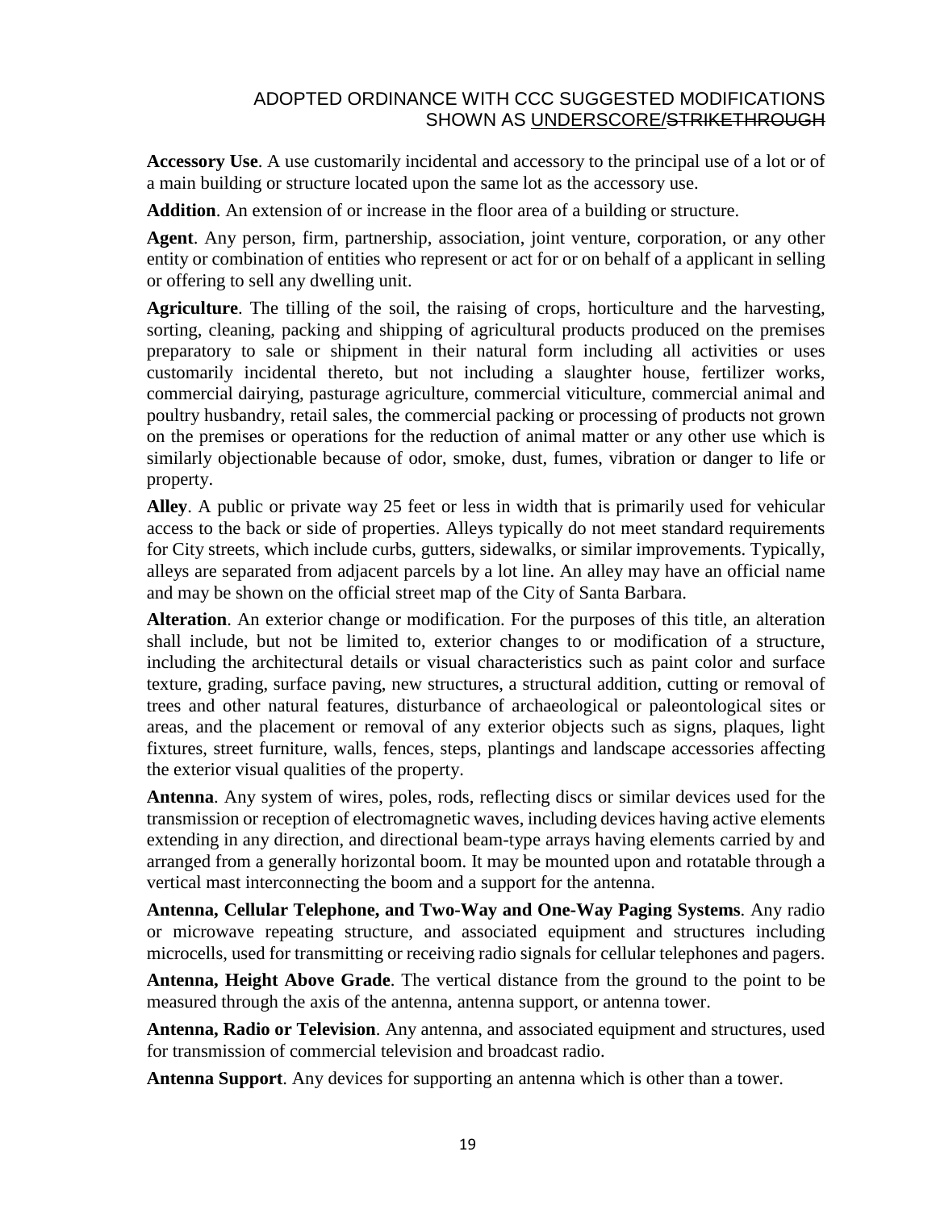**Accessory Use**. A use customarily incidental and accessory to the principal use of a lot or of a main building or structure located upon the same lot as the accessory use.

**Addition**. An extension of or increase in the floor area of a building or structure.

**Agent**. Any person, firm, partnership, association, joint venture, corporation, or any other entity or combination of entities who represent or act for or on behalf of a applicant in selling or offering to sell any dwelling unit.

**Agriculture**. The tilling of the soil, the raising of crops, horticulture and the harvesting, sorting, cleaning, packing and shipping of agricultural products produced on the premises preparatory to sale or shipment in their natural form including all activities or uses customarily incidental thereto, but not including a slaughter house, fertilizer works, commercial dairying, pasturage agriculture, commercial viticulture, commercial animal and poultry husbandry, retail sales, the commercial packing or processing of products not grown on the premises or operations for the reduction of animal matter or any other use which is similarly objectionable because of odor, smoke, dust, fumes, vibration or danger to life or property.

**Alley**. A public or private way 25 feet or less in width that is primarily used for vehicular access to the back or side of properties. Alleys typically do not meet standard requirements for City streets, which include curbs, gutters, sidewalks, or similar improvements. Typically, alleys are separated from adjacent parcels by a lot line. An alley may have an official name and may be shown on the official street map of the City of Santa Barbara.

**Alteration**. An exterior change or modification. For the purposes of this title, an alteration shall include, but not be limited to, exterior changes to or modification of a structure, including the architectural details or visual characteristics such as paint color and surface texture, grading, surface paving, new structures, a structural addition, cutting or removal of trees and other natural features, disturbance of archaeological or paleontological sites or areas, and the placement or removal of any exterior objects such as signs, plaques, light fixtures, street furniture, walls, fences, steps, plantings and landscape accessories affecting the exterior visual qualities of the property.

**Antenna**. Any system of wires, poles, rods, reflecting discs or similar devices used for the transmission or reception of electromagnetic waves, including devices having active elements extending in any direction, and directional beam-type arrays having elements carried by and arranged from a generally horizontal boom. It may be mounted upon and rotatable through a vertical mast interconnecting the boom and a support for the antenna.

**Antenna, Cellular Telephone, and Two-Way and One-Way Paging Systems**. Any radio or microwave repeating structure, and associated equipment and structures including microcells, used for transmitting or receiving radio signals for cellular telephones and pagers.

**Antenna, Height Above Grade**. The vertical distance from the ground to the point to be measured through the axis of the antenna, antenna support, or antenna tower.

**Antenna, Radio or Television**. Any antenna, and associated equipment and structures, used for transmission of commercial television and broadcast radio.

**Antenna Support**. Any devices for supporting an antenna which is other than a tower.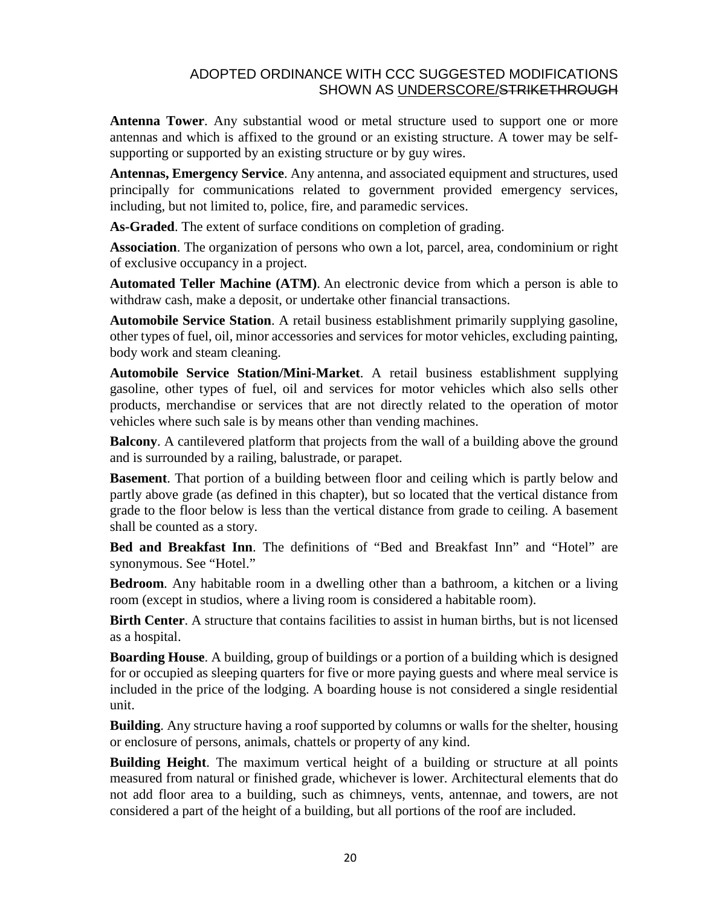**Antenna Tower**. Any substantial wood or metal structure used to support one or more antennas and which is affixed to the ground or an existing structure. A tower may be self-supporting or supported by an existing structure or by guy wires.

**Antennas, Emergency Service**. Any antenna, and associated equipment and structures, used principally for communications related to government provided emergency services, including, but not limited to, police, fire, and paramedic services.

**As-Graded**. The extent of surface conditions on completion of grading.

**Association**. The organization of persons who own a lot, parcel, area, condominium or right of exclusive occupancy in a project.

**Automated Teller Machine (ATM)**. An electronic device from which a person is able to withdraw cash, make a deposit, or undertake other financial transactions.

**Automobile Service Station**. A retail business establishment primarily supplying gasoline, other types of fuel, oil, minor accessories and services for motor vehicles, excluding painting, body work and steam cleaning.

**Automobile Service Station/Mini-Market**. A retail business establishment supplying gasoline, other types of fuel, oil and services for motor vehicles which also sells other products, merchandise or services that are not directly related to the operation of motor vehicles where such sale is by means other than vending machines.

**Balcony**. A cantilevered platform that projects from the wall of a building above the ground and is surrounded by a railing, balustrade, or parapet.

**Basement**. That portion of a building between floor and ceiling which is partly below and partly above grade (as defined in this chapter), but so located that the vertical distance from grade to the floor below is less than the vertical distance from grade to ceiling. A basement shall be counted as a story.

**Bed and Breakfast Inn**. The definitions of "Bed and Breakfast Inn" and "Hotel" are synonymous. See "Hotel."

**Bedroom**. Any habitable room in a dwelling other than a bathroom, a kitchen or a living room (except in studios, where a living room is considered a habitable room).

**Birth Center**. A structure that contains facilities to assist in human births, but is not licensed as a hospital.

**Boarding House**. A building, group of buildings or a portion of a building which is designed for or occupied as sleeping quarters for five or more paying guests and where meal service is included in the price of the lodging. A boarding house is not considered a single residential unit.

**Building**. Any structure having a roof supported by columns or walls for the shelter, housing or enclosure of persons, animals, chattels or property of any kind.

**Building Height**. The maximum vertical height of a building or structure at all points measured from natural or finished grade, whichever is lower. Architectural elements that do not add floor area to a building, such as chimneys, vents, antennae, and towers, are not considered a part of the height of a building, but all portions of the roof are included.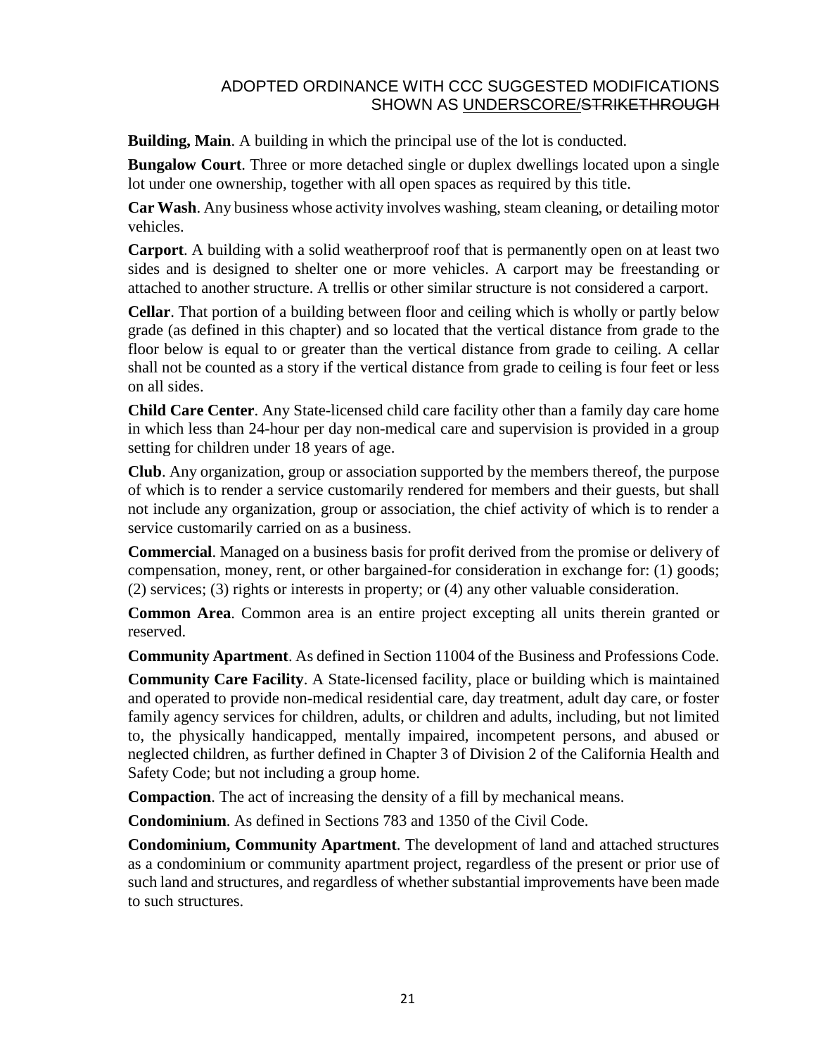**Building, Main**. A building in which the principal use of the lot is conducted.

**Bungalow Court**. Three or more detached single or duplex dwellings located upon a single lot under one ownership, together with all open spaces as required by this title.

**Car Wash**. Any business whose activity involves washing, steam cleaning, or detailing motor vehicles.

**Carport**. A building with a solid weatherproof roof that is permanently open on at least two sides and is designed to shelter one or more vehicles. A carport may be freestanding or attached to another structure. A trellis or other similar structure is not considered a carport.

**Cellar**. That portion of a building between floor and ceiling which is wholly or partly below grade (as defined in this chapter) and so located that the vertical distance from grade to the floor below is equal to or greater than the vertical distance from grade to ceiling. A cellar shall not be counted as a story if the vertical distance from grade to ceiling is four feet or less on all sides.

**Child Care Center**. Any State-licensed child care facility other than a family day care home in which less than 24-hour per day non-medical care and supervision is provided in a group setting for children under 18 years of age.

**Club**. Any organization, group or association supported by the members thereof, the purpose of which is to render a service customarily rendered for members and their guests, but shall not include any organization, group or association, the chief activity of which is to render a service customarily carried on as a business.

**Commercial**. Managed on a business basis for profit derived from the promise or delivery of compensation, money, rent, or other bargained-for consideration in exchange for: (1) goods; (2) services; (3) rights or interests in property; or (4) any other valuable consideration.

**Common Area**. Common area is an entire project excepting all units therein granted or reserved.

**Community Apartment**. As defined in Section 11004 of the Business and Professions Code.

**Community Care Facility**. A State-licensed facility, place or building which is maintained and operated to provide non-medical residential care, day treatment, adult day care, or foster family agency services for children, adults, or children and adults, including, but not limited to, the physically handicapped, mentally impaired, incompetent persons, and abused or neglected children, as further defined in Chapter 3 of Division 2 of the California Health and Safety Code; but not including a group home.

**Compaction**. The act of increasing the density of a fill by mechanical means.

**Condominium**. As defined in Sections 783 and 1350 of the Civil Code.

**Condominium, Community Apartment**. The development of land and attached structures as a condominium or community apartment project, regardless of the present or prior use of such land and structures, and regardless of whether substantial improvements have been made to such structures.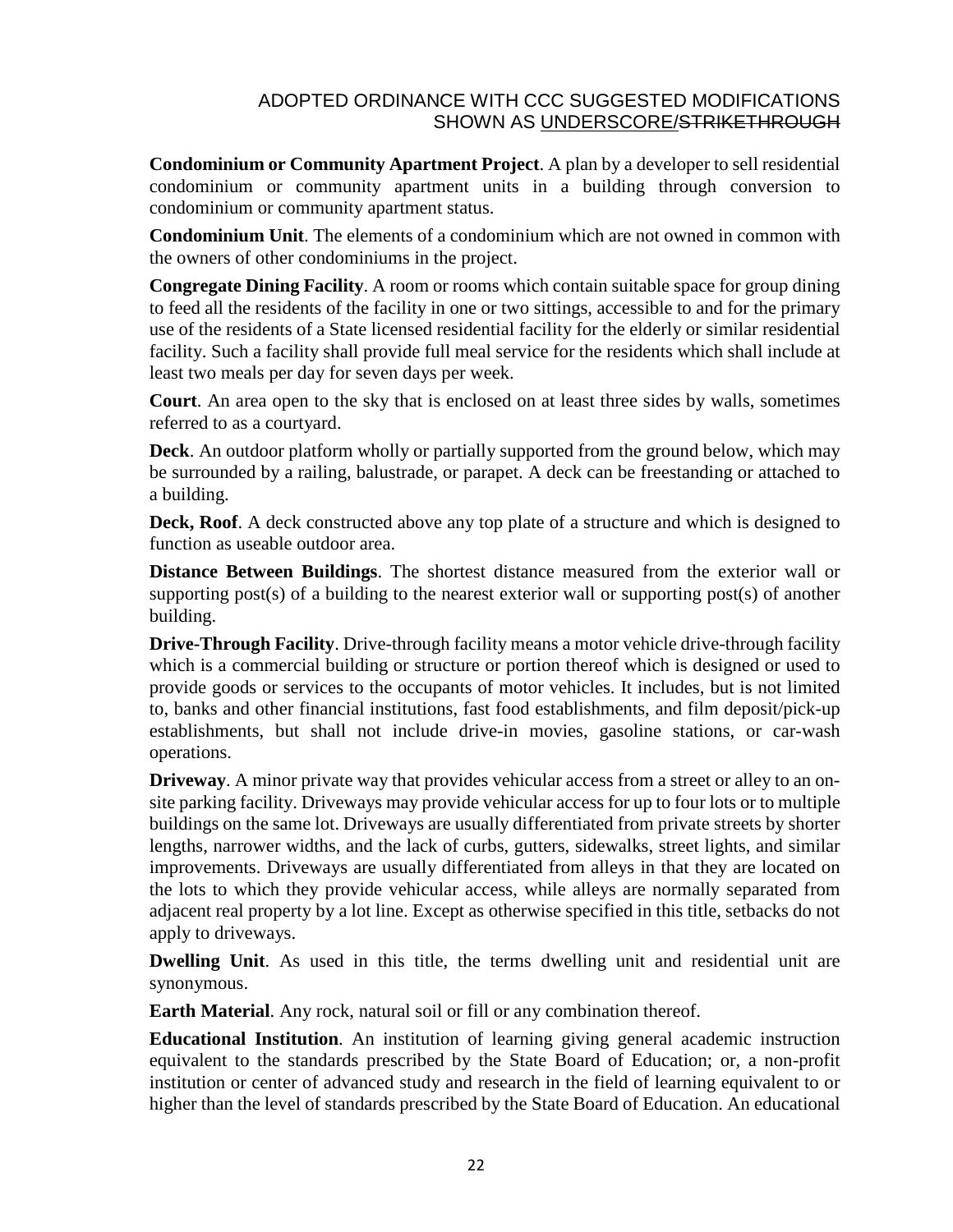**Condominium or Community Apartment Project**. A plan by a developer to sell residential condominium or community apartment units in a building through conversion to condominium or community apartment status.

**Condominium Unit**. The elements of a condominium which are not owned in common with the owners of other condominiums in the project.

**Congregate Dining Facility**. A room or rooms which contain suitable space for group dining to feed all the residents of the facility in one or two sittings, accessible to and for the primary use of the residents of a State licensed residential facility for the elderly or similar residential facility. Such a facility shall provide full meal service for the residents which shall include at least two meals per day for seven days per week.

**Court**. An area open to the sky that is enclosed on at least three sides by walls, sometimes referred to as a courtyard.

**Deck**. An outdoor platform wholly or partially supported from the ground below, which may be surrounded by a railing, balustrade, or parapet. A deck can be freestanding or attached to a building.

**Deck, Roof**. A deck constructed above any top plate of a structure and which is designed to function as useable outdoor area.

**Distance Between Buildings**. The shortest distance measured from the exterior wall or supporting post(s) of a building to the nearest exterior wall or supporting post(s) of another building.

**Drive-Through Facility**. Drive-through facility means a motor vehicle drive-through facility which is a commercial building or structure or portion thereof which is designed or used to provide goods or services to the occupants of motor vehicles. It includes, but is not limited to, banks and other financial institutions, fast food establishments, and film deposit/pick-up establishments, but shall not include drive-in movies, gasoline stations, or car-wash operations.

**Driveway**. A minor private way that provides vehicular access from a street or alley to an on-site parking facility. Driveways may provide vehicular access for up to four lots or to multiple buildings on the same lot. Driveways are usually differentiated from private streets by shorter lengths, narrower widths, and the lack of curbs, gutters, sidewalks, street lights, and similar improvements. Driveways are usually differentiated from alleys in that they are located on the lots to which they provide vehicular access, while alleys are normally separated from adjacent real property by a lot line. Except as otherwise specified in this title, setbacks do not apply to driveways.

**Dwelling Unit**. As used in this title, the terms dwelling unit and residential unit are synonymous.

**Earth Material**. Any rock, natural soil or fill or any combination thereof.

**Educational Institution**. An institution of learning giving general academic instruction equivalent to the standards prescribed by the State Board of Education; or, a non-profit institution or center of advanced study and research in the field of learning equivalent to or higher than the level of standards prescribed by the State Board of Education. An educational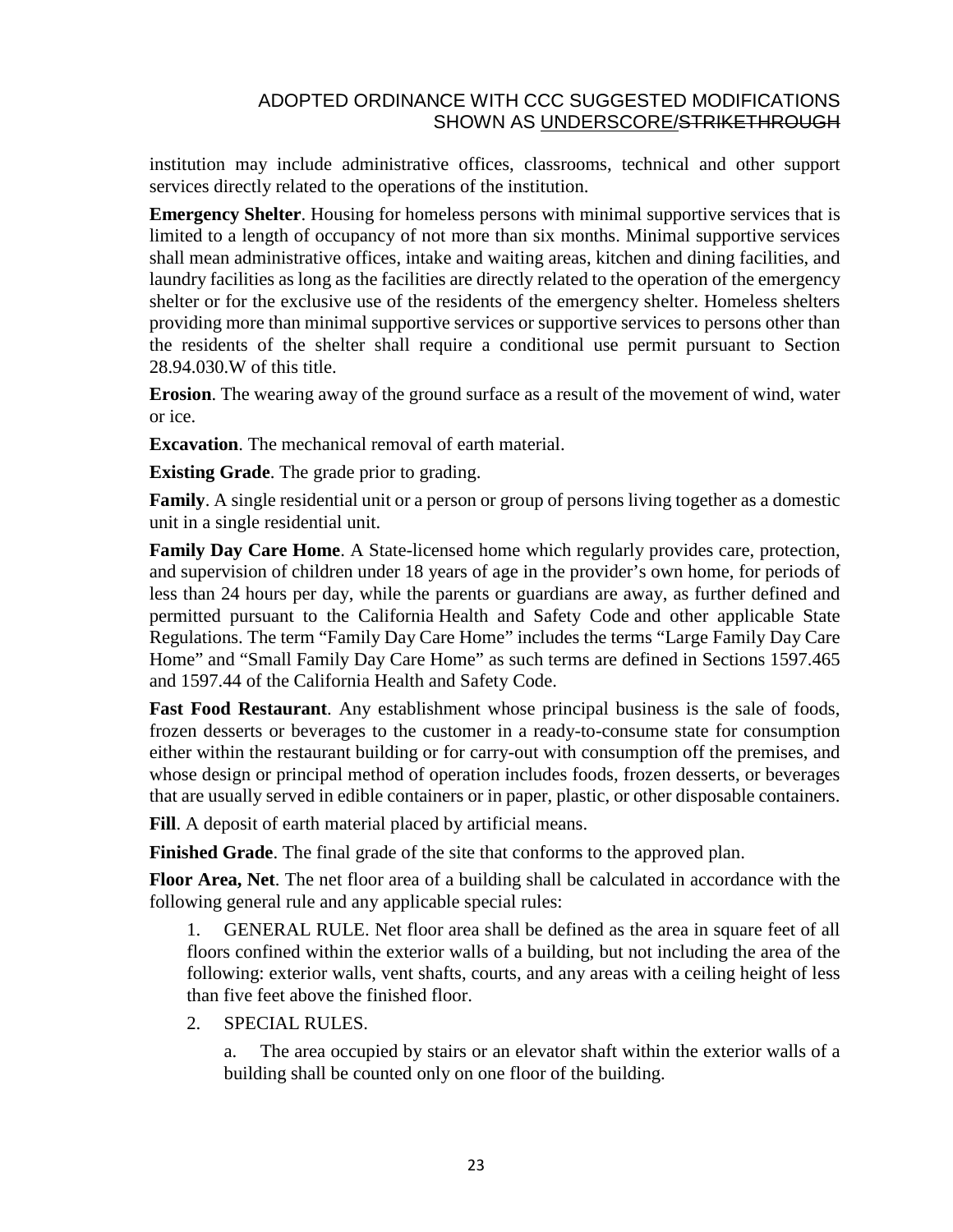institution may include administrative offices, classrooms, technical and other support services directly related to the operations of the institution.

**Emergency Shelter**. Housing for homeless persons with minimal supportive services that is limited to a length of occupancy of not more than six months. Minimal supportive services shall mean administrative offices, intake and waiting areas, kitchen and dining facilities, and laundry facilities as long as the facilities are directly related to the operation of the emergency shelter or for the exclusive use of the residents of the emergency shelter. Homeless shelters providing more than minimal supportive services or supportive services to persons other than the residents of the shelter shall require a conditional use permit pursuant to Section 28.94.030.W of this title.

**Erosion**. The wearing away of the ground surface as a result of the movement of wind, water or ice.

**Excavation**. The mechanical removal of earth material.

**Existing Grade**. The grade prior to grading.

**Family**. A single residential unit or a person or group of persons living together as a domestic unit in a single residential unit.

**Family Day Care Home**. A State-licensed home which regularly provides care, protection, and supervision of children under 18 years of age in the provider's own home, for periods of less than 24 hours per day, while the parents or guardians are away, as further defined and permitted pursuant to the California Health and Safety Code and other applicable State Regulations. The term "Family Day Care Home" includes the terms "Large Family Day Care Home" and "Small Family Day Care Home" as such terms are defined in Sections 1597.465 and 1597.44 of the California Health and Safety Code.

**Fast Food Restaurant**. Any establishment whose principal business is the sale of foods, frozen desserts or beverages to the customer in a ready-to-consume state for consumption either within the restaurant building or for carry-out with consumption off the premises, and whose design or principal method of operation includes foods, frozen desserts, or beverages that are usually served in edible containers or in paper, plastic, or other disposable containers.

**Fill**. A deposit of earth material placed by artificial means.

**Finished Grade**. The final grade of the site that conforms to the approved plan.

**Floor Area, Net**. The net floor area of a building shall be calculated in accordance with the following general rule and any applicable special rules:

1. GENERAL RULE. Net floor area shall be defined as the area in square feet of all floors confined within the exterior walls of a building, but not including the area of the following: exterior walls, vent shafts, courts, and any areas with a ceiling height of less than five feet above the finished floor.

2. SPECIAL RULES.

   a. The area occupied by stairs or an elevator shaft within the exterior walls of a building shall be counted only on one floor of the building.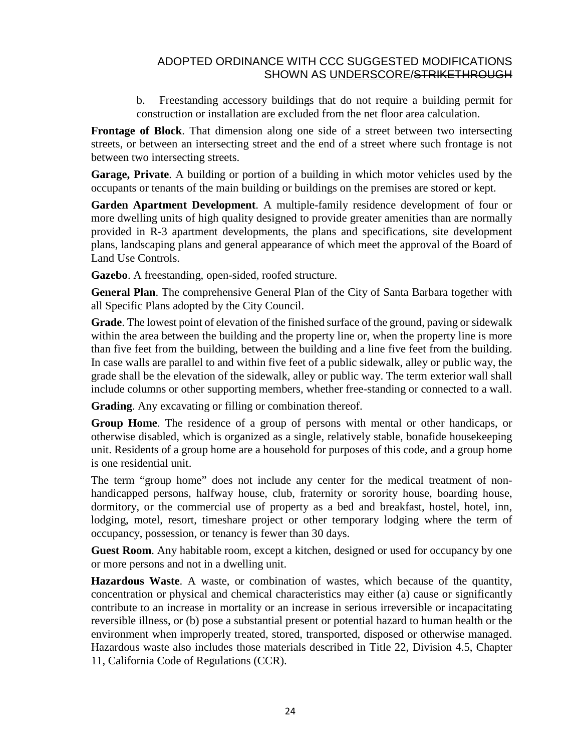b. Freestanding accessory buildings that do not require a building permit for construction or installation are excluded from the net floor area calculation.

**Frontage of Block**. That dimension along one side of a street between two intersecting streets, or between an intersecting street and the end of a street where such frontage is not between two intersecting streets.

**Garage, Private**. A building or portion of a building in which motor vehicles used by the occupants or tenants of the main building or buildings on the premises are stored or kept.

**Garden Apartment Development**. A multiple-family residence development of four or more dwelling units of high quality designed to provide greater amenities than are normally provided in R-3 apartment developments, the plans and specifications, site development plans, landscaping plans and general appearance of which meet the approval of the Board of Land Use Controls.

**Gazebo**. A freestanding, open-sided, roofed structure.

**General Plan**. The comprehensive General Plan of the City of Santa Barbara together with all Specific Plans adopted by the City Council.

**Grade**. The lowest point of elevation of the finished surface of the ground, paving or sidewalk within the area between the building and the property line or, when the property line is more than five feet from the building, between the building and a line five feet from the building. In case walls are parallel to and within five feet of a public sidewalk, alley or public way, the grade shall be the elevation of the sidewalk, alley or public way. The term exterior wall shall include columns or other supporting members, whether free-standing or connected to a wall.

**Grading**. Any excavating or filling or combination thereof.

**Group Home**. The residence of a group of persons with mental or other handicaps, or otherwise disabled, which is organized as a single, relatively stable, bonafide housekeeping unit. Residents of a group home are a household for purposes of this code, and a group home is one residential unit.

The term "group home" does not include any center for the medical treatment of non-handicapped persons, halfway house, club, fraternity or sorority house, boarding house, dormitory, or the commercial use of property as a bed and breakfast, hostel, hotel, inn, lodging, motel, resort, timeshare project or other temporary lodging where the term of occupancy, possession, or tenancy is fewer than 30 days.

**Guest Room**. Any habitable room, except a kitchen, designed or used for occupancy by one or more persons and not in a dwelling unit.

**Hazardous Waste**. A waste, or combination of wastes, which because of the quantity, concentration or physical and chemical characteristics may either (a) cause or significantly contribute to an increase in mortality or an increase in serious irreversible or incapacitating reversible illness, or (b) pose a substantial present or potential hazard to human health or the environment when improperly treated, stored, transported, disposed or otherwise managed. Hazardous waste also includes those materials described in Title 22, Division 4.5, Chapter 11, California Code of Regulations (CCR).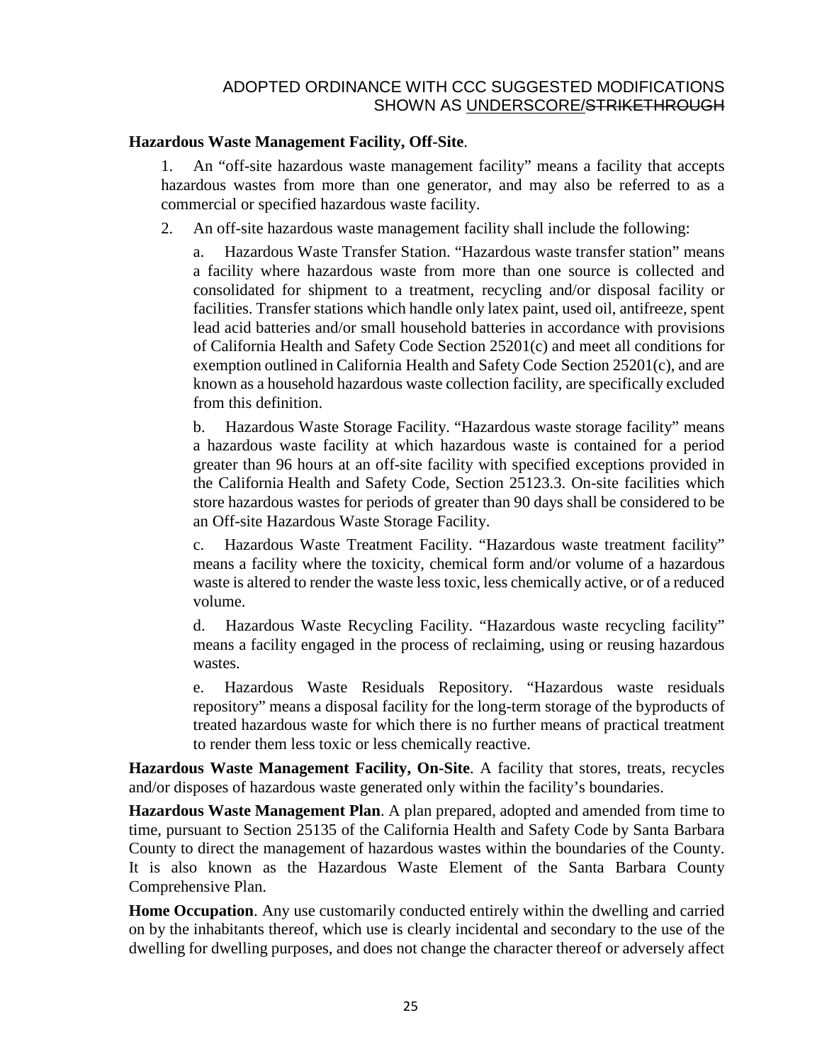**Hazardous Waste Management Facility, Off-Site**.

1. An "off-site hazardous waste management facility" means a facility that accepts hazardous wastes from more than one generator, and may also be referred to as a commercial or specified hazardous waste facility.

2. An off-site hazardous waste management facility shall include the following:

   a. Hazardous Waste Transfer Station. "Hazardous waste transfer station" means a facility where hazardous waste from more than one source is collected and consolidated for shipment to a treatment, recycling and/or disposal facility or facilities. Transfer stations which handle only latex paint, used oil, antifreeze, spent lead acid batteries and/or small household batteries in accordance with provisions of California Health and Safety Code Section 25201(c) and meet all conditions for exemption outlined in California Health and Safety Code Section 25201(c), and are known as a household hazardous waste collection facility, are specifically excluded from this definition.

   b. Hazardous Waste Storage Facility. "Hazardous waste storage facility" means a hazardous waste facility at which hazardous waste is contained for a period greater than 96 hours at an off-site facility with specified exceptions provided in the California Health and Safety Code, Section 25123.3. On-site facilities which store hazardous wastes for periods of greater than 90 days shall be considered to be an Off-site Hazardous Waste Storage Facility.

   c. Hazardous Waste Treatment Facility. "Hazardous waste treatment facility" means a facility where the toxicity, chemical form and/or volume of a hazardous waste is altered to render the waste less toxic, less chemically active, or of a reduced volume.

   d. Hazardous Waste Recycling Facility. "Hazardous waste recycling facility" means a facility engaged in the process of reclaiming, using or reusing hazardous wastes.

   e. Hazardous Waste Residuals Repository. "Hazardous waste residuals repository" means a disposal facility for the long-term storage of the byproducts of treated hazardous waste for which there is no further means of practical treatment to render them less toxic or less chemically reactive.

**Hazardous Waste Management Facility, On-Site**. A facility that stores, treats, recycles and/or disposes of hazardous waste generated only within the facility's boundaries.

**Hazardous Waste Management Plan**. A plan prepared, adopted and amended from time to time, pursuant to Section 25135 of the California Health and Safety Code by Santa Barbara County to direct the management of hazardous wastes within the boundaries of the County. It is also known as the Hazardous Waste Element of the Santa Barbara County Comprehensive Plan.

**Home Occupation**. Any use customarily conducted entirely within the dwelling and carried on by the inhabitants thereof, which use is clearly incidental and secondary to the use of the dwelling for dwelling purposes, and does not change the character thereof or adversely affect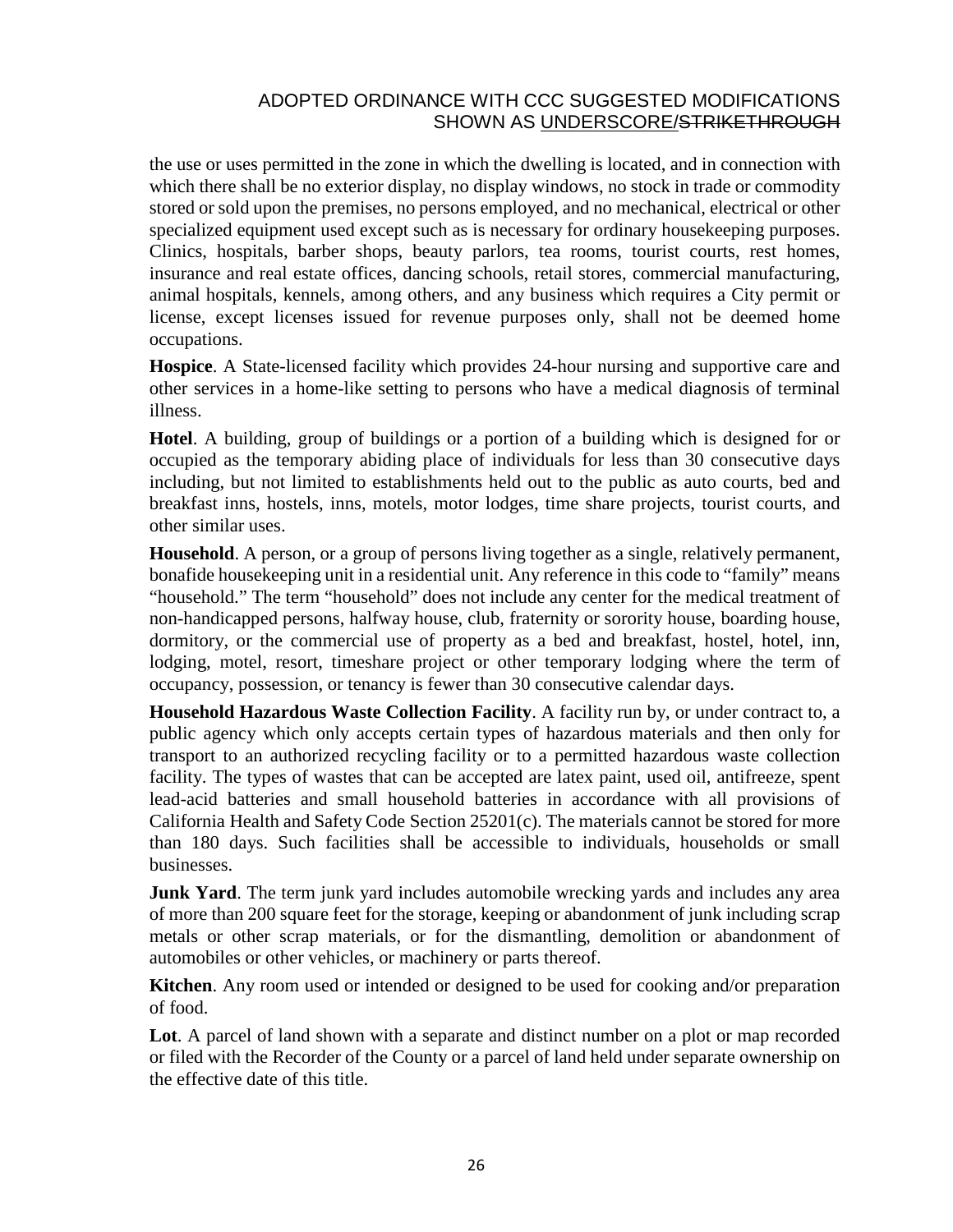the use or uses permitted in the zone in which the dwelling is located, and in connection with which there shall be no exterior display, no display windows, no stock in trade or commodity stored or sold upon the premises, no persons employed, and no mechanical, electrical or other specialized equipment used except such as is necessary for ordinary housekeeping purposes. Clinics, hospitals, barber shops, beauty parlors, tea rooms, tourist courts, rest homes, insurance and real estate offices, dancing schools, retail stores, commercial manufacturing, animal hospitals, kennels, among others, and any business which requires a City permit or license, except licenses issued for revenue purposes only, shall not be deemed home occupations.

**Hospice**. A State-licensed facility which provides 24-hour nursing and supportive care and other services in a home-like setting to persons who have a medical diagnosis of terminal illness.

**Hotel**. A building, group of buildings or a portion of a building which is designed for or occupied as the temporary abiding place of individuals for less than 30 consecutive days including, but not limited to establishments held out to the public as auto courts, bed and breakfast inns, hostels, inns, motels, motor lodges, time share projects, tourist courts, and other similar uses.

**Household**. A person, or a group of persons living together as a single, relatively permanent, bonafide housekeeping unit in a residential unit. Any reference in this code to "family" means "household." The term "household" does not include any center for the medical treatment of non-handicapped persons, halfway house, club, fraternity or sorority house, boarding house, dormitory, or the commercial use of property as a bed and breakfast, hostel, hotel, inn, lodging, motel, resort, timeshare project or other temporary lodging where the term of occupancy, possession, or tenancy is fewer than 30 consecutive calendar days.

**Household Hazardous Waste Collection Facility**. A facility run by, or under contract to, a public agency which only accepts certain types of hazardous materials and then only for transport to an authorized recycling facility or to a permitted hazardous waste collection facility. The types of wastes that can be accepted are latex paint, used oil, antifreeze, spent lead-acid batteries and small household batteries in accordance with all provisions of California Health and Safety Code Section 25201(c). The materials cannot be stored for more than 180 days. Such facilities shall be accessible to individuals, households or small businesses.

**Junk Yard**. The term junk yard includes automobile wrecking yards and includes any area of more than 200 square feet for the storage, keeping or abandonment of junk including scrap metals or other scrap materials, or for the dismantling, demolition or abandonment of automobiles or other vehicles, or machinery or parts thereof.

**Kitchen**. Any room used or intended or designed to be used for cooking and/or preparation of food.

**Lot**. A parcel of land shown with a separate and distinct number on a plot or map recorded or filed with the Recorder of the County or a parcel of land held under separate ownership on the effective date of this title.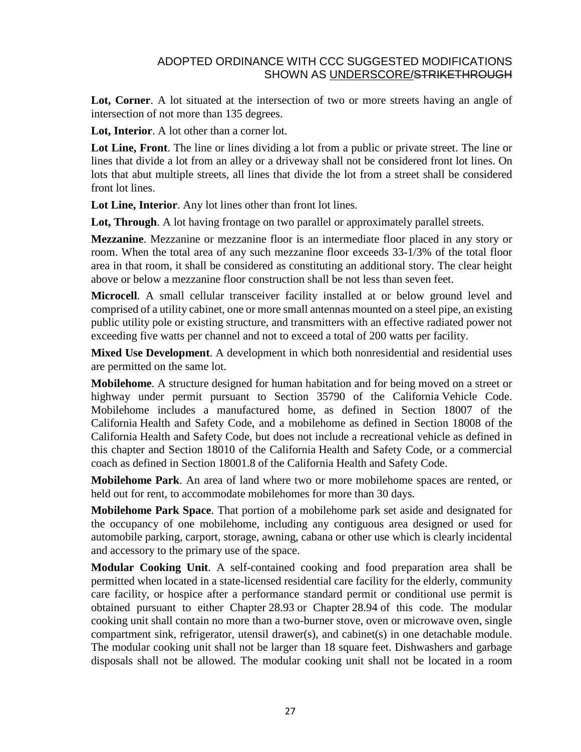**Lot, Corner**. A lot situated at the intersection of two or more streets having an angle of intersection of not more than 135 degrees.

**Lot, Interior**. A lot other than a corner lot.

**Lot Line, Front**. The line or lines dividing a lot from a public or private street. The line or lines that divide a lot from an alley or a driveway shall not be considered front lot lines. On lots that abut multiple streets, all lines that divide the lot from a street shall be considered front lot lines.

**Lot Line, Interior**. Any lot lines other than front lot lines.

**Lot, Through**. A lot having frontage on two parallel or approximately parallel streets.

**Mezzanine**. Mezzanine or mezzanine floor is an intermediate floor placed in any story or room. When the total area of any such mezzanine floor exceeds 33-1/3% of the total floor area in that room, it shall be considered as constituting an additional story. The clear height above or below a mezzanine floor construction shall be not less than seven feet.

**Microcell**. A small cellular transceiver facility installed at or below ground level and comprised of a utility cabinet, one or more small antennas mounted on a steel pipe, an existing public utility pole or existing structure, and transmitters with an effective radiated power not exceeding five watts per channel and not to exceed a total of 200 watts per facility.

**Mixed Use Development**. A development in which both nonresidential and residential uses are permitted on the same lot.

**Mobilehome**. A structure designed for human habitation and for being moved on a street or highway under permit pursuant to Section 35790 of the California Vehicle Code. Mobilehome includes a manufactured home, as defined in Section 18007 of the California Health and Safety Code, and a mobilehome as defined in Section 18008 of the California Health and Safety Code, but does not include a recreational vehicle as defined in this chapter and Section 18010 of the California Health and Safety Code, or a commercial coach as defined in Section 18001.8 of the California Health and Safety Code.

**Mobilehome Park**. An area of land where two or more mobilehome spaces are rented, or held out for rent, to accommodate mobilehomes for more than 30 days.

**Mobilehome Park Space**. That portion of a mobilehome park set aside and designated for the occupancy of one mobilehome, including any contiguous area designed or used for automobile parking, carport, storage, awning, cabana or other use which is clearly incidental and accessory to the primary use of the space.

**Modular Cooking Unit**. A self-contained cooking and food preparation area shall be permitted when located in a state-licensed residential care facility for the elderly, community care facility, or hospice after a performance standard permit or conditional use permit is obtained pursuant to either Chapter 28.93 or Chapter 28.94 of this code. The modular cooking unit shall contain no more than a two-burner stove, oven or microwave oven, single compartment sink, refrigerator, utensil drawer(s), and cabinet(s) in one detachable module. The modular cooking unit shall not be larger than 18 square feet. Dishwashers and garbage disposals shall not be allowed. The modular cooking unit shall not be located in a room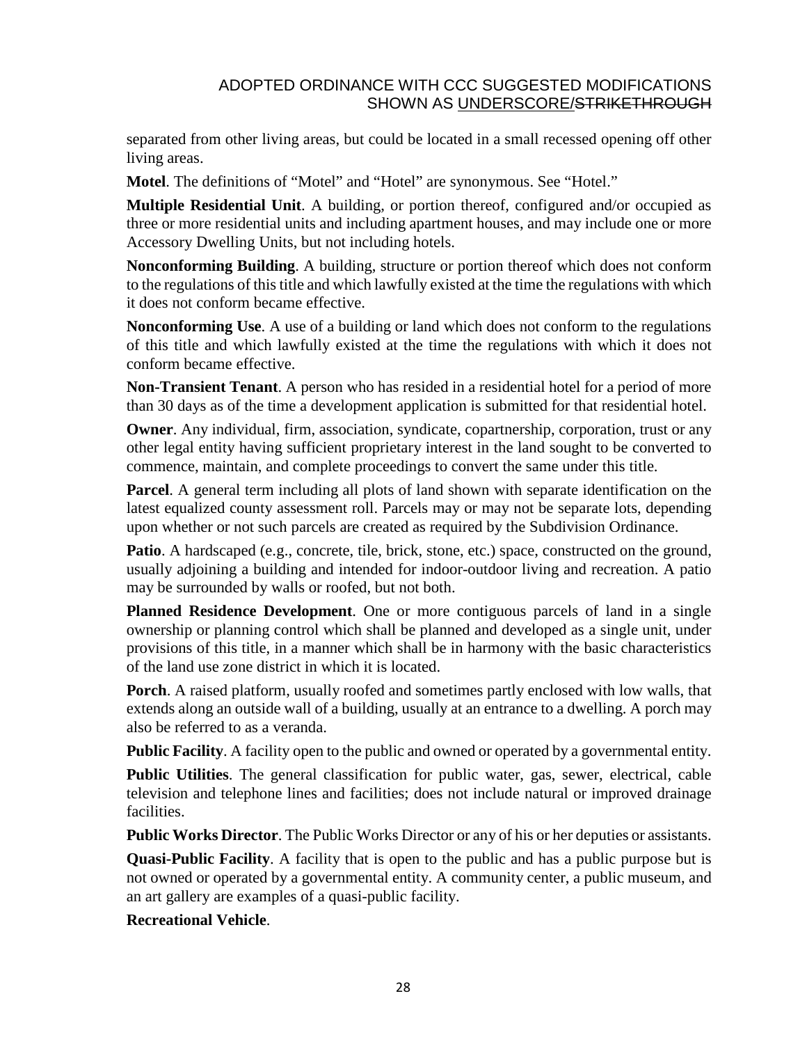separated from other living areas, but could be located in a small recessed opening off other living areas.

**Motel**. The definitions of "Motel" and "Hotel" are synonymous. See "Hotel."

**Multiple Residential Unit**. A building, or portion thereof, configured and/or occupied as three or more residential units and including apartment houses, and may include one or more Accessory Dwelling Units, but not including hotels.

**Nonconforming Building**. A building, structure or portion thereof which does not conform to the regulations of this title and which lawfully existed at the time the regulations with which it does not conform became effective.

**Nonconforming Use**. A use of a building or land which does not conform to the regulations of this title and which lawfully existed at the time the regulations with which it does not conform became effective.

**Non-Transient Tenant**. A person who has resided in a residential hotel for a period of more than 30 days as of the time a development application is submitted for that residential hotel.

**Owner**. Any individual, firm, association, syndicate, copartnership, corporation, trust or any other legal entity having sufficient proprietary interest in the land sought to be converted to commence, maintain, and complete proceedings to convert the same under this title.

**Parcel**. A general term including all plots of land shown with separate identification on the latest equalized county assessment roll. Parcels may or may not be separate lots, depending upon whether or not such parcels are created as required by the Subdivision Ordinance.

**Patio**. A hardscaped (e.g., concrete, tile, brick, stone, etc.) space, constructed on the ground, usually adjoining a building and intended for indoor-outdoor living and recreation. A patio may be surrounded by walls or roofed, but not both.

**Planned Residence Development**. One or more contiguous parcels of land in a single ownership or planning control which shall be planned and developed as a single unit, under provisions of this title, in a manner which shall be in harmony with the basic characteristics of the land use zone district in which it is located.

**Porch**. A raised platform, usually roofed and sometimes partly enclosed with low walls, that extends along an outside wall of a building, usually at an entrance to a dwelling. A porch may also be referred to as a veranda.

**Public Facility**. A facility open to the public and owned or operated by a governmental entity.

**Public Utilities**. The general classification for public water, gas, sewer, electrical, cable television and telephone lines and facilities; does not include natural or improved drainage facilities.

**Public Works Director**. The Public Works Director or any of his or her deputies or assistants.

**Quasi-Public Facility**. A facility that is open to the public and has a public purpose but is not owned or operated by a governmental entity. A community center, a public museum, and an art gallery are examples of a quasi-public facility.

**Recreational Vehicle**.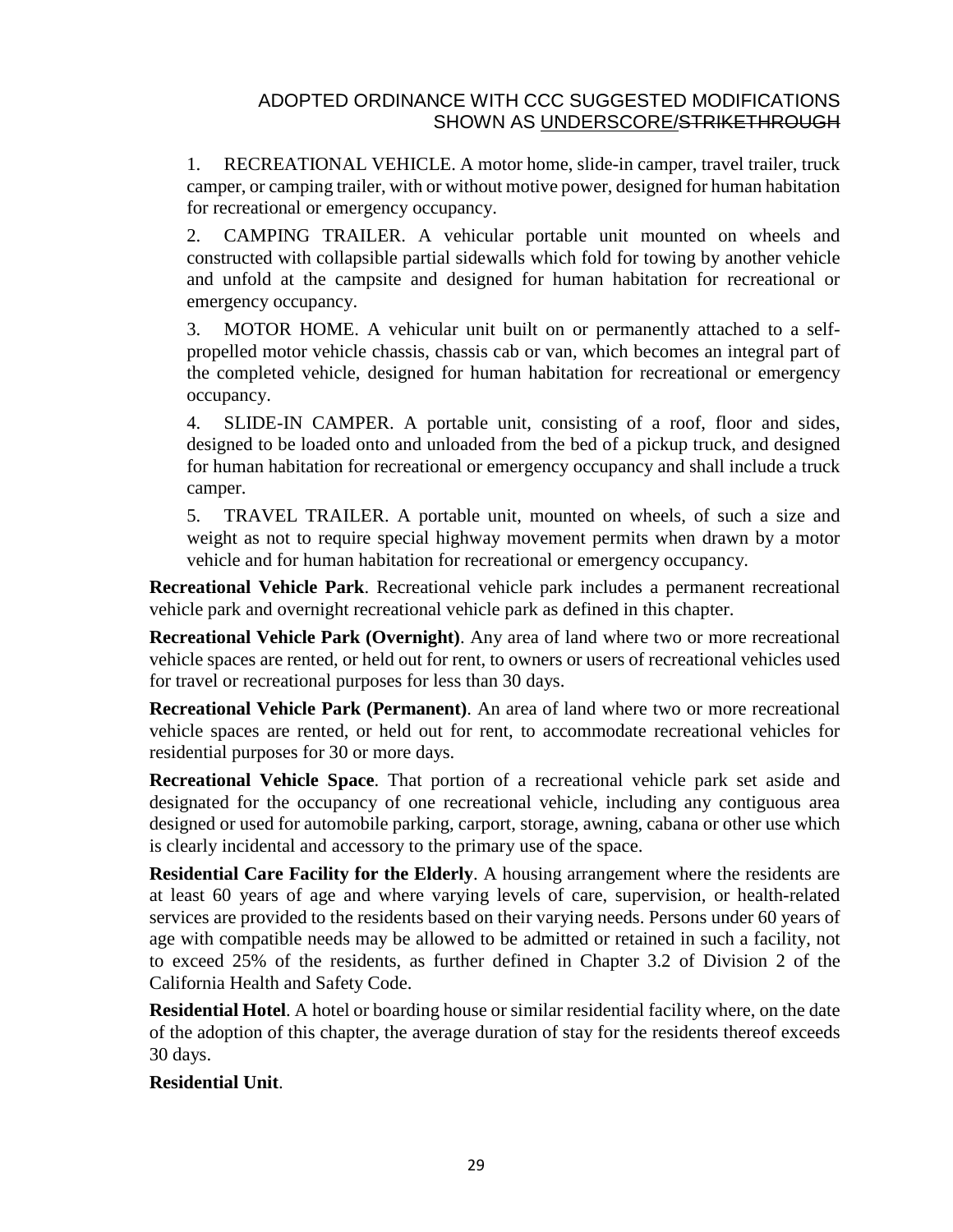1. RECREATIONAL VEHICLE. A motor home, slide-in camper, travel trailer, truck camper, or camping trailer, with or without motive power, designed for human habitation for recreational or emergency occupancy.

2. CAMPING TRAILER. A vehicular portable unit mounted on wheels and constructed with collapsible partial sidewalls which fold for towing by another vehicle and unfold at the campsite and designed for human habitation for recreational or emergency occupancy.

3. MOTOR HOME. A vehicular unit built on or permanently attached to a self-propelled motor vehicle chassis, chassis cab or van, which becomes an integral part of the completed vehicle, designed for human habitation for recreational or emergency occupancy.

4. SLIDE-IN CAMPER. A portable unit, consisting of a roof, floor and sides, designed to be loaded onto and unloaded from the bed of a pickup truck, and designed for human habitation for recreational or emergency occupancy and shall include a truck camper.

5. TRAVEL TRAILER. A portable unit, mounted on wheels, of such a size and weight as not to require special highway movement permits when drawn by a motor vehicle and for human habitation for recreational or emergency occupancy.

**Recreational Vehicle Park**. Recreational vehicle park includes a permanent recreational vehicle park and overnight recreational vehicle park as defined in this chapter.

**Recreational Vehicle Park (Overnight)**. Any area of land where two or more recreational vehicle spaces are rented, or held out for rent, to owners or users of recreational vehicles used for travel or recreational purposes for less than 30 days.

**Recreational Vehicle Park (Permanent)**. An area of land where two or more recreational vehicle spaces are rented, or held out for rent, to accommodate recreational vehicles for residential purposes for 30 or more days.

**Recreational Vehicle Space**. That portion of a recreational vehicle park set aside and designated for the occupancy of one recreational vehicle, including any contiguous area designed or used for automobile parking, carport, storage, awning, cabana or other use which is clearly incidental and accessory to the primary use of the space.

**Residential Care Facility for the Elderly**. A housing arrangement where the residents are at least 60 years of age and where varying levels of care, supervision, or health-related services are provided to the residents based on their varying needs. Persons under 60 years of age with compatible needs may be allowed to be admitted or retained in such a facility, not to exceed 25% of the residents, as further defined in Chapter 3.2 of Division 2 of the California Health and Safety Code.

**Residential Hotel**. A hotel or boarding house or similar residential facility where, on the date of the adoption of this chapter, the average duration of stay for the residents thereof exceeds 30 days.

**Residential Unit**.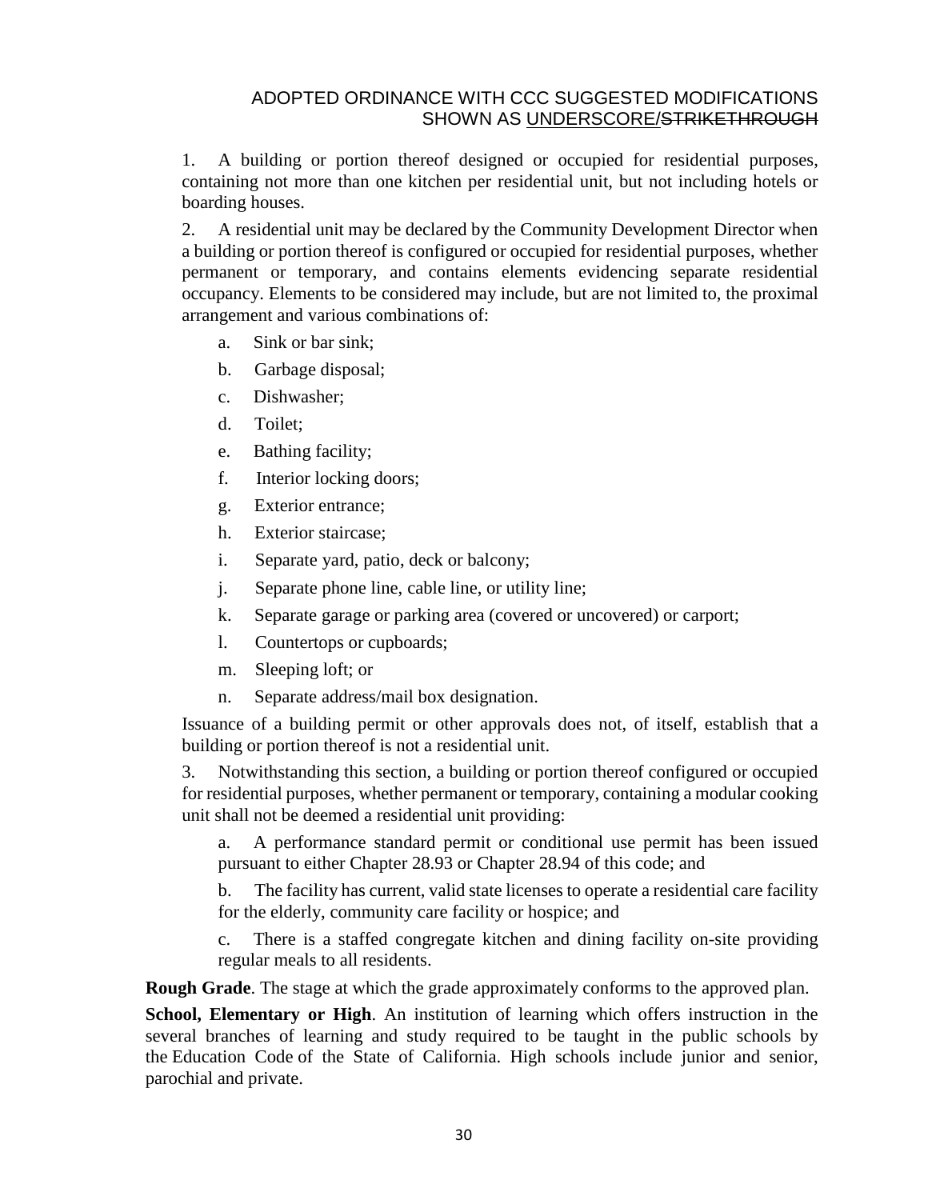1. A building or portion thereof designed or occupied for residential purposes, containing not more than one kitchen per residential unit, but not including hotels or boarding houses.

2. A residential unit may be declared by the Community Development Director when a building or portion thereof is configured or occupied for residential purposes, whether permanent or temporary, and contains elements evidencing separate residential occupancy. Elements to be considered may include, but are not limited to, the proximal arrangement and various combinations of:

   a. Sink or bar sink;

   b. Garbage disposal;

   c. Dishwasher;

   d. Toilet;

   e. Bathing facility;

   f. Interior locking doors;

   g. Exterior entrance;

   h. Exterior staircase;

   i. Separate yard, patio, deck or balcony;

   j. Separate phone line, cable line, or utility line;

   k. Separate garage or parking area (covered or uncovered) or carport;

   l. Countertops or cupboards;

   m. Sleeping loft; or

   n. Separate address/mail box designation.

Issuance of a building permit or other approvals does not, of itself, establish that a building or portion thereof is not a residential unit.

3. Notwithstanding this section, a building or portion thereof configured or occupied for residential purposes, whether permanent or temporary, containing a modular cooking unit shall not be deemed a residential unit providing:

   a. A performance standard permit or conditional use permit has been issued pursuant to either Chapter 28.93 or Chapter 28.94 of this code; and

   b. The facility has current, valid state licenses to operate a residential care facility for the elderly, community care facility or hospice; and

   c. There is a staffed congregate kitchen and dining facility on-site providing regular meals to all residents.

**Rough Grade**. The stage at which the grade approximately conforms to the approved plan.

**School, Elementary or High**. An institution of learning which offers instruction in the several branches of learning and study required to be taught in the public schools by the Education Code of the State of California. High schools include junior and senior, parochial and private.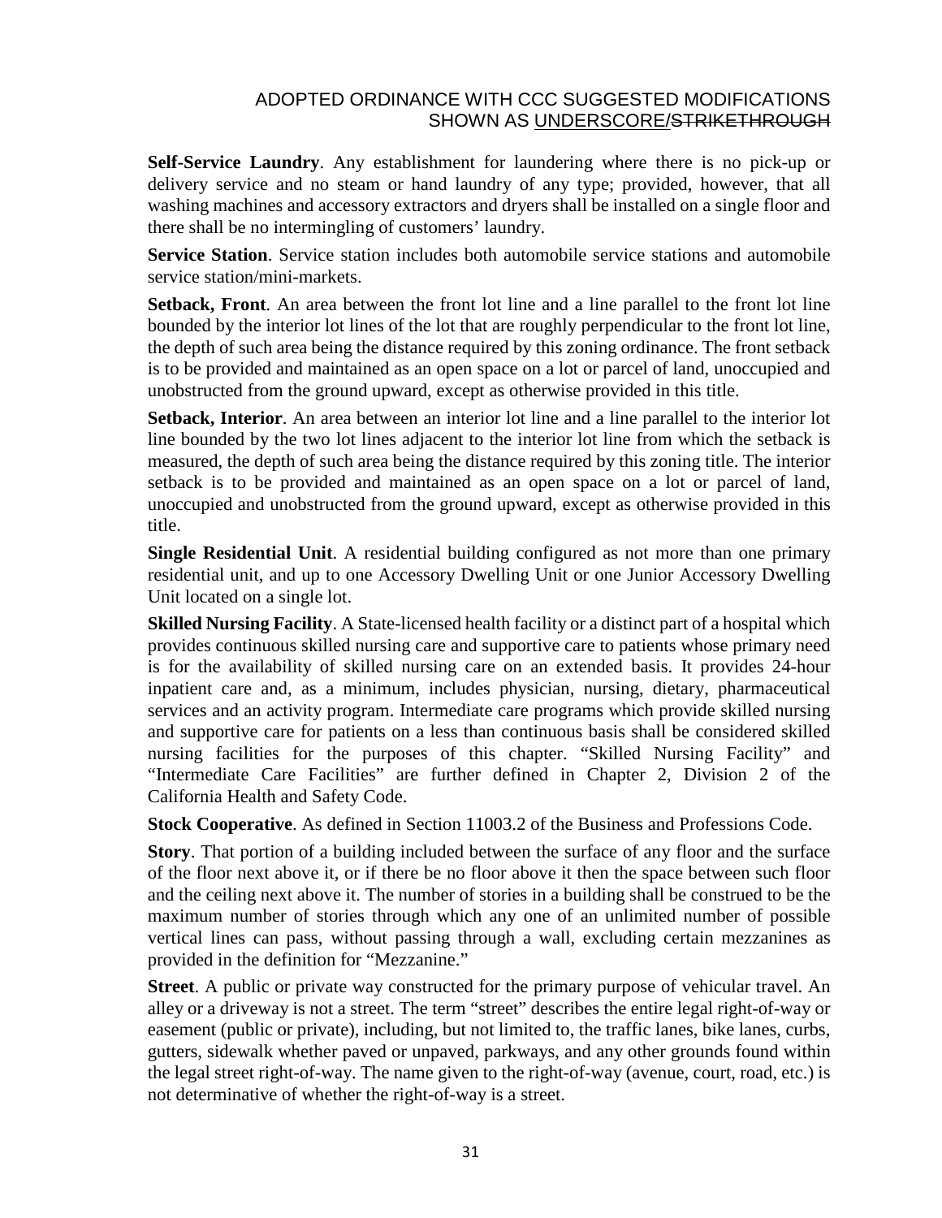**Self-Service Laundry**. Any establishment for laundering where there is no pick-up or delivery service and no steam or hand laundry of any type; provided, however, that all washing machines and accessory extractors and dryers shall be installed on a single floor and there shall be no intermingling of customers' laundry.

**Service Station**. Service station includes both automobile service stations and automobile service station/mini-markets.

**Setback, Front**. An area between the front lot line and a line parallel to the front lot line bounded by the interior lot lines of the lot that are roughly perpendicular to the front lot line, the depth of such area being the distance required by this zoning ordinance. The front setback is to be provided and maintained as an open space on a lot or parcel of land, unoccupied and unobstructed from the ground upward, except as otherwise provided in this title.

**Setback, Interior**. An area between an interior lot line and a line parallel to the interior lot line bounded by the two lot lines adjacent to the interior lot line from which the setback is measured, the depth of such area being the distance required by this zoning title. The interior setback is to be provided and maintained as an open space on a lot or parcel of land, unoccupied and unobstructed from the ground upward, except as otherwise provided in this title.

**Single Residential Unit**. A residential building configured as not more than one primary residential unit, and up to one Accessory Dwelling Unit or one Junior Accessory Dwelling Unit located on a single lot.

**Skilled Nursing Facility**. A State-licensed health facility or a distinct part of a hospital which provides continuous skilled nursing care and supportive care to patients whose primary need is for the availability of skilled nursing care on an extended basis. It provides 24-hour inpatient care and, as a minimum, includes physician, nursing, dietary, pharmaceutical services and an activity program. Intermediate care programs which provide skilled nursing and supportive care for patients on a less than continuous basis shall be considered skilled nursing facilities for the purposes of this chapter. "Skilled Nursing Facility" and "Intermediate Care Facilities" are further defined in Chapter 2, Division 2 of the California Health and Safety Code.

**Stock Cooperative**. As defined in Section 11003.2 of the Business and Professions Code.

**Story**. That portion of a building included between the surface of any floor and the surface of the floor next above it, or if there be no floor above it then the space between such floor and the ceiling next above it. The number of stories in a building shall be construed to be the maximum number of stories through which any one of an unlimited number of possible vertical lines can pass, without passing through a wall, excluding certain mezzanines as provided in the definition for "Mezzanine."

**Street**. A public or private way constructed for the primary purpose of vehicular travel. An alley or a driveway is not a street. The term "street" describes the entire legal right-of-way or easement (public or private), including, but not limited to, the traffic lanes, bike lanes, curbs, gutters, sidewalk whether paved or unpaved, parkways, and any other grounds found within the legal street right-of-way. The name given to the right-of-way (avenue, court, road, etc.) is not determinative of whether the right-of-way is a street.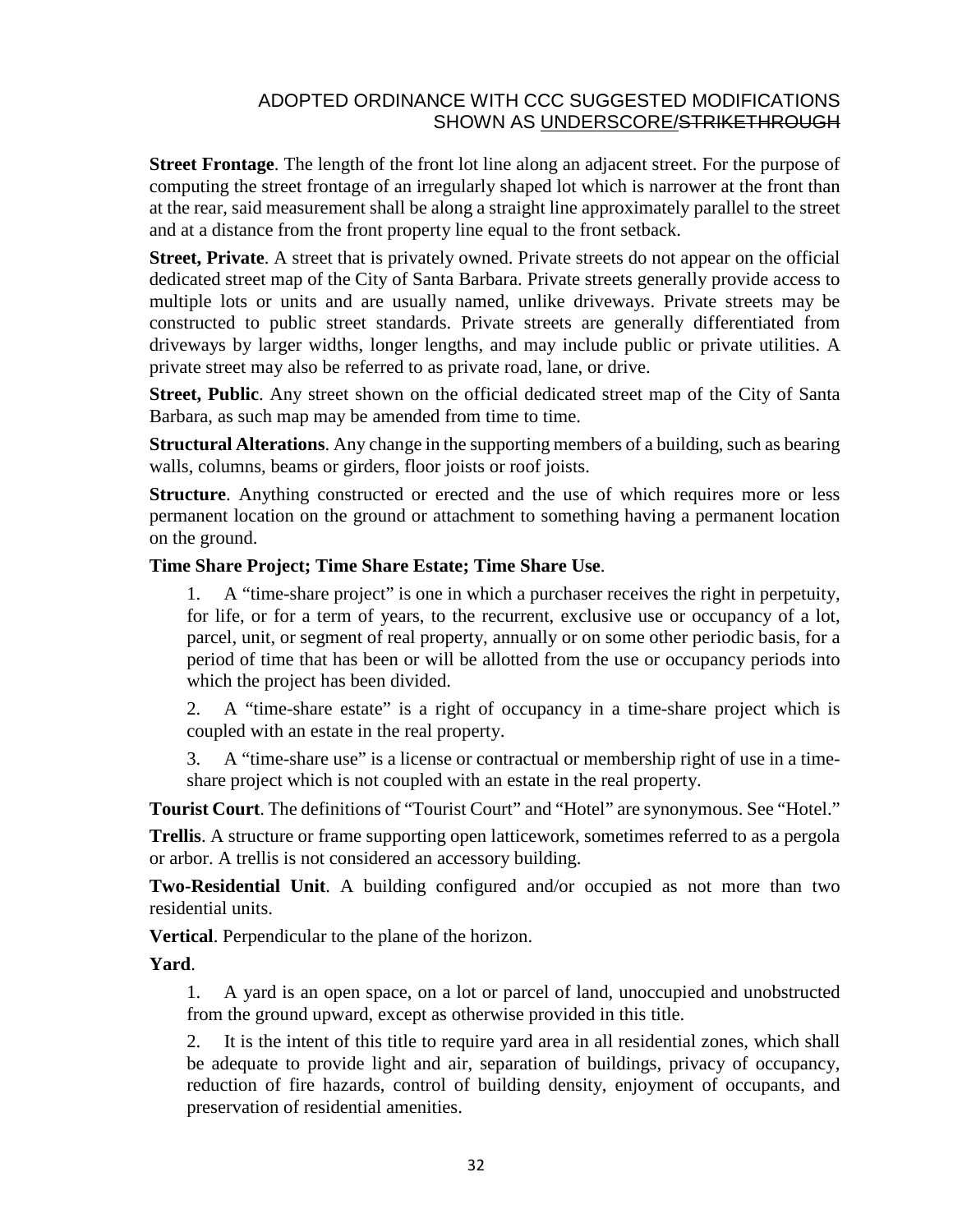**Street Frontage**. The length of the front lot line along an adjacent street. For the purpose of computing the street frontage of an irregularly shaped lot which is narrower at the front than at the rear, said measurement shall be along a straight line approximately parallel to the street and at a distance from the front property line equal to the front setback.

**Street, Private**. A street that is privately owned. Private streets do not appear on the official dedicated street map of the City of Santa Barbara. Private streets generally provide access to multiple lots or units and are usually named, unlike driveways. Private streets may be constructed to public street standards. Private streets are generally differentiated from driveways by larger widths, longer lengths, and may include public or private utilities. A private street may also be referred to as private road, lane, or drive.

**Street, Public**. Any street shown on the official dedicated street map of the City of Santa Barbara, as such map may be amended from time to time.

**Structural Alterations**. Any change in the supporting members of a building, such as bearing walls, columns, beams or girders, floor joists or roof joists.

**Structure**. Anything constructed or erected and the use of which requires more or less permanent location on the ground or attachment to something having a permanent location on the ground.

**Time Share Project; Time Share Estate; Time Share Use**.

1. A "time-share project" is one in which a purchaser receives the right in perpetuity, for life, or for a term of years, to the recurrent, exclusive use or occupancy of a lot, parcel, unit, or segment of real property, annually or on some other periodic basis, for a period of time that has been or will be allotted from the use or occupancy periods into which the project has been divided.

2. A "time-share estate" is a right of occupancy in a time-share project which is coupled with an estate in the real property.

3. A "time-share use" is a license or contractual or membership right of use in a time-share project which is not coupled with an estate in the real property.

**Tourist Court**. The definitions of "Tourist Court" and "Hotel" are synonymous. See "Hotel."

**Trellis**. A structure or frame supporting open latticework, sometimes referred to as a pergola or arbor. A trellis is not considered an accessory building.

**Two-Residential Unit**. A building configured and/or occupied as not more than two residential units.

**Vertical**. Perpendicular to the plane of the horizon.

**Yard**.

1. A yard is an open space, on a lot or parcel of land, unoccupied and unobstructed from the ground upward, except as otherwise provided in this title.

2. It is the intent of this title to require yard area in all residential zones, which shall be adequate to provide light and air, separation of buildings, privacy of occupancy, reduction of fire hazards, control of building density, enjoyment of occupants, and preservation of residential amenities.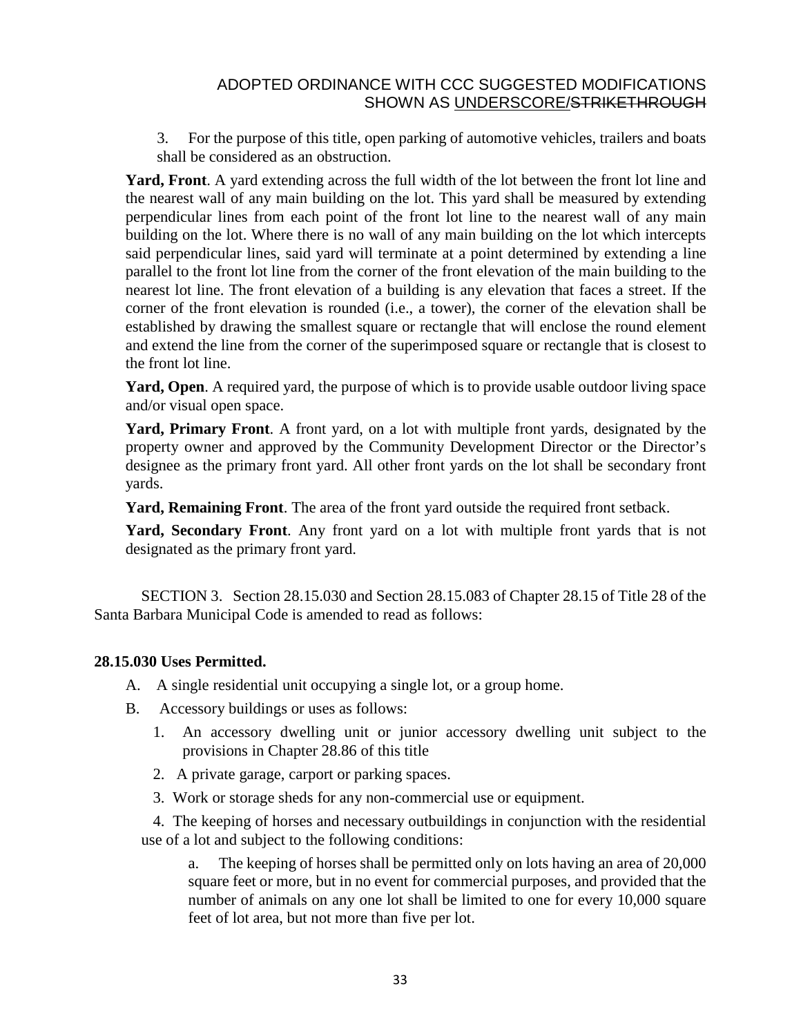3. For the purpose of this title, open parking of automotive vehicles, trailers and boats shall be considered as an obstruction.

**Yard, Front**. A yard extending across the full width of the lot between the front lot line and the nearest wall of any main building on the lot. This yard shall be measured by extending perpendicular lines from each point of the front lot line to the nearest wall of any main building on the lot. Where there is no wall of any main building on the lot which intercepts said perpendicular lines, said yard will terminate at a point determined by extending a line parallel to the front lot line from the corner of the front elevation of the main building to the nearest lot line. The front elevation of a building is any elevation that faces a street. If the corner of the front elevation is rounded (i.e., a tower), the corner of the elevation shall be established by drawing the smallest square or rectangle that will enclose the round element and extend the line from the corner of the superimposed square or rectangle that is closest to the front lot line.

**Yard, Open**. A required yard, the purpose of which is to provide usable outdoor living space and/or visual open space.

**Yard, Primary Front**. A front yard, on a lot with multiple front yards, designated by the property owner and approved by the Community Development Director or the Director's designee as the primary front yard. All other front yards on the lot shall be secondary front yards.

**Yard, Remaining Front**. The area of the front yard outside the required front setback.

**Yard, Secondary Front**. Any front yard on a lot with multiple front yards that is not designated as the primary front yard.

SECTION 3. Section 28.15.030 and Section 28.15.083 of Chapter 28.15 of Title 28 of the Santa Barbara Municipal Code is amended to read as follows:

**28.15.030 Uses Permitted.**

A. A single residential unit occupying a single lot, or a group home.

B. Accessory buildings or uses as follows:

1. An accessory dwelling unit or junior accessory dwelling unit subject to the provisions in Chapter 28.86 of this title

2. A private garage, carport or parking spaces.

3. Work or storage sheds for any non-commercial use or equipment.

4. The keeping of horses and necessary outbuildings in conjunction with the residential use of a lot and subject to the following conditions:

a. The keeping of horses shall be permitted only on lots having an area of 20,000 square feet or more, but in no event for commercial purposes, and provided that the number of animals on any one lot shall be limited to one for every 10,000 square feet of lot area, but not more than five per lot.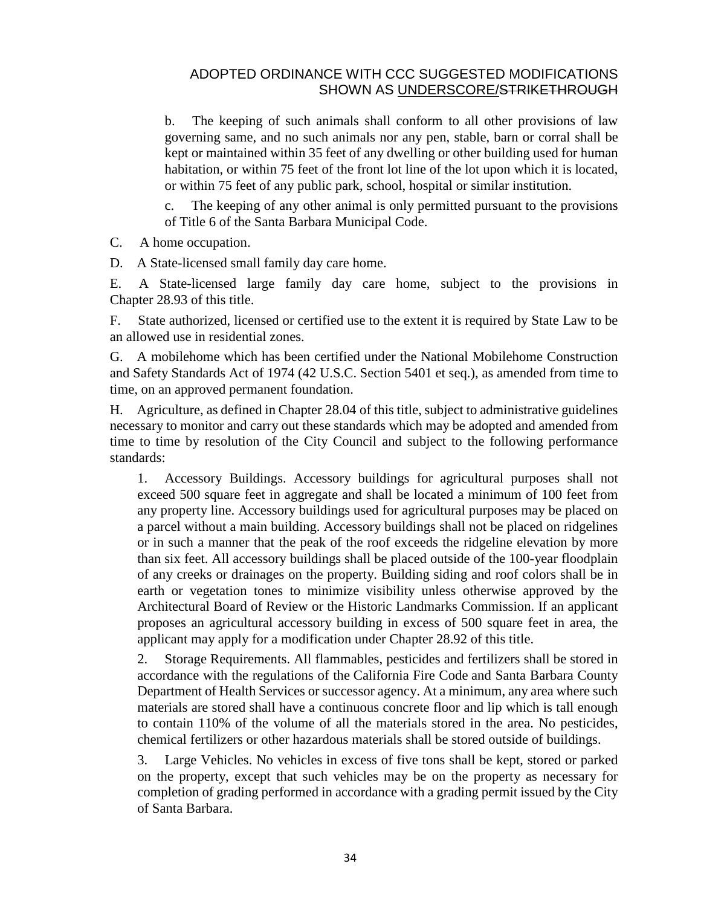b. The keeping of such animals shall conform to all other provisions of law governing same, and no such animals nor any pen, stable, barn or corral shall be kept or maintained within 35 feet of any dwelling or other building used for human habitation, or within 75 feet of the front lot line of the lot upon which it is located, or within 75 feet of any public park, school, hospital or similar institution.

c. The keeping of any other animal is only permitted pursuant to the provisions of Title 6 of the Santa Barbara Municipal Code.

C. A home occupation.

D. A State-licensed small family day care home.

E. A State-licensed large family day care home, subject to the provisions in Chapter 28.93 of this title.

F. State authorized, licensed or certified use to the extent it is required by State Law to be an allowed use in residential zones.

G. A mobilehome which has been certified under the National Mobilehome Construction and Safety Standards Act of 1974 (42 U.S.C. Section 5401 et seq.), as amended from time to time, on an approved permanent foundation.

H. Agriculture, as defined in Chapter 28.04 of this title, subject to administrative guidelines necessary to monitor and carry out these standards which may be adopted and amended from time to time by resolution of the City Council and subject to the following performance standards:

1. Accessory Buildings. Accessory buildings for agricultural purposes shall not exceed 500 square feet in aggregate and shall be located a minimum of 100 feet from any property line. Accessory buildings used for agricultural purposes may be placed on a parcel without a main building. Accessory buildings shall not be placed on ridgelines or in such a manner that the peak of the roof exceeds the ridgeline elevation by more than six feet. All accessory buildings shall be placed outside of the 100-year floodplain of any creeks or drainages on the property. Building siding and roof colors shall be in earth or vegetation tones to minimize visibility unless otherwise approved by the Architectural Board of Review or the Historic Landmarks Commission. If an applicant proposes an agricultural accessory building in excess of 500 square feet in area, the applicant may apply for a modification under Chapter 28.92 of this title.

2. Storage Requirements. All flammables, pesticides and fertilizers shall be stored in accordance with the regulations of the California Fire Code and Santa Barbara County Department of Health Services or successor agency. At a minimum, any area where such materials are stored shall have a continuous concrete floor and lip which is tall enough to contain 110% of the volume of all the materials stored in the area. No pesticides, chemical fertilizers or other hazardous materials shall be stored outside of buildings.

3. Large Vehicles. No vehicles in excess of five tons shall be kept, stored or parked on the property, except that such vehicles may be on the property as necessary for completion of grading performed in accordance with a grading permit issued by the City of Santa Barbara.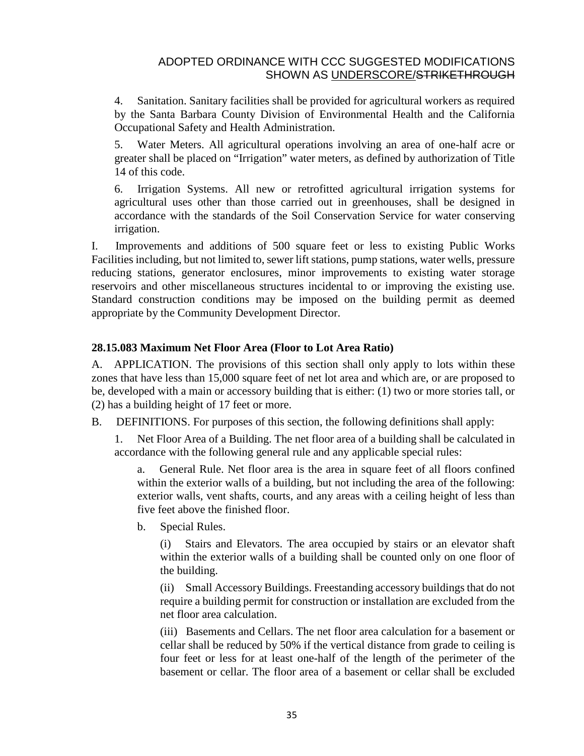4. Sanitation. Sanitary facilities shall be provided for agricultural workers as required by the Santa Barbara County Division of Environmental Health and the California Occupational Safety and Health Administration.

5. Water Meters. All agricultural operations involving an area of one-half acre or greater shall be placed on “Irrigation” water meters, as defined by authorization of Title 14 of this code.

6. Irrigation Systems. All new or retrofitted agricultural irrigation systems for agricultural uses other than those carried out in greenhouses, shall be designed in accordance with the standards of the Soil Conservation Service for water conserving irrigation.

I. Improvements and additions of 500 square feet or less to existing Public Works Facilities including, but not limited to, sewer lift stations, pump stations, water wells, pressure reducing stations, generator enclosures, minor improvements to existing water storage reservoirs and other miscellaneous structures incidental to or improving the existing use. Standard construction conditions may be imposed on the building permit as deemed appropriate by the Community Development Director.

**28.15.083 Maximum Net Floor Area (Floor to Lot Area Ratio)**

A. APPLICATION. The provisions of this section shall only apply to lots within these zones that have less than 15,000 square feet of net lot area and which are, or are proposed to be, developed with a main or accessory building that is either: (1) two or more stories tall, or (2) has a building height of 17 feet or more.

B. DEFINITIONS. For purposes of this section, the following definitions shall apply:

1. Net Floor Area of a Building. The net floor area of a building shall be calculated in accordance with the following general rule and any applicable special rules:

a. General Rule. Net floor area is the area in square feet of all floors confined within the exterior walls of a building, but not including the area of the following: exterior walls, vent shafts, courts, and any areas with a ceiling height of less than five feet above the finished floor.

b. Special Rules.

(i) Stairs and Elevators. The area occupied by stairs or an elevator shaft within the exterior walls of a building shall be counted only on one floor of the building.

(ii) Small Accessory Buildings. Freestanding accessory buildings that do not require a building permit for construction or installation are excluded from the net floor area calculation.

(iii) Basements and Cellars. The net floor area calculation for a basement or cellar shall be reduced by 50% if the vertical distance from grade to ceiling is four feet or less for at least one-half of the length of the perimeter of the basement or cellar. The floor area of a basement or cellar shall be excluded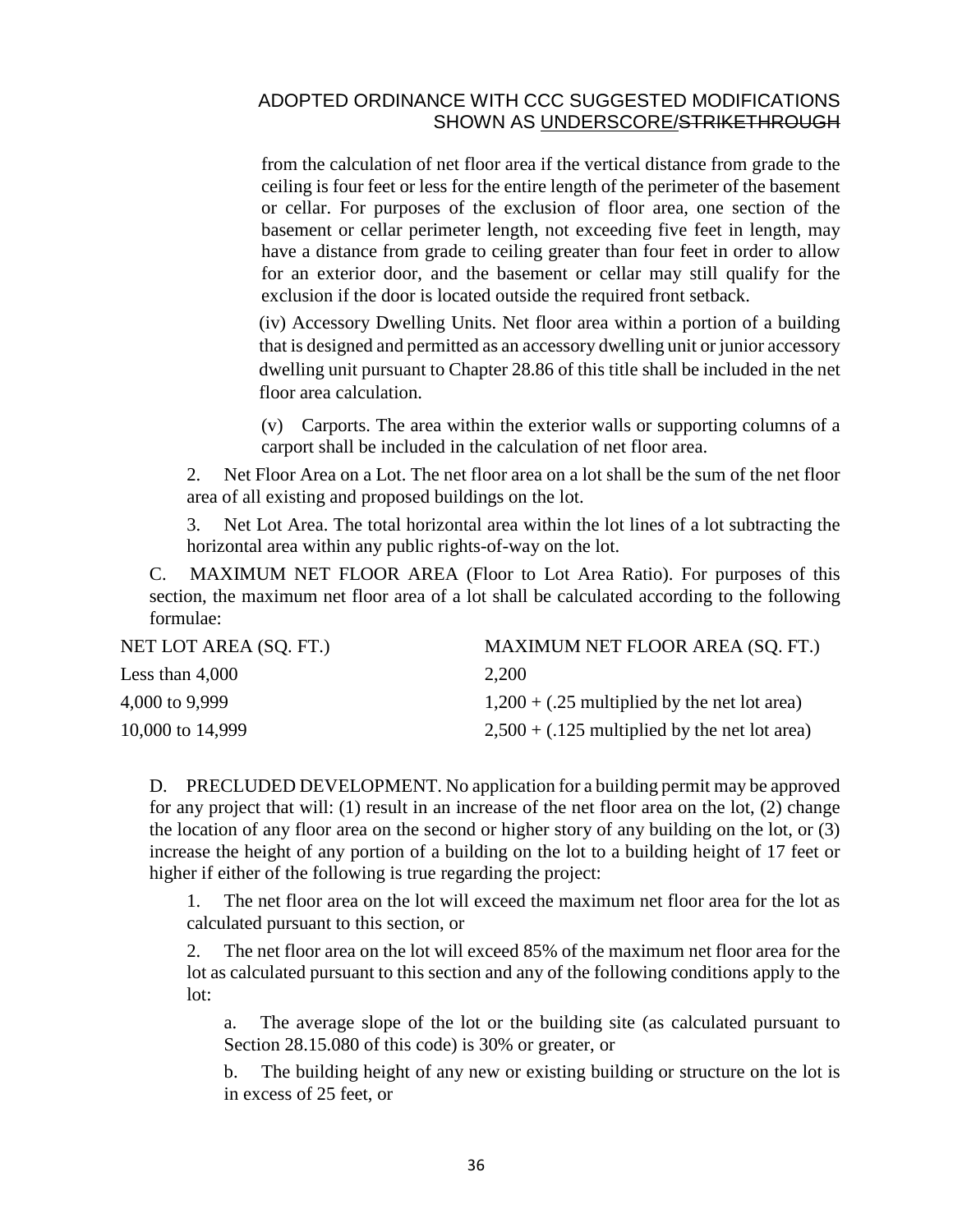from the calculation of net floor area if the vertical distance from grade to the ceiling is four feet or less for the entire length of the perimeter of the basement or cellar. For purposes of the exclusion of floor area, one section of the basement or cellar perimeter length, not exceeding five feet in length, may have a distance from grade to ceiling greater than four feet in order to allow for an exterior door, and the basement or cellar may still qualify for the exclusion if the door is located outside the required front setback.

(iv) Accessory Dwelling Units. Net floor area within a portion of a building that is designed and permitted as an accessory dwelling unit or junior accessory dwelling unit pursuant to Chapter 28.86 of this title shall be included in the net floor area calculation.

(v) Carports. The area within the exterior walls or supporting columns of a carport shall be included in the calculation of net floor area.

2. Net Floor Area on a Lot. The net floor area on a lot shall be the sum of the net floor area of all existing and proposed buildings on the lot.

3. Net Lot Area. The total horizontal area within the lot lines of a lot subtracting the horizontal area within any public rights-of-way on the lot.

C. MAXIMUM NET FLOOR AREA (Floor to Lot Area Ratio). For purposes of this section, the maximum net floor area of a lot shall be calculated according to the following formulae:

| NET LOT AREA (SQ. FT.) | MAXIMUM NET FLOOR AREA (SQ. FT.) |
|---|---|
| Less than 4,000 | 2,200 |
| 4,000 to 9,999 | 1,200 + (.25 multiplied by the net lot area) |
| 10,000 to 14,999 | 2,500 + (.125 multiplied by the net lot area) |

D. PRECLUDED DEVELOPMENT. No application for a building permit may be approved for any project that will: (1) result in an increase of the net floor area on the lot, (2) change the location of any floor area on the second or higher story of any building on the lot, or (3) increase the height of any portion of a building on the lot to a building height of 17 feet or higher if either of the following is true regarding the project:

1. The net floor area on the lot will exceed the maximum net floor area for the lot as calculated pursuant to this section, or

2. The net floor area on the lot will exceed 85% of the maximum net floor area for the lot as calculated pursuant to this section and any of the following conditions apply to the lot:

a. The average slope of the lot or the building site (as calculated pursuant to Section 28.15.080 of this code) is 30% or greater, or

b. The building height of any new or existing building or structure on the lot is in excess of 25 feet, or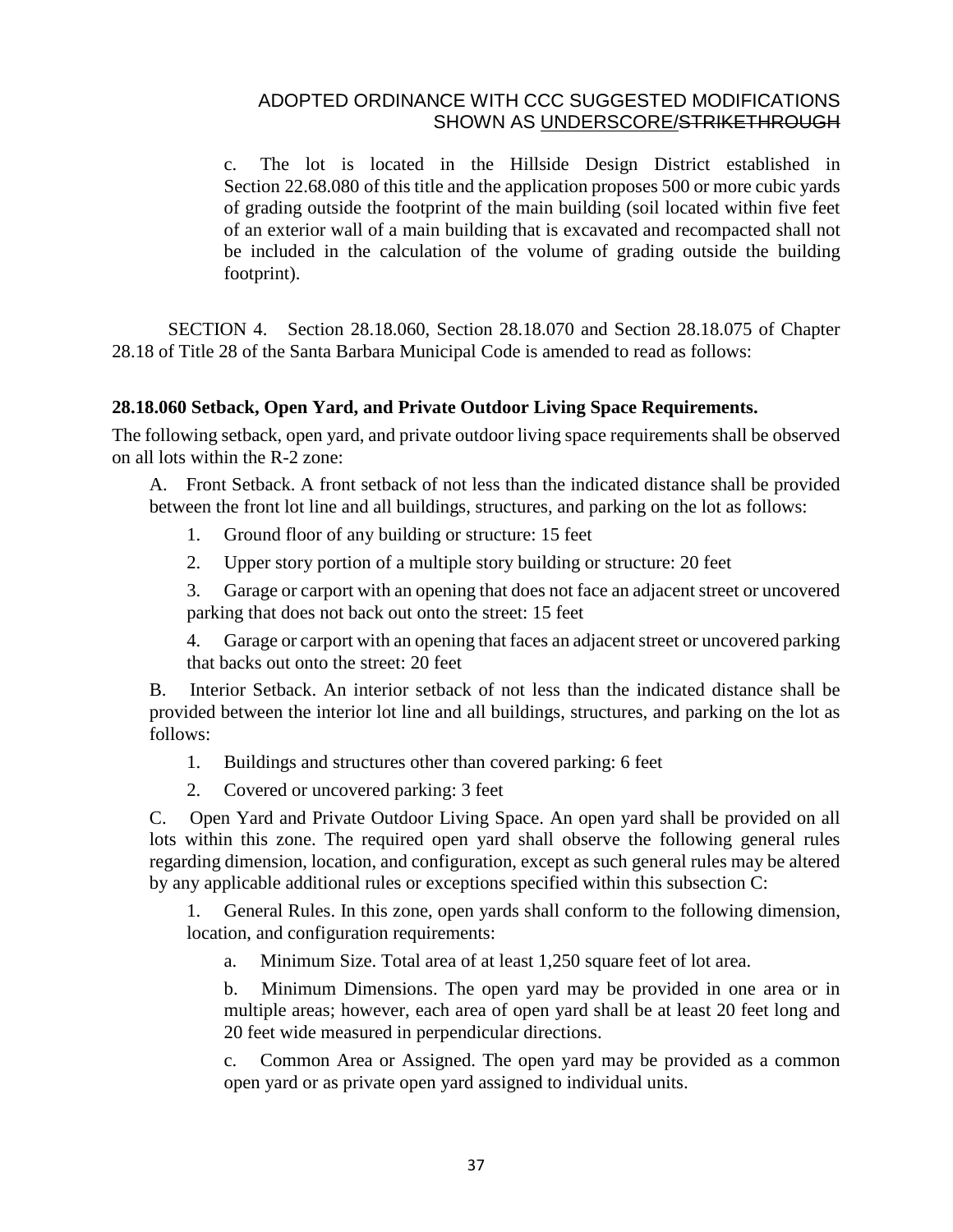c. The lot is located in the Hillside Design District established in Section 22.68.080 of this title and the application proposes 500 or more cubic yards of grading outside the footprint of the main building (soil located within five feet of an exterior wall of a main building that is excavated and recompacted shall not be included in the calculation of the volume of grading outside the building footprint).

SECTION 4. Section 28.18.060, Section 28.18.070 and Section 28.18.075 of Chapter 28.18 of Title 28 of the Santa Barbara Municipal Code is amended to read as follows:

**28.18.060 Setback, Open Yard, and Private Outdoor Living Space Requirements.**

The following setback, open yard, and private outdoor living space requirements shall be observed on all lots within the R-2 zone:

A. Front Setback. A front setback of not less than the indicated distance shall be provided between the front lot line and all buildings, structures, and parking on the lot as follows:

1. Ground floor of any building or structure: 15 feet

2. Upper story portion of a multiple story building or structure: 20 feet

3. Garage or carport with an opening that does not face an adjacent street or uncovered parking that does not back out onto the street: 15 feet

4. Garage or carport with an opening that faces an adjacent street or uncovered parking that backs out onto the street: 20 feet

B. Interior Setback. An interior setback of not less than the indicated distance shall be provided between the interior lot line and all buildings, structures, and parking on the lot as follows:

1. Buildings and structures other than covered parking: 6 feet

2. Covered or uncovered parking: 3 feet

C. Open Yard and Private Outdoor Living Space. An open yard shall be provided on all lots within this zone. The required open yard shall observe the following general rules regarding dimension, location, and configuration, except as such general rules may be altered by any applicable additional rules or exceptions specified within this subsection C:

1. General Rules. In this zone, open yards shall conform to the following dimension, location, and configuration requirements:

a. Minimum Size. Total area of at least 1,250 square feet of lot area.

b. Minimum Dimensions. The open yard may be provided in one area or in multiple areas; however, each area of open yard shall be at least 20 feet long and 20 feet wide measured in perpendicular directions.

c. Common Area or Assigned. The open yard may be provided as a common open yard or as private open yard assigned to individual units.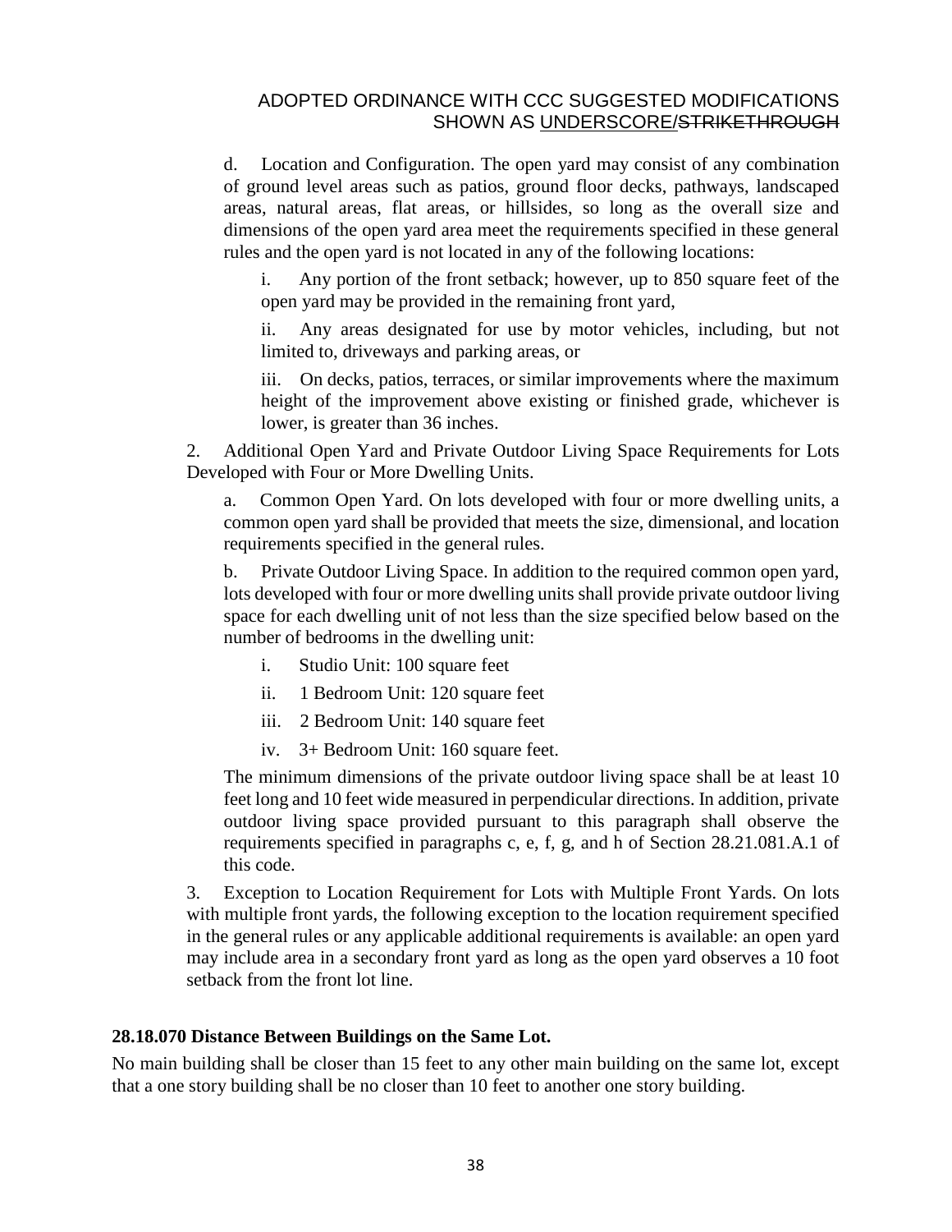d. Location and Configuration. The open yard may consist of any combination of ground level areas such as patios, ground floor decks, pathways, landscaped areas, natural areas, flat areas, or hillsides, so long as the overall size and dimensions of the open yard area meet the requirements specified in these general rules and the open yard is not located in any of the following locations:

i. Any portion of the front setback; however, up to 850 square feet of the open yard may be provided in the remaining front yard,

ii. Any areas designated for use by motor vehicles, including, but not limited to, driveways and parking areas, or

iii. On decks, patios, terraces, or similar improvements where the maximum height of the improvement above existing or finished grade, whichever is lower, is greater than 36 inches.

2. Additional Open Yard and Private Outdoor Living Space Requirements for Lots Developed with Four or More Dwelling Units.

a. Common Open Yard. On lots developed with four or more dwelling units, a common open yard shall be provided that meets the size, dimensional, and location requirements specified in the general rules.

b. Private Outdoor Living Space. In addition to the required common open yard, lots developed with four or more dwelling units shall provide private outdoor living space for each dwelling unit of not less than the size specified below based on the number of bedrooms in the dwelling unit:

i. Studio Unit: 100 square feet

ii. 1 Bedroom Unit: 120 square feet

iii. 2 Bedroom Unit: 140 square feet

iv. 3+ Bedroom Unit: 160 square feet.

The minimum dimensions of the private outdoor living space shall be at least 10 feet long and 10 feet wide measured in perpendicular directions. In addition, private outdoor living space provided pursuant to this paragraph shall observe the requirements specified in paragraphs c, e, f, g, and h of Section 28.21.081.A.1 of this code.

3. Exception to Location Requirement for Lots with Multiple Front Yards. On lots with multiple front yards, the following exception to the location requirement specified in the general rules or any applicable additional requirements is available: an open yard may include area in a secondary front yard as long as the open yard observes a 10 foot setback from the front lot line.

**28.18.070 Distance Between Buildings on the Same Lot.**

No main building shall be closer than 15 feet to any other main building on the same lot, except that a one story building shall be no closer than 10 feet to another one story building.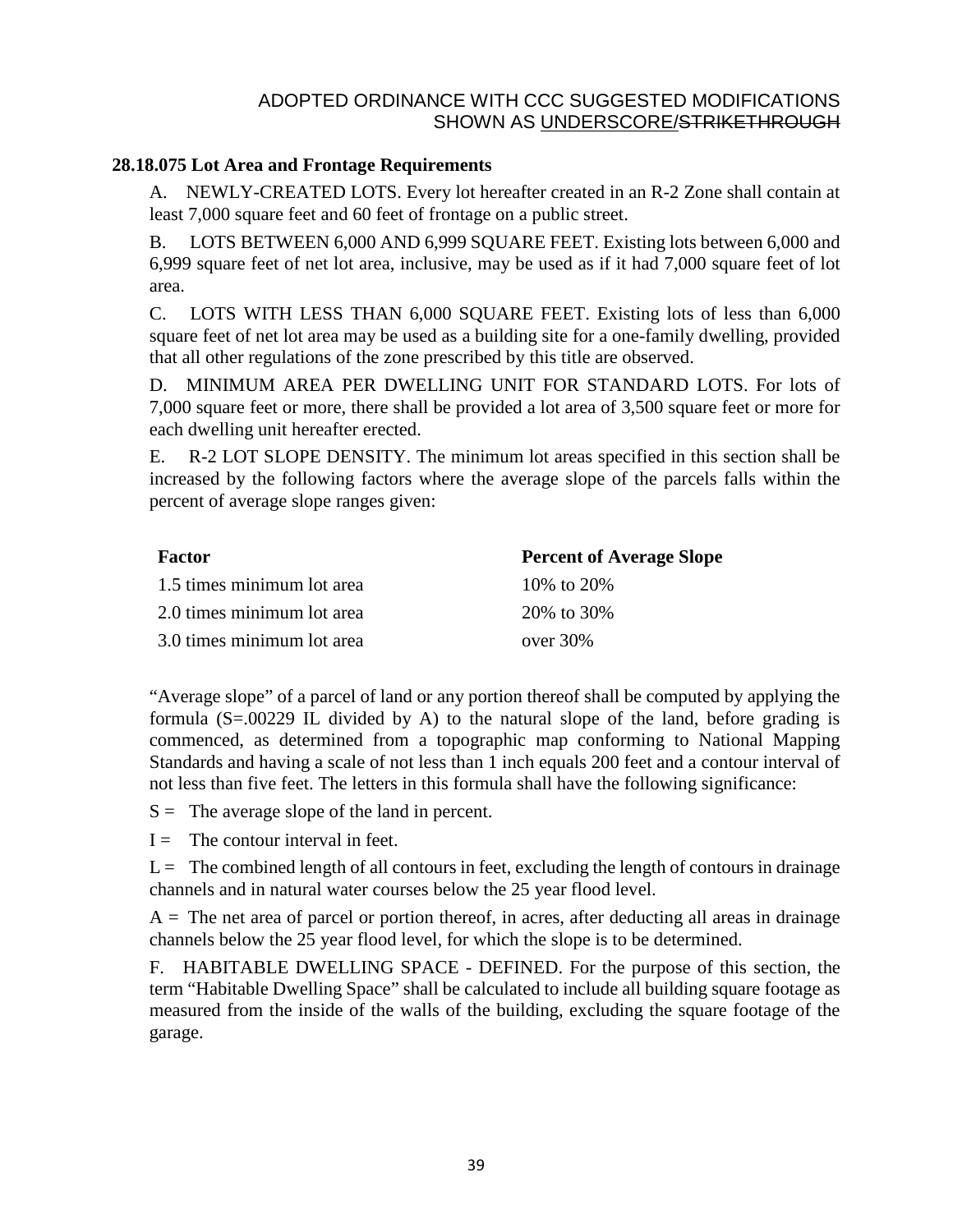ADOPTED ORDINANCE WITH CCC SUGGESTED MODIFICATIONS SHOWN AS UNDERSCORE/~~STRIKETHROUGH~~

**28.18.075 Lot Area and Frontage Requirements**

A. NEWLY-CREATED LOTS. Every lot hereafter created in an R-2 Zone shall contain at least 7,000 square feet and 60 feet of frontage on a public street.

B. LOTS BETWEEN 6,000 AND 6,999 SQUARE FEET. Existing lots between 6,000 and 6,999 square feet of net lot area, inclusive, may be used as if it had 7,000 square feet of lot area.

C. LOTS WITH LESS THAN 6,000 SQUARE FEET. Existing lots of less than 6,000 square feet of net lot area may be used as a building site for a one-family dwelling, provided that all other regulations of the zone prescribed by this title are observed.

D. MINIMUM AREA PER DWELLING UNIT FOR STANDARD LOTS. For lots of 7,000 square feet or more, there shall be provided a lot area of 3,500 square feet or more for each dwelling unit hereafter erected.

E. R-2 LOT SLOPE DENSITY. The minimum lot areas specified in this section shall be increased by the following factors where the average slope of the parcels falls within the percent of average slope ranges given:

| **Factor** | **Percent of Average Slope** |
|---|---|
| 1.5 times minimum lot area | 10% to 20% |
| 2.0 times minimum lot area | 20% to 30% |
| 3.0 times minimum lot area | over 30% |

"Average slope" of a parcel of land or any portion thereof shall be computed by applying the formula (S=.00229 IL divided by A) to the natural slope of the land, before grading is commenced, as determined from a topographic map conforming to National Mapping Standards and having a scale of not less than 1 inch equals 200 feet and a contour interval of not less than five feet. The letters in this formula shall have the following significance:

S = The average slope of the land in percent.

I = The contour interval in feet.

L = The combined length of all contours in feet, excluding the length of contours in drainage channels and in natural water courses below the 25 year flood level.

A = The net area of parcel or portion thereof, in acres, after deducting all areas in drainage channels below the 25 year flood level, for which the slope is to be determined.

F. HABITABLE DWELLING SPACE - DEFINED. For the purpose of this section, the term "Habitable Dwelling Space" shall be calculated to include all building square footage as measured from the inside of the walls of the building, excluding the square footage of the garage.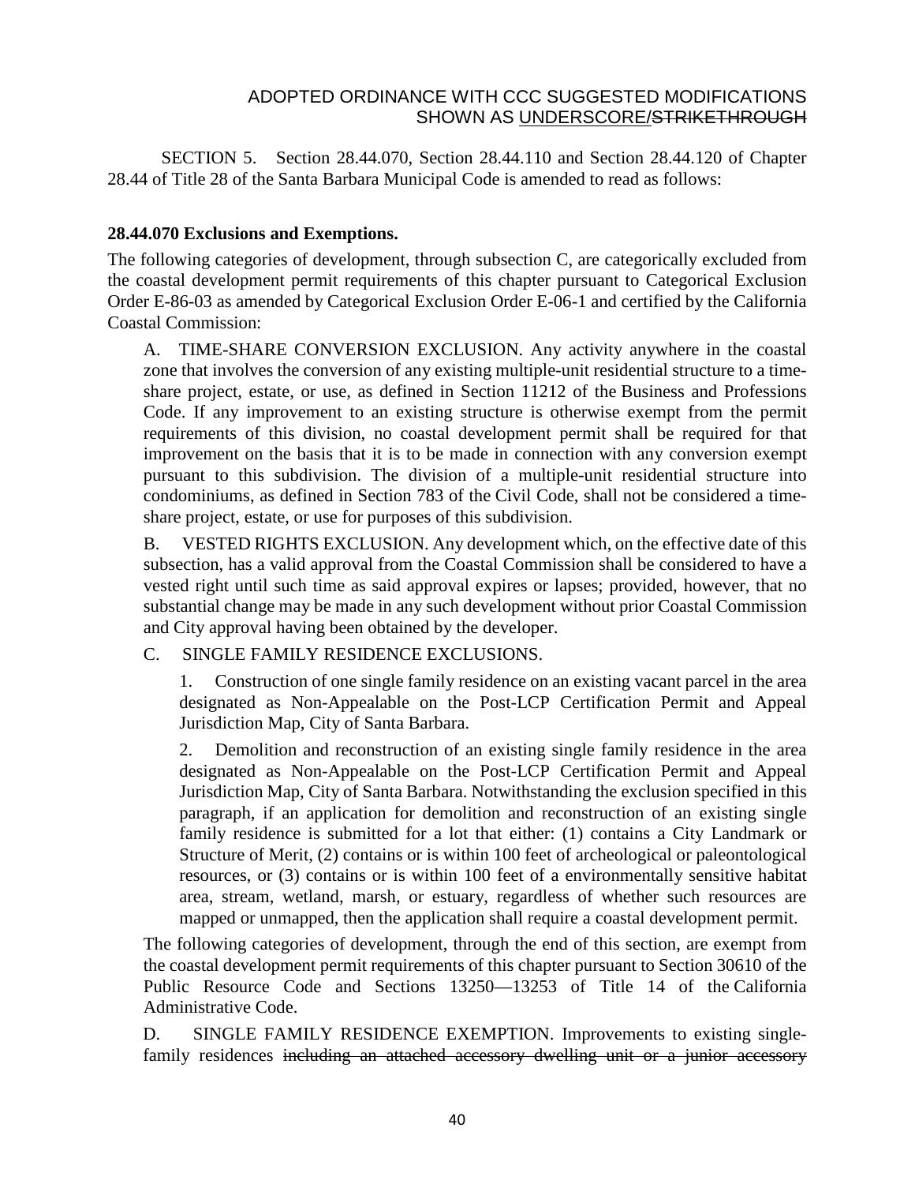ADOPTED ORDINANCE WITH CCC SUGGESTED MODIFICATIONS SHOWN AS <u>UNDERSCORE</u>/~~STRIKETHROUGH~~

SECTION 5. Section 28.44.070, Section 28.44.110 and Section 28.44.120 of Chapter 28.44 of Title 28 of the Santa Barbara Municipal Code is amended to read as follows:

**28.44.070 Exclusions and Exemptions.**

The following categories of development, through subsection C, are categorically excluded from the coastal development permit requirements of this chapter pursuant to Categorical Exclusion Order E-86-03 as amended by Categorical Exclusion Order E-06-1 and certified by the California Coastal Commission:

A. TIME-SHARE CONVERSION EXCLUSION. Any activity anywhere in the coastal zone that involves the conversion of any existing multiple-unit residential structure to a time-share project, estate, or use, as defined in Section 11212 of the Business and Professions Code. If any improvement to an existing structure is otherwise exempt from the permit requirements of this division, no coastal development permit shall be required for that improvement on the basis that it is to be made in connection with any conversion exempt pursuant to this subdivision. The division of a multiple-unit residential structure into condominiums, as defined in Section 783 of the Civil Code, shall not be considered a time-share project, estate, or use for purposes of this subdivision.

B. VESTED RIGHTS EXCLUSION. Any development which, on the effective date of this subsection, has a valid approval from the Coastal Commission shall be considered to have a vested right until such time as said approval expires or lapses; provided, however, that no substantial change may be made in any such development without prior Coastal Commission and City approval having been obtained by the developer.

C. SINGLE FAMILY RESIDENCE EXCLUSIONS.

1. Construction of one single family residence on an existing vacant parcel in the area designated as Non-Appealable on the Post-LCP Certification Permit and Appeal Jurisdiction Map, City of Santa Barbara.

2. Demolition and reconstruction of an existing single family residence in the area designated as Non-Appealable on the Post-LCP Certification Permit and Appeal Jurisdiction Map, City of Santa Barbara. Notwithstanding the exclusion specified in this paragraph, if an application for demolition and reconstruction of an existing single family residence is submitted for a lot that either: (1) contains a City Landmark or Structure of Merit, (2) contains or is within 100 feet of archeological or paleontological resources, or (3) contains or is within 100 feet of a environmentally sensitive habitat area, stream, wetland, marsh, or estuary, regardless of whether such resources are mapped or unmapped, then the application shall require a coastal development permit.

The following categories of development, through the end of this section, are exempt from the coastal development permit requirements of this chapter pursuant to Section 30610 of the Public Resource Code and Sections 13250—13253 of Title 14 of the California Administrative Code.

D. SINGLE FAMILY RESIDENCE EXEMPTION. Improvements to existing single-family residences ~~including an attached accessory dwelling unit or a junior accessory~~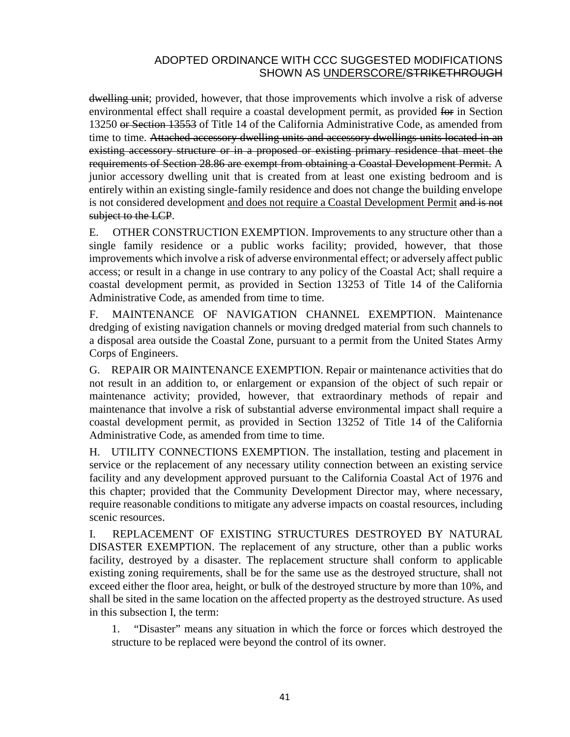~~dwelling unit~~; provided, however, that those improvements which involve a risk of adverse environmental effect shall require a coastal development permit, as provided ~~for~~ in Section 13250 ~~or Section 13553~~ of Title 14 of the California Administrative Code, as amended from time to time. ~~Attached accessory dwelling units and accessory dwellings units located in an existing accessory structure or in a proposed or existing primary residence that meet the requirements of Section 28.86 are exempt from obtaining a Coastal Development Permit.~~ A junior accessory dwelling unit that is created from at least one existing bedroom and is entirely within an existing single-family residence and does not change the building envelope is not considered development <u>and does not require a Coastal Development Permit</u> ~~and is not subject to the LCP~~.

E. OTHER CONSTRUCTION EXEMPTION. Improvements to any structure other than a single family residence or a public works facility; provided, however, that those improvements which involve a risk of adverse environmental effect; or adversely affect public access; or result in a change in use contrary to any policy of the Coastal Act; shall require a coastal development permit, as provided in Section 13253 of Title 14 of the California Administrative Code, as amended from time to time.

F. MAINTENANCE OF NAVIGATION CHANNEL EXEMPTION. Maintenance dredging of existing navigation channels or moving dredged material from such channels to a disposal area outside the Coastal Zone, pursuant to a permit from the United States Army Corps of Engineers.

G. REPAIR OR MAINTENANCE EXEMPTION. Repair or maintenance activities that do not result in an addition to, or enlargement or expansion of the object of such repair or maintenance activity; provided, however, that extraordinary methods of repair and maintenance that involve a risk of substantial adverse environmental impact shall require a coastal development permit, as provided in Section 13252 of Title 14 of the California Administrative Code, as amended from time to time.

H. UTILITY CONNECTIONS EXEMPTION. The installation, testing and placement in service or the replacement of any necessary utility connection between an existing service facility and any development approved pursuant to the California Coastal Act of 1976 and this chapter; provided that the Community Development Director may, where necessary, require reasonable conditions to mitigate any adverse impacts on coastal resources, including scenic resources.

I. REPLACEMENT OF EXISTING STRUCTURES DESTROYED BY NATURAL DISASTER EXEMPTION. The replacement of any structure, other than a public works facility, destroyed by a disaster. The replacement structure shall conform to applicable existing zoning requirements, shall be for the same use as the destroyed structure, shall not exceed either the floor area, height, or bulk of the destroyed structure by more than 10%, and shall be sited in the same location on the affected property as the destroyed structure. As used in this subsection I, the term:

1. "Disaster" means any situation in which the force or forces which destroyed the structure to be replaced were beyond the control of its owner.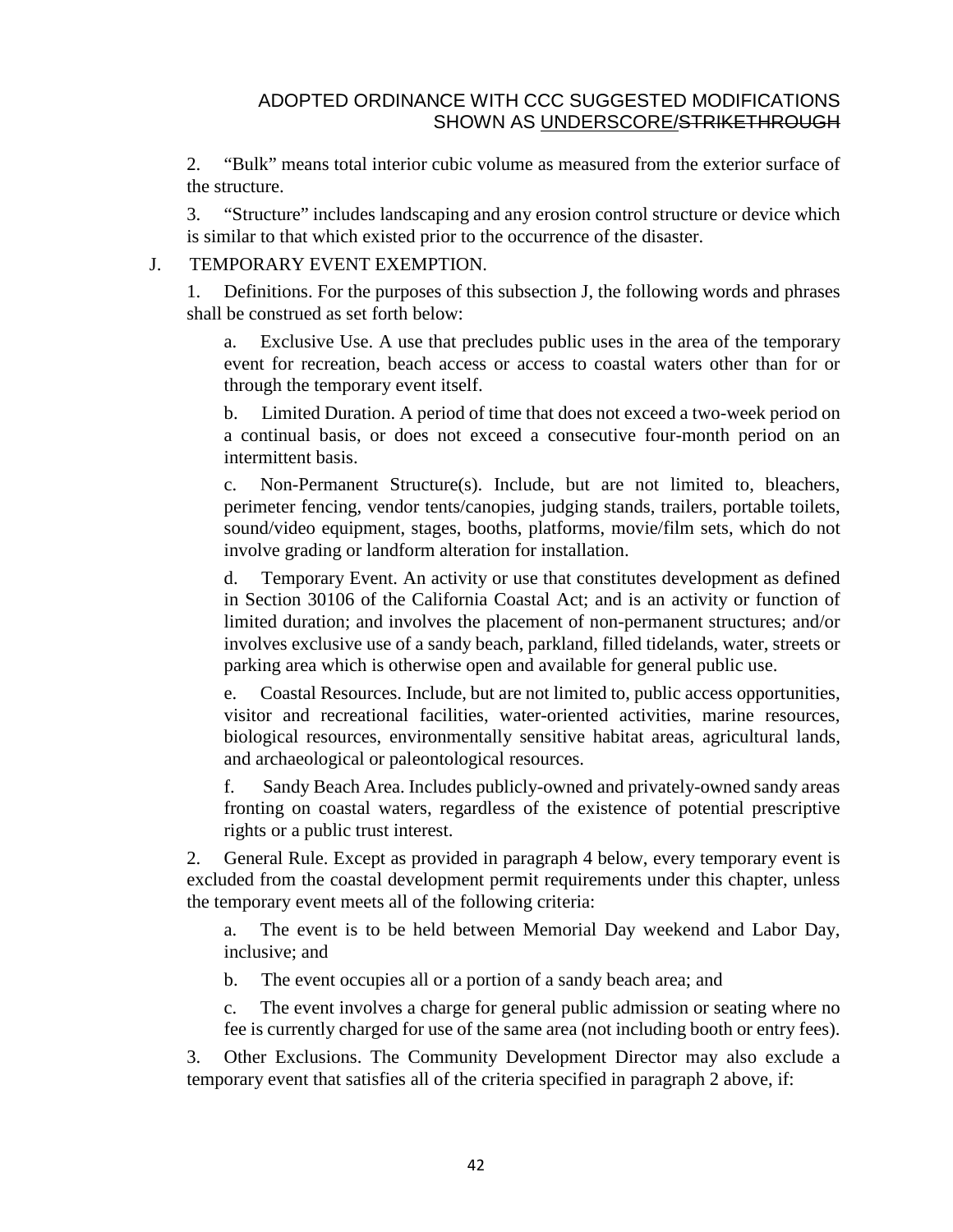2. "Bulk" means total interior cubic volume as measured from the exterior surface of the structure.

3. "Structure" includes landscaping and any erosion control structure or device which is similar to that which existed prior to the occurrence of the disaster.

J. TEMPORARY EVENT EXEMPTION.

1. Definitions. For the purposes of this subsection J, the following words and phrases shall be construed as set forth below:

a. Exclusive Use. A use that precludes public uses in the area of the temporary event for recreation, beach access or access to coastal waters other than for or through the temporary event itself.

b. Limited Duration. A period of time that does not exceed a two-week period on a continual basis, or does not exceed a consecutive four-month period on an intermittent basis.

c. Non-Permanent Structure(s). Include, but are not limited to, bleachers, perimeter fencing, vendor tents/canopies, judging stands, trailers, portable toilets, sound/video equipment, stages, booths, platforms, movie/film sets, which do not involve grading or landform alteration for installation.

d. Temporary Event. An activity or use that constitutes development as defined in Section 30106 of the California Coastal Act; and is an activity or function of limited duration; and involves the placement of non-permanent structures; and/or involves exclusive use of a sandy beach, parkland, filled tidelands, water, streets or parking area which is otherwise open and available for general public use.

e. Coastal Resources. Include, but are not limited to, public access opportunities, visitor and recreational facilities, water-oriented activities, marine resources, biological resources, environmentally sensitive habitat areas, agricultural lands, and archaeological or paleontological resources.

f. Sandy Beach Area. Includes publicly-owned and privately-owned sandy areas fronting on coastal waters, regardless of the existence of potential prescriptive rights or a public trust interest.

2. General Rule. Except as provided in paragraph 4 below, every temporary event is excluded from the coastal development permit requirements under this chapter, unless the temporary event meets all of the following criteria:

a. The event is to be held between Memorial Day weekend and Labor Day, inclusive; and

b. The event occupies all or a portion of a sandy beach area; and

c. The event involves a charge for general public admission or seating where no fee is currently charged for use of the same area (not including booth or entry fees).

3. Other Exclusions. The Community Development Director may also exclude a temporary event that satisfies all of the criteria specified in paragraph 2 above, if: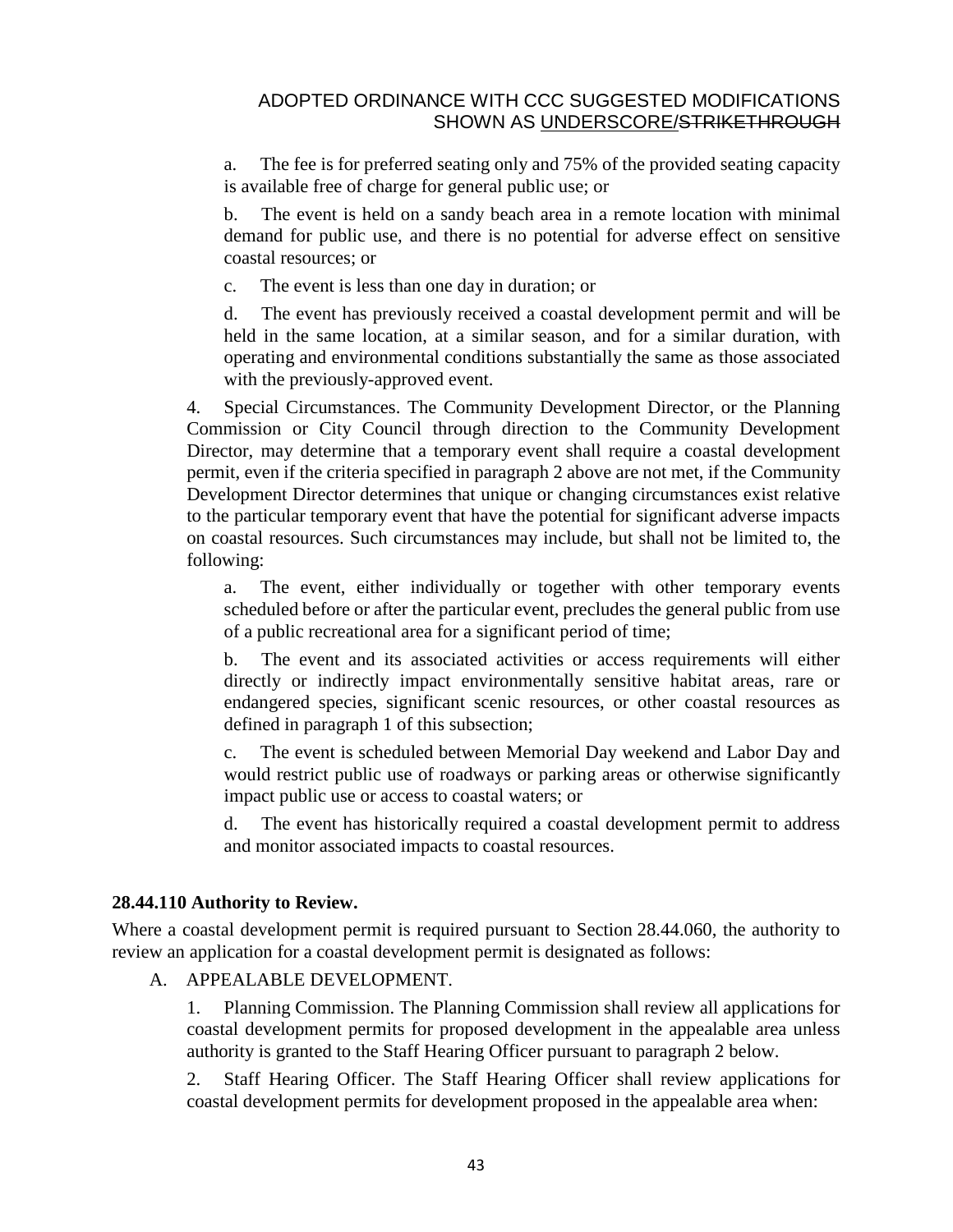a. The fee is for preferred seating only and 75% of the provided seating capacity is available free of charge for general public use; or

b. The event is held on a sandy beach area in a remote location with minimal demand for public use, and there is no potential for adverse effect on sensitive coastal resources; or

c. The event is less than one day in duration; or

d. The event has previously received a coastal development permit and will be held in the same location, at a similar season, and for a similar duration, with operating and environmental conditions substantially the same as those associated with the previously-approved event.

4. Special Circumstances. The Community Development Director, or the Planning Commission or City Council through direction to the Community Development Director, may determine that a temporary event shall require a coastal development permit, even if the criteria specified in paragraph 2 above are not met, if the Community Development Director determines that unique or changing circumstances exist relative to the particular temporary event that have the potential for significant adverse impacts on coastal resources. Such circumstances may include, but shall not be limited to, the following:

a. The event, either individually or together with other temporary events scheduled before or after the particular event, precludes the general public from use of a public recreational area for a significant period of time;

b. The event and its associated activities or access requirements will either directly or indirectly impact environmentally sensitive habitat areas, rare or endangered species, significant scenic resources, or other coastal resources as defined in paragraph 1 of this subsection;

c. The event is scheduled between Memorial Day weekend and Labor Day and would restrict public use of roadways or parking areas or otherwise significantly impact public use or access to coastal waters; or

d. The event has historically required a coastal development permit to address and monitor associated impacts to coastal resources.

**28.44.110 Authority to Review.**

Where a coastal development permit is required pursuant to Section 28.44.060, the authority to review an application for a coastal development permit is designated as follows:

A. APPEALABLE DEVELOPMENT.

1. Planning Commission. The Planning Commission shall review all applications for coastal development permits for proposed development in the appealable area unless authority is granted to the Staff Hearing Officer pursuant to paragraph 2 below.

2. Staff Hearing Officer. The Staff Hearing Officer shall review applications for coastal development permits for development proposed in the appealable area when: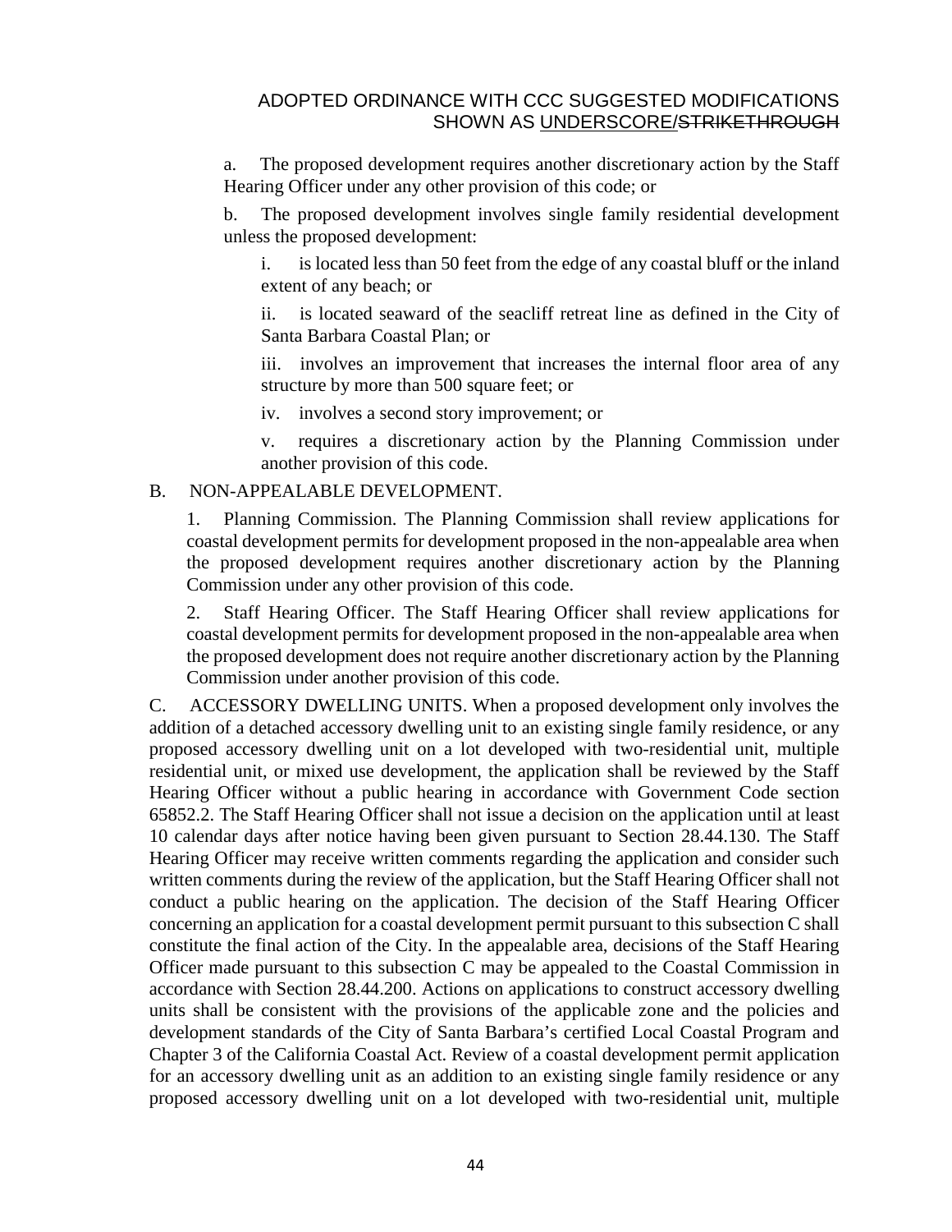a. The proposed development requires another discretionary action by the Staff Hearing Officer under any other provision of this code; or

b. The proposed development involves single family residential development unless the proposed development:

i. is located less than 50 feet from the edge of any coastal bluff or the inland extent of any beach; or

ii. is located seaward of the seacliff retreat line as defined in the City of Santa Barbara Coastal Plan; or

iii. involves an improvement that increases the internal floor area of any structure by more than 500 square feet; or

iv. involves a second story improvement; or

v. requires a discretionary action by the Planning Commission under another provision of this code.

B. NON-APPEALABLE DEVELOPMENT.

1. Planning Commission. The Planning Commission shall review applications for coastal development permits for development proposed in the non-appealable area when the proposed development requires another discretionary action by the Planning Commission under any other provision of this code.

2. Staff Hearing Officer. The Staff Hearing Officer shall review applications for coastal development permits for development proposed in the non-appealable area when the proposed development does not require another discretionary action by the Planning Commission under another provision of this code.

C. ACCESSORY DWELLING UNITS. When a proposed development only involves the addition of a detached accessory dwelling unit to an existing single family residence, or any proposed accessory dwelling unit on a lot developed with two-residential unit, multiple residential unit, or mixed use development, the application shall be reviewed by the Staff Hearing Officer without a public hearing in accordance with Government Code section 65852.2. The Staff Hearing Officer shall not issue a decision on the application until at least 10 calendar days after notice having been given pursuant to Section 28.44.130. The Staff Hearing Officer may receive written comments regarding the application and consider such written comments during the review of the application, but the Staff Hearing Officer shall not conduct a public hearing on the application. The decision of the Staff Hearing Officer concerning an application for a coastal development permit pursuant to this subsection C shall constitute the final action of the City. In the appealable area, decisions of the Staff Hearing Officer made pursuant to this subsection C may be appealed to the Coastal Commission in accordance with Section 28.44.200. Actions on applications to construct accessory dwelling units shall be consistent with the provisions of the applicable zone and the policies and development standards of the City of Santa Barbara's certified Local Coastal Program and Chapter 3 of the California Coastal Act. Review of a coastal development permit application for an accessory dwelling unit as an addition to an existing single family residence or any proposed accessory dwelling unit on a lot developed with two-residential unit, multiple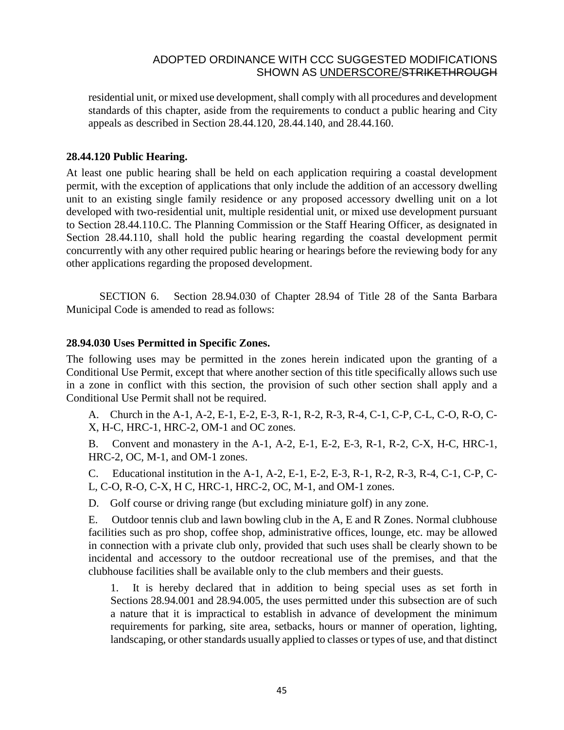residential unit, or mixed use development, shall comply with all procedures and development standards of this chapter, aside from the requirements to conduct a public hearing and City appeals as described in Section 28.44.120, 28.44.140, and 28.44.160.

**28.44.120 Public Hearing.**

At least one public hearing shall be held on each application requiring a coastal development permit, with the exception of applications that only include the addition of an accessory dwelling unit to an existing single family residence or any proposed accessory dwelling unit on a lot developed with two-residential unit, multiple residential unit, or mixed use development pursuant to Section 28.44.110.C. The Planning Commission or the Staff Hearing Officer, as designated in Section 28.44.110, shall hold the public hearing regarding the coastal development permit concurrently with any other required public hearing or hearings before the reviewing body for any other applications regarding the proposed development.

SECTION 6. Section 28.94.030 of Chapter 28.94 of Title 28 of the Santa Barbara Municipal Code is amended to read as follows:

**28.94.030 Uses Permitted in Specific Zones.**

The following uses may be permitted in the zones herein indicated upon the granting of a Conditional Use Permit, except that where another section of this title specifically allows such use in a zone in conflict with this section, the provision of such other section shall apply and a Conditional Use Permit shall not be required.

A. Church in the A-1, A-2, E-1, E-2, E-3, R-1, R-2, R-3, R-4, C-1, C-P, C-L, C-O, R-O, C-X, H-C, HRC-1, HRC-2, OM-1 and OC zones.

B. Convent and monastery in the A-1, A-2, E-1, E-2, E-3, R-1, R-2, C-X, H-C, HRC-1, HRC-2, OC, M-1, and OM-1 zones.

C. Educational institution in the A-1, A-2, E-1, E-2, E-3, R-1, R-2, R-3, R-4, C-1, C-P, C-L, C-O, R-O, C-X, H C, HRC-1, HRC-2, OC, M-1, and OM-1 zones.

D. Golf course or driving range (but excluding miniature golf) in any zone.

E. Outdoor tennis club and lawn bowling club in the A, E and R Zones. Normal clubhouse facilities such as pro shop, coffee shop, administrative offices, lounge, etc. may be allowed in connection with a private club only, provided that such uses shall be clearly shown to be incidental and accessory to the outdoor recreational use of the premises, and that the clubhouse facilities shall be available only to the club members and their guests.

1. It is hereby declared that in addition to being special uses as set forth in Sections 28.94.001 and 28.94.005, the uses permitted under this subsection are of such a nature that it is impractical to establish in advance of development the minimum requirements for parking, site area, setbacks, hours or manner of operation, lighting, landscaping, or other standards usually applied to classes or types of use, and that distinct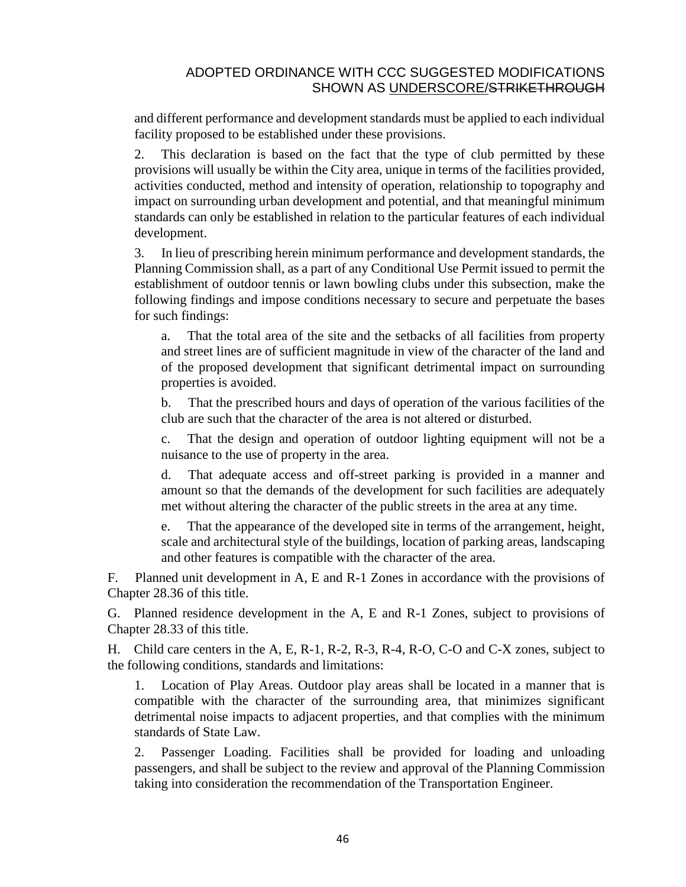and different performance and development standards must be applied to each individual facility proposed to be established under these provisions.

2. This declaration is based on the fact that the type of club permitted by these provisions will usually be within the City area, unique in terms of the facilities provided, activities conducted, method and intensity of operation, relationship to topography and impact on surrounding urban development and potential, and that meaningful minimum standards can only be established in relation to the particular features of each individual development.

3. In lieu of prescribing herein minimum performance and development standards, the Planning Commission shall, as a part of any Conditional Use Permit issued to permit the establishment of outdoor tennis or lawn bowling clubs under this subsection, make the following findings and impose conditions necessary to secure and perpetuate the bases for such findings:

   a. That the total area of the site and the setbacks of all facilities from property and street lines are of sufficient magnitude in view of the character of the land and of the proposed development that significant detrimental impact on surrounding properties is avoided.

   b. That the prescribed hours and days of operation of the various facilities of the club are such that the character of the area is not altered or disturbed.

   c. That the design and operation of outdoor lighting equipment will not be a nuisance to the use of property in the area.

   d. That adequate access and off-street parking is provided in a manner and amount so that the demands of the development for such facilities are adequately met without altering the character of the public streets in the area at any time.

   e. That the appearance of the developed site in terms of the arrangement, height, scale and architectural style of the buildings, location of parking areas, landscaping and other features is compatible with the character of the area.

F. Planned unit development in A, E and R-1 Zones in accordance with the provisions of Chapter 28.36 of this title.

G. Planned residence development in the A, E and R-1 Zones, subject to provisions of Chapter 28.33 of this title.

H. Child care centers in the A, E, R-1, R-2, R-3, R-4, R-O, C-O and C-X zones, subject to the following conditions, standards and limitations:

1. Location of Play Areas. Outdoor play areas shall be located in a manner that is compatible with the character of the surrounding area, that minimizes significant detrimental noise impacts to adjacent properties, and that complies with the minimum standards of State Law.

2. Passenger Loading. Facilities shall be provided for loading and unloading passengers, and shall be subject to the review and approval of the Planning Commission taking into consideration the recommendation of the Transportation Engineer.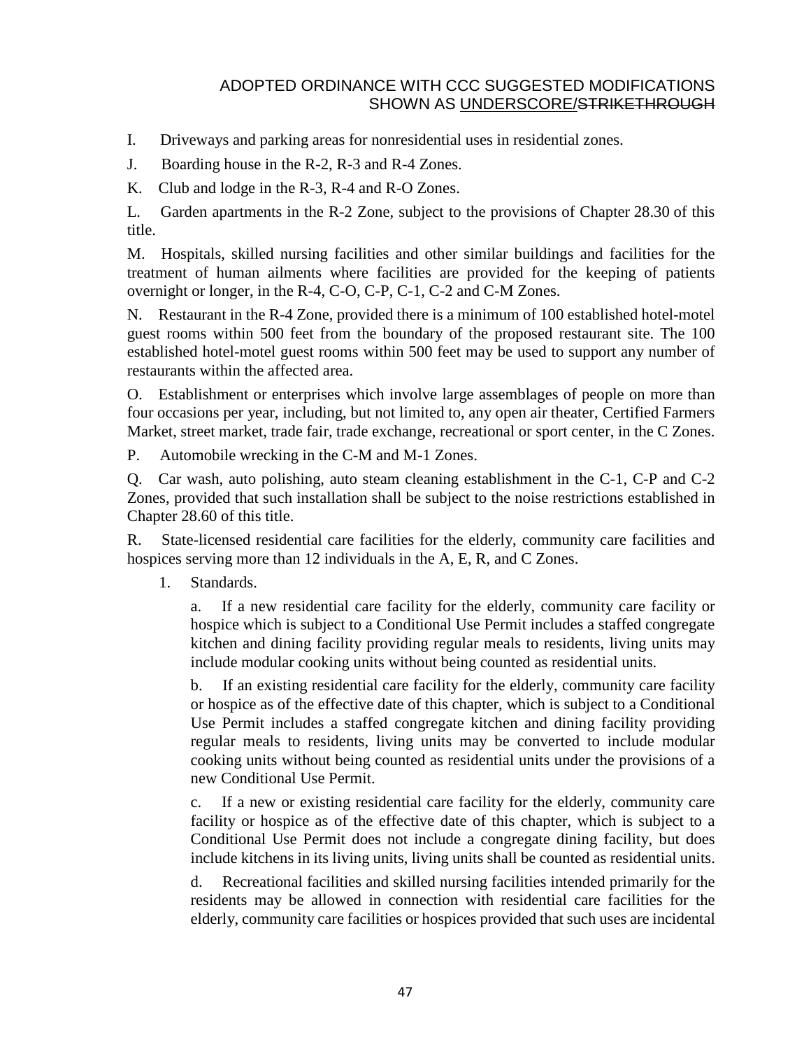I. Driveways and parking areas for nonresidential uses in residential zones.

J. Boarding house in the R-2, R-3 and R-4 Zones.

K. Club and lodge in the R-3, R-4 and R-O Zones.

L. Garden apartments in the R-2 Zone, subject to the provisions of Chapter 28.30 of this title.

M. Hospitals, skilled nursing facilities and other similar buildings and facilities for the treatment of human ailments where facilities are provided for the keeping of patients overnight or longer, in the R-4, C-O, C-P, C-1, C-2 and C-M Zones.

N. Restaurant in the R-4 Zone, provided there is a minimum of 100 established hotel-motel guest rooms within 500 feet from the boundary of the proposed restaurant site. The 100 established hotel-motel guest rooms within 500 feet may be used to support any number of restaurants within the affected area.

O. Establishment or enterprises which involve large assemblages of people on more than four occasions per year, including, but not limited to, any open air theater, Certified Farmers Market, street market, trade fair, trade exchange, recreational or sport center, in the C Zones.

P. Automobile wrecking in the C-M and M-1 Zones.

Q. Car wash, auto polishing, auto steam cleaning establishment in the C-1, C-P and C-2 Zones, provided that such installation shall be subject to the noise restrictions established in Chapter 28.60 of this title.

R. State-licensed residential care facilities for the elderly, community care facilities and hospices serving more than 12 individuals in the A, E, R, and C Zones.

1. Standards.

   a. If a new residential care facility for the elderly, community care facility or hospice which is subject to a Conditional Use Permit includes a staffed congregate kitchen and dining facility providing regular meals to residents, living units may include modular cooking units without being counted as residential units.

   b. If an existing residential care facility for the elderly, community care facility or hospice as of the effective date of this chapter, which is subject to a Conditional Use Permit includes a staffed congregate kitchen and dining facility providing regular meals to residents, living units may be converted to include modular cooking units without being counted as residential units under the provisions of a new Conditional Use Permit.

   c. If a new or existing residential care facility for the elderly, community care facility or hospice as of the effective date of this chapter, which is subject to a Conditional Use Permit does not include a congregate dining facility, but does include kitchens in its living units, living units shall be counted as residential units.

   d. Recreational facilities and skilled nursing facilities intended primarily for the residents may be allowed in connection with residential care facilities for the elderly, community care facilities or hospices provided that such uses are incidental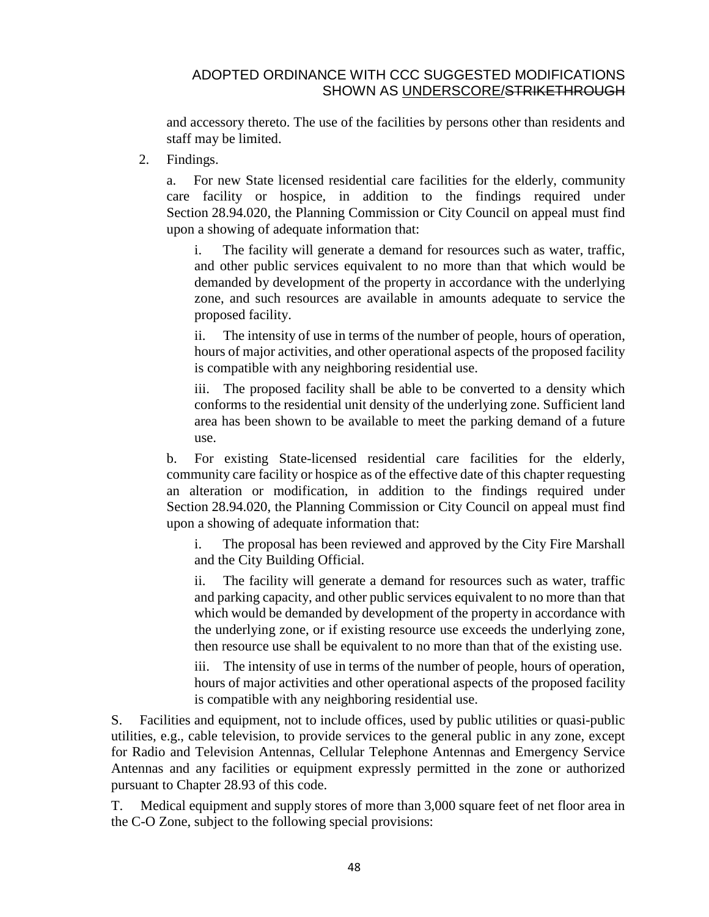and accessory thereto. The use of the facilities by persons other than residents and staff may be limited.

2. Findings.

   a. For new State licensed residential care facilities for the elderly, community care facility or hospice, in addition to the findings required under Section 28.94.020, the Planning Commission or City Council on appeal must find upon a showing of adequate information that:

      i. The facility will generate a demand for resources such as water, traffic, and other public services equivalent to no more than that which would be demanded by development of the property in accordance with the underlying zone, and such resources are available in amounts adequate to service the proposed facility.

      ii. The intensity of use in terms of the number of people, hours of operation, hours of major activities, and other operational aspects of the proposed facility is compatible with any neighboring residential use.

      iii. The proposed facility shall be able to be converted to a density which conforms to the residential unit density of the underlying zone. Sufficient land area has been shown to be available to meet the parking demand of a future use.

   b. For existing State-licensed residential care facilities for the elderly, community care facility or hospice as of the effective date of this chapter requesting an alteration or modification, in addition to the findings required under Section 28.94.020, the Planning Commission or City Council on appeal must find upon a showing of adequate information that:

      i. The proposal has been reviewed and approved by the City Fire Marshall and the City Building Official.

      ii. The facility will generate a demand for resources such as water, traffic and parking capacity, and other public services equivalent to no more than that which would be demanded by development of the property in accordance with the underlying zone, or if existing resource use exceeds the underlying zone, then resource use shall be equivalent to no more than that of the existing use.

      iii. The intensity of use in terms of the number of people, hours of operation, hours of major activities and other operational aspects of the proposed facility is compatible with any neighboring residential use.

S. Facilities and equipment, not to include offices, used by public utilities or quasi-public utilities, e.g., cable television, to provide services to the general public in any zone, except for Radio and Television Antennas, Cellular Telephone Antennas and Emergency Service Antennas and any facilities or equipment expressly permitted in the zone or authorized pursuant to Chapter 28.93 of this code.

T. Medical equipment and supply stores of more than 3,000 square feet of net floor area in the C-O Zone, subject to the following special provisions: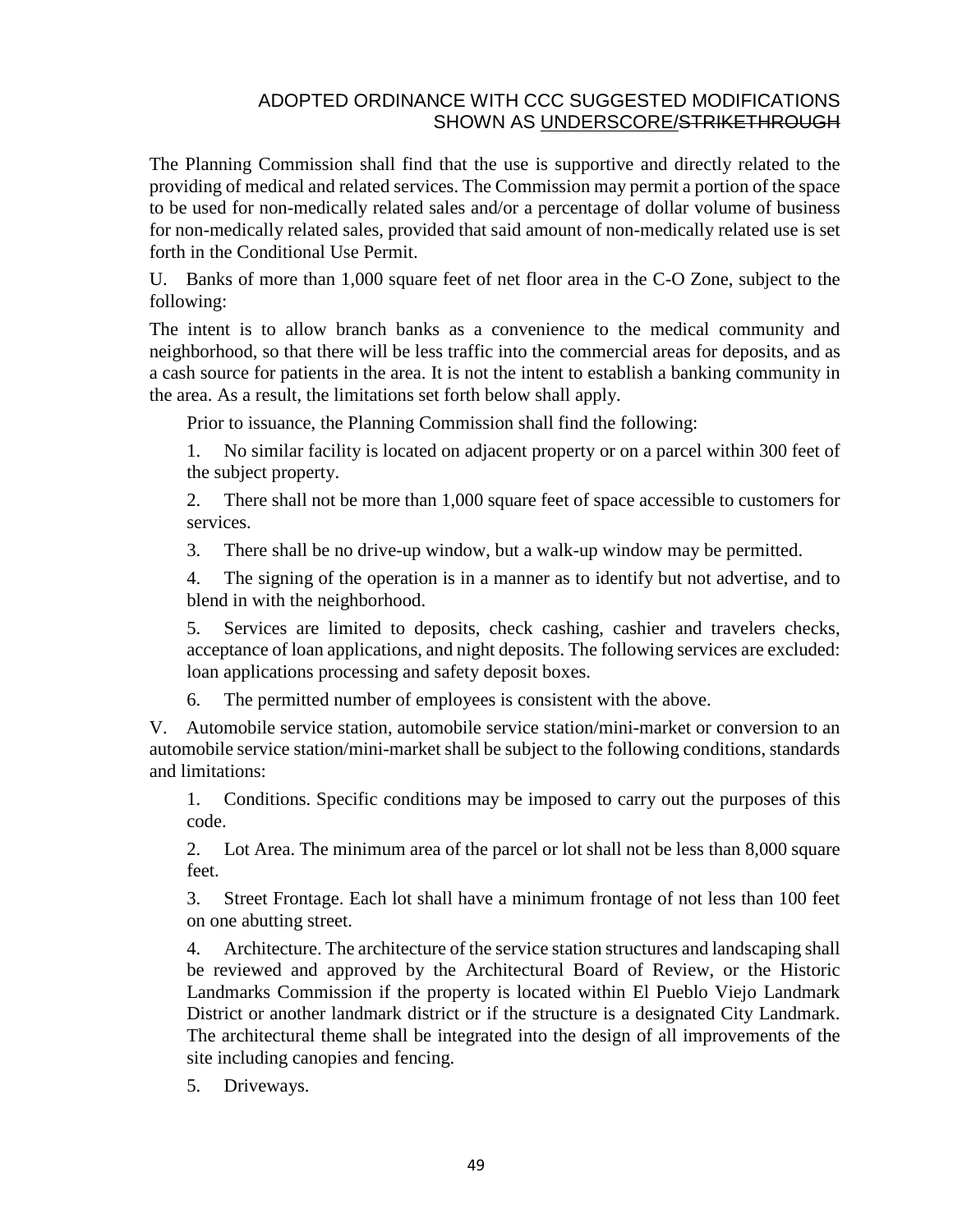The Planning Commission shall find that the use is supportive and directly related to the providing of medical and related services. The Commission may permit a portion of the space to be used for non-medically related sales and/or a percentage of dollar volume of business for non-medically related sales, provided that said amount of non-medically related use is set forth in the Conditional Use Permit.

U. Banks of more than 1,000 square feet of net floor area in the C-O Zone, subject to the following:

The intent is to allow branch banks as a convenience to the medical community and neighborhood, so that there will be less traffic into the commercial areas for deposits, and as a cash source for patients in the area. It is not the intent to establish a banking community in the area. As a result, the limitations set forth below shall apply.

Prior to issuance, the Planning Commission shall find the following:

1. No similar facility is located on adjacent property or on a parcel within 300 feet of the subject property.

2. There shall not be more than 1,000 square feet of space accessible to customers for services.

3. There shall be no drive-up window, but a walk-up window may be permitted.

4. The signing of the operation is in a manner as to identify but not advertise, and to blend in with the neighborhood.

5. Services are limited to deposits, check cashing, cashier and travelers checks, acceptance of loan applications, and night deposits. The following services are excluded: loan applications processing and safety deposit boxes.

6. The permitted number of employees is consistent with the above.

V. Automobile service station, automobile service station/mini-market or conversion to an automobile service station/mini-market shall be subject to the following conditions, standards and limitations:

1. Conditions. Specific conditions may be imposed to carry out the purposes of this code.

2. Lot Area. The minimum area of the parcel or lot shall not be less than 8,000 square feet.

3. Street Frontage. Each lot shall have a minimum frontage of not less than 100 feet on one abutting street.

4. Architecture. The architecture of the service station structures and landscaping shall be reviewed and approved by the Architectural Board of Review, or the Historic Landmarks Commission if the property is located within El Pueblo Viejo Landmark District or another landmark district or if the structure is a designated City Landmark. The architectural theme shall be integrated into the design of all improvements of the site including canopies and fencing.

5. Driveways.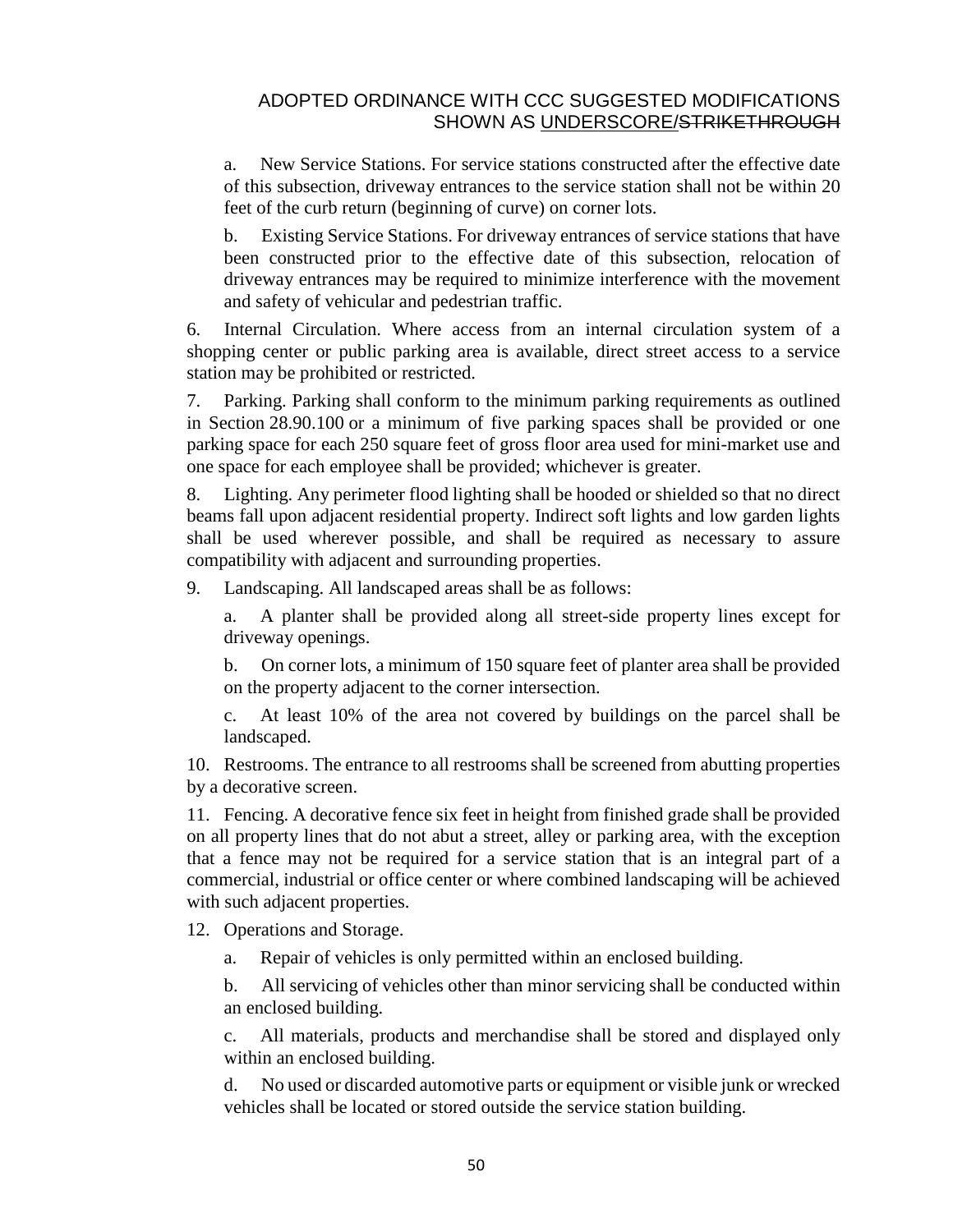a. New Service Stations. For service stations constructed after the effective date of this subsection, driveway entrances to the service station shall not be within 20 feet of the curb return (beginning of curve) on corner lots.

b. Existing Service Stations. For driveway entrances of service stations that have been constructed prior to the effective date of this subsection, relocation of driveway entrances may be required to minimize interference with the movement and safety of vehicular and pedestrian traffic.

6. Internal Circulation. Where access from an internal circulation system of a shopping center or public parking area is available, direct street access to a service station may be prohibited or restricted.

7. Parking. Parking shall conform to the minimum parking requirements as outlined in Section 28.90.100 or a minimum of five parking spaces shall be provided or one parking space for each 250 square feet of gross floor area used for mini-market use and one space for each employee shall be provided; whichever is greater.

8. Lighting. Any perimeter flood lighting shall be hooded or shielded so that no direct beams fall upon adjacent residential property. Indirect soft lights and low garden lights shall be used wherever possible, and shall be required as necessary to assure compatibility with adjacent and surrounding properties.

9. Landscaping. All landscaped areas shall be as follows:

a. A planter shall be provided along all street-side property lines except for driveway openings.

b. On corner lots, a minimum of 150 square feet of planter area shall be provided on the property adjacent to the corner intersection.

c. At least 10% of the area not covered by buildings on the parcel shall be landscaped.

10. Restrooms. The entrance to all restrooms shall be screened from abutting properties by a decorative screen.

11. Fencing. A decorative fence six feet in height from finished grade shall be provided on all property lines that do not abut a street, alley or parking area, with the exception that a fence may not be required for a service station that is an integral part of a commercial, industrial or office center or where combined landscaping will be achieved with such adjacent properties.

12. Operations and Storage.

a. Repair of vehicles is only permitted within an enclosed building.

b. All servicing of vehicles other than minor servicing shall be conducted within an enclosed building.

c. All materials, products and merchandise shall be stored and displayed only within an enclosed building.

d. No used or discarded automotive parts or equipment or visible junk or wrecked vehicles shall be located or stored outside the service station building.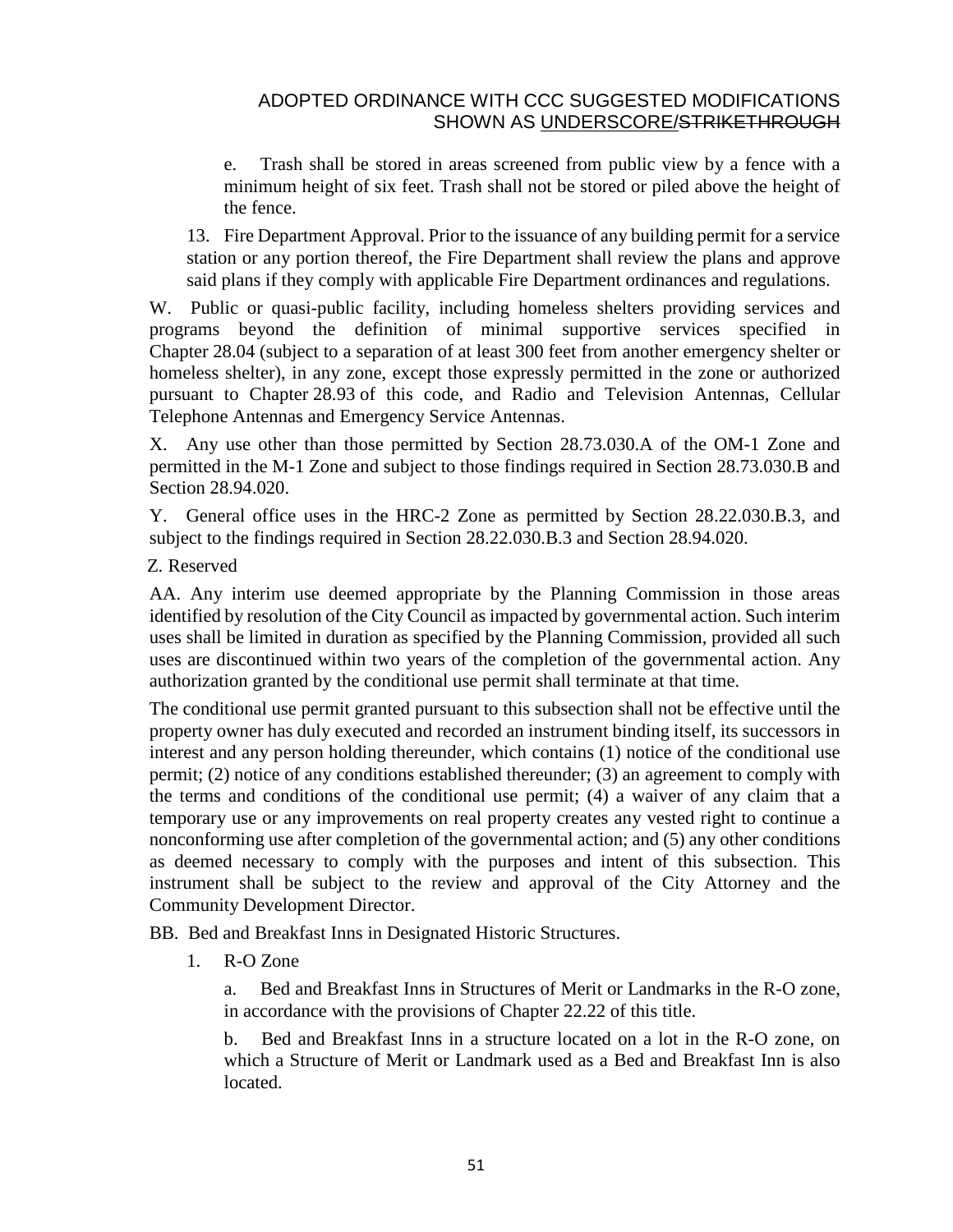e. Trash shall be stored in areas screened from public view by a fence with a minimum height of six feet. Trash shall not be stored or piled above the height of the fence.

13. Fire Department Approval. Prior to the issuance of any building permit for a service station or any portion thereof, the Fire Department shall review the plans and approve said plans if they comply with applicable Fire Department ordinances and regulations.

W. Public or quasi-public facility, including homeless shelters providing services and programs beyond the definition of minimal supportive services specified in Chapter 28.04 (subject to a separation of at least 300 feet from another emergency shelter or homeless shelter), in any zone, except those expressly permitted in the zone or authorized pursuant to Chapter 28.93 of this code, and Radio and Television Antennas, Cellular Telephone Antennas and Emergency Service Antennas.

X. Any use other than those permitted by Section 28.73.030.A of the OM-1 Zone and permitted in the M-1 Zone and subject to those findings required in Section 28.73.030.B and Section 28.94.020.

Y. General office uses in the HRC-2 Zone as permitted by Section 28.22.030.B.3, and subject to the findings required in Section 28.22.030.B.3 and Section 28.94.020.

Z. Reserved

AA. Any interim use deemed appropriate by the Planning Commission in those areas identified by resolution of the City Council as impacted by governmental action. Such interim uses shall be limited in duration as specified by the Planning Commission, provided all such uses are discontinued within two years of the completion of the governmental action. Any authorization granted by the conditional use permit shall terminate at that time.

The conditional use permit granted pursuant to this subsection shall not be effective until the property owner has duly executed and recorded an instrument binding itself, its successors in interest and any person holding thereunder, which contains (1) notice of the conditional use permit; (2) notice of any conditions established thereunder; (3) an agreement to comply with the terms and conditions of the conditional use permit; (4) a waiver of any claim that a temporary use or any improvements on real property creates any vested right to continue a nonconforming use after completion of the governmental action; and (5) any other conditions as deemed necessary to comply with the purposes and intent of this subsection. This instrument shall be subject to the review and approval of the City Attorney and the Community Development Director.

BB. Bed and Breakfast Inns in Designated Historic Structures.

1. R-O Zone

a. Bed and Breakfast Inns in Structures of Merit or Landmarks in the R-O zone, in accordance with the provisions of Chapter 22.22 of this title.

b. Bed and Breakfast Inns in a structure located on a lot in the R-O zone, on which a Structure of Merit or Landmark used as a Bed and Breakfast Inn is also located.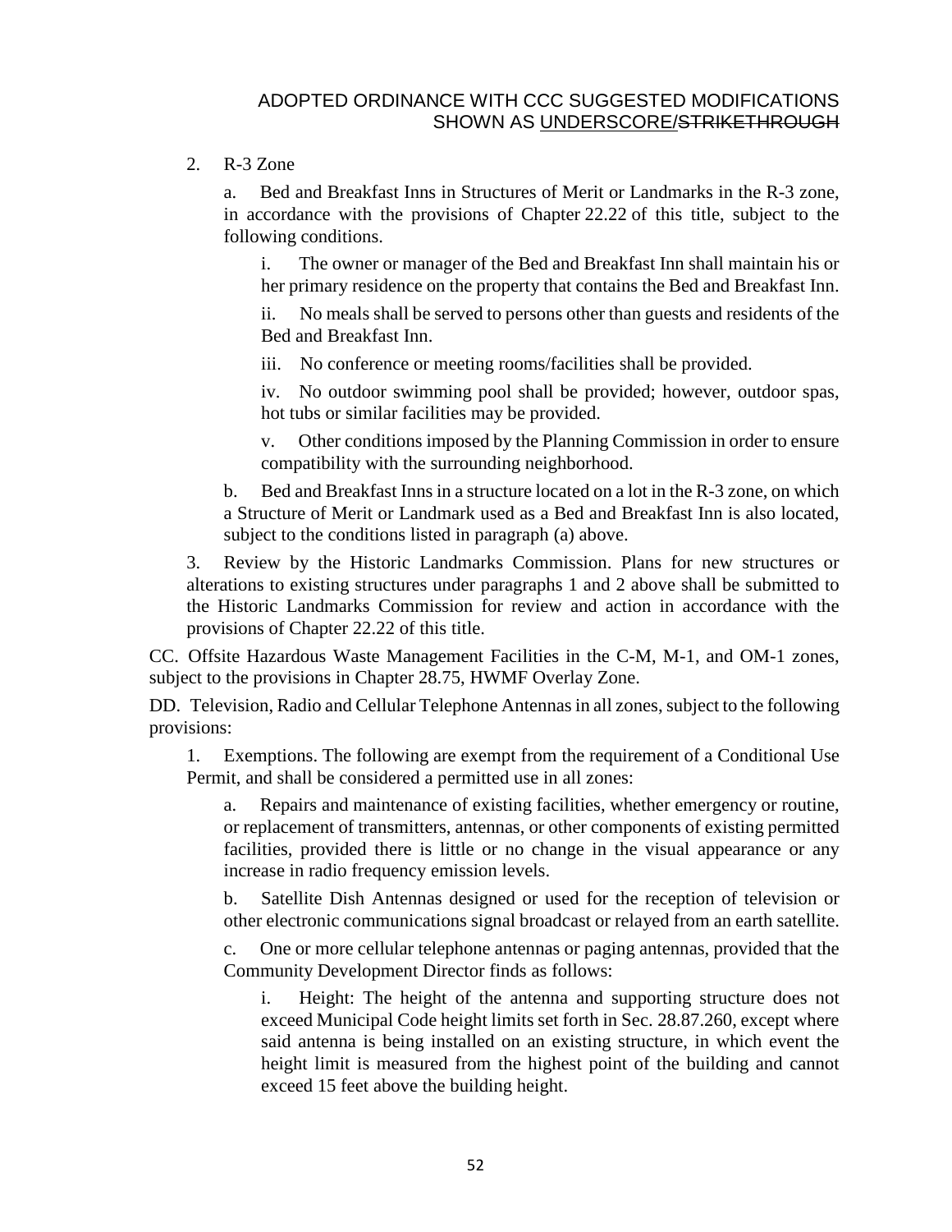2. R-3 Zone

   a. Bed and Breakfast Inns in Structures of Merit or Landmarks in the R-3 zone, in accordance with the provisions of Chapter 22.22 of this title, subject to the following conditions.

      i. The owner or manager of the Bed and Breakfast Inn shall maintain his or her primary residence on the property that contains the Bed and Breakfast Inn.

      ii. No meals shall be served to persons other than guests and residents of the Bed and Breakfast Inn.

      iii. No conference or meeting rooms/facilities shall be provided.

      iv. No outdoor swimming pool shall be provided; however, outdoor spas, hot tubs or similar facilities may be provided.

      v. Other conditions imposed by the Planning Commission in order to ensure compatibility with the surrounding neighborhood.

   b. Bed and Breakfast Inns in a structure located on a lot in the R-3 zone, on which a Structure of Merit or Landmark used as a Bed and Breakfast Inn is also located, subject to the conditions listed in paragraph (a) above.

3. Review by the Historic Landmarks Commission. Plans for new structures or alterations to existing structures under paragraphs 1 and 2 above shall be submitted to the Historic Landmarks Commission for review and action in accordance with the provisions of Chapter 22.22 of this title.

CC. Offsite Hazardous Waste Management Facilities in the C-M, M-1, and OM-1 zones, subject to the provisions in Chapter 28.75, HWMF Overlay Zone.

DD. Television, Radio and Cellular Telephone Antennas in all zones, subject to the following provisions:

1. Exemptions. The following are exempt from the requirement of a Conditional Use Permit, and shall be considered a permitted use in all zones:

   a. Repairs and maintenance of existing facilities, whether emergency or routine, or replacement of transmitters, antennas, or other components of existing permitted facilities, provided there is little or no change in the visual appearance or any increase in radio frequency emission levels.

   b. Satellite Dish Antennas designed or used for the reception of television or other electronic communications signal broadcast or relayed from an earth satellite.

   c. One or more cellular telephone antennas or paging antennas, provided that the Community Development Director finds as follows:

      i. Height: The height of the antenna and supporting structure does not exceed Municipal Code height limits set forth in Sec. 28.87.260, except where said antenna is being installed on an existing structure, in which event the height limit is measured from the highest point of the building and cannot exceed 15 feet above the building height.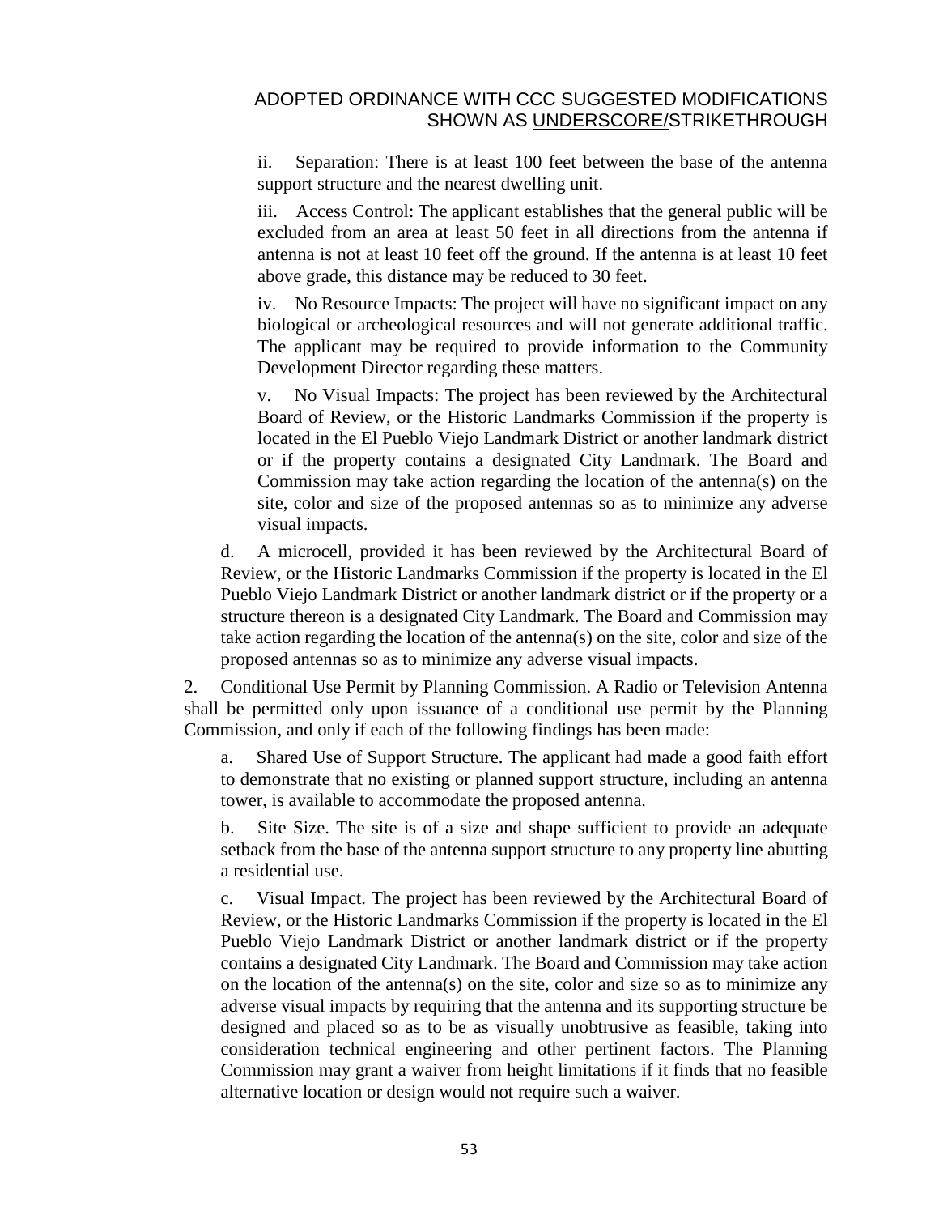ii. Separation: There is at least 100 feet between the base of the antenna support structure and the nearest dwelling unit.

iii. Access Control: The applicant establishes that the general public will be excluded from an area at least 50 feet in all directions from the antenna if antenna is not at least 10 feet off the ground. If the antenna is at least 10 feet above grade, this distance may be reduced to 30 feet.

iv. No Resource Impacts: The project will have no significant impact on any biological or archeological resources and will not generate additional traffic. The applicant may be required to provide information to the Community Development Director regarding these matters.

v. No Visual Impacts: The project has been reviewed by the Architectural Board of Review, or the Historic Landmarks Commission if the property is located in the El Pueblo Viejo Landmark District or another landmark district or if the property contains a designated City Landmark. The Board and Commission may take action regarding the location of the antenna(s) on the site, color and size of the proposed antennas so as to minimize any adverse visual impacts.

d. A microcell, provided it has been reviewed by the Architectural Board of Review, or the Historic Landmarks Commission if the property is located in the El Pueblo Viejo Landmark District or another landmark district or if the property or a structure thereon is a designated City Landmark. The Board and Commission may take action regarding the location of the antenna(s) on the site, color and size of the proposed antennas so as to minimize any adverse visual impacts.

2. Conditional Use Permit by Planning Commission. A Radio or Television Antenna shall be permitted only upon issuance of a conditional use permit by the Planning Commission, and only if each of the following findings has been made:

a. Shared Use of Support Structure. The applicant had made a good faith effort to demonstrate that no existing or planned support structure, including an antenna tower, is available to accommodate the proposed antenna.

b. Site Size. The site is of a size and shape sufficient to provide an adequate setback from the base of the antenna support structure to any property line abutting a residential use.

c. Visual Impact. The project has been reviewed by the Architectural Board of Review, or the Historic Landmarks Commission if the property is located in the El Pueblo Viejo Landmark District or another landmark district or if the property contains a designated City Landmark. The Board and Commission may take action on the location of the antenna(s) on the site, color and size so as to minimize any adverse visual impacts by requiring that the antenna and its supporting structure be designed and placed so as to be as visually unobtrusive as feasible, taking into consideration technical engineering and other pertinent factors. The Planning Commission may grant a waiver from height limitations if it finds that no feasible alternative location or design would not require such a waiver.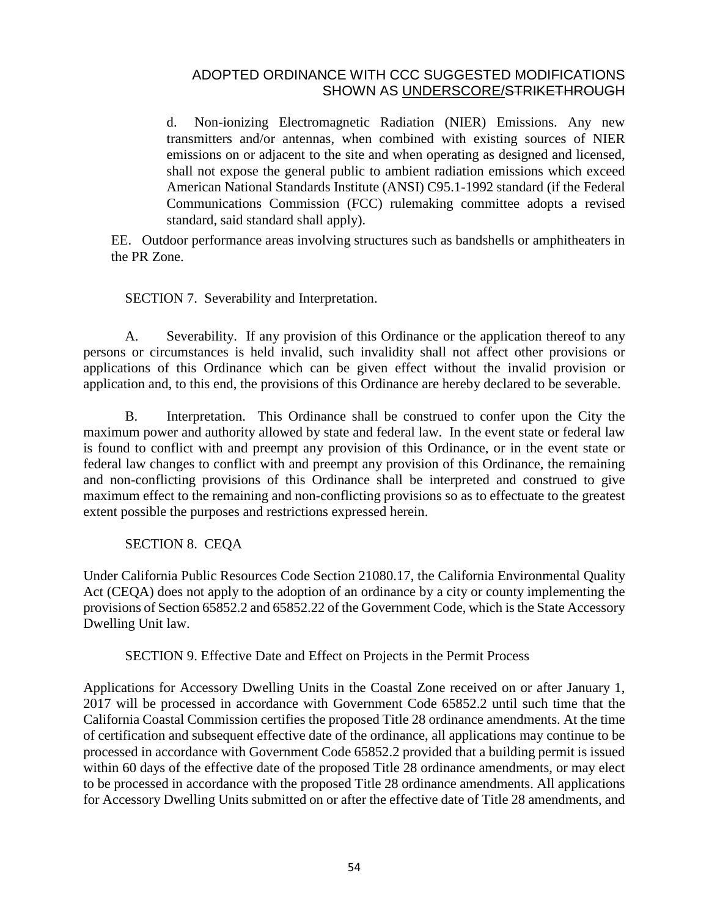d. Non-ionizing Electromagnetic Radiation (NIER) Emissions. Any new transmitters and/or antennas, when combined with existing sources of NIER emissions on or adjacent to the site and when operating as designed and licensed, shall not expose the general public to ambient radiation emissions which exceed American National Standards Institute (ANSI) C95.1-1992 standard (if the Federal Communications Commission (FCC) rulemaking committee adopts a revised standard, said standard shall apply).

EE. Outdoor performance areas involving structures such as bandshells or amphitheaters in the PR Zone.

SECTION 7. Severability and Interpretation.

A. Severability. If any provision of this Ordinance or the application thereof to any persons or circumstances is held invalid, such invalidity shall not affect other provisions or applications of this Ordinance which can be given effect without the invalid provision or application and, to this end, the provisions of this Ordinance are hereby declared to be severable.

B. Interpretation. This Ordinance shall be construed to confer upon the City the maximum power and authority allowed by state and federal law. In the event state or federal law is found to conflict with and preempt any provision of this Ordinance, or in the event state or federal law changes to conflict with and preempt any provision of this Ordinance, the remaining and non-conflicting provisions of this Ordinance shall be interpreted and construed to give maximum effect to the remaining and non-conflicting provisions so as to effectuate to the greatest extent possible the purposes and restrictions expressed herein.

SECTION 8. CEQA

Under California Public Resources Code Section 21080.17, the California Environmental Quality Act (CEQA) does not apply to the adoption of an ordinance by a city or county implementing the provisions of Section 65852.2 and 65852.22 of the Government Code, which is the State Accessory Dwelling Unit law.

SECTION 9. Effective Date and Effect on Projects in the Permit Process

Applications for Accessory Dwelling Units in the Coastal Zone received on or after January 1, 2017 will be processed in accordance with Government Code 65852.2 until such time that the California Coastal Commission certifies the proposed Title 28 ordinance amendments. At the time of certification and subsequent effective date of the ordinance, all applications may continue to be processed in accordance with Government Code 65852.2 provided that a building permit is issued within 60 days of the effective date of the proposed Title 28 ordinance amendments, or may elect to be processed in accordance with the proposed Title 28 ordinance amendments. All applications for Accessory Dwelling Units submitted on or after the effective date of Title 28 amendments, and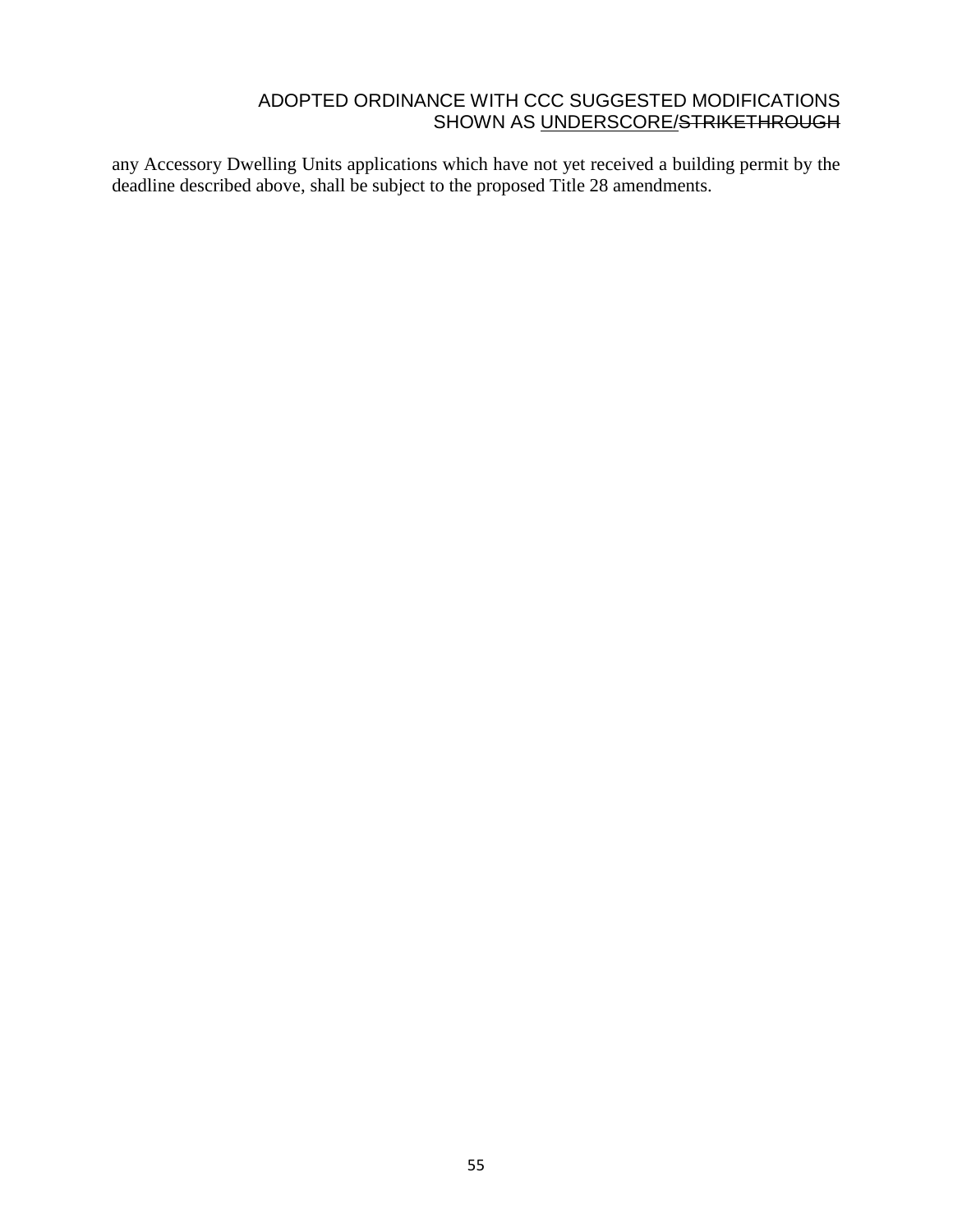any Accessory Dwelling Units applications which have not yet received a building permit by the deadline described above, shall be subject to the proposed Title 28 amendments.